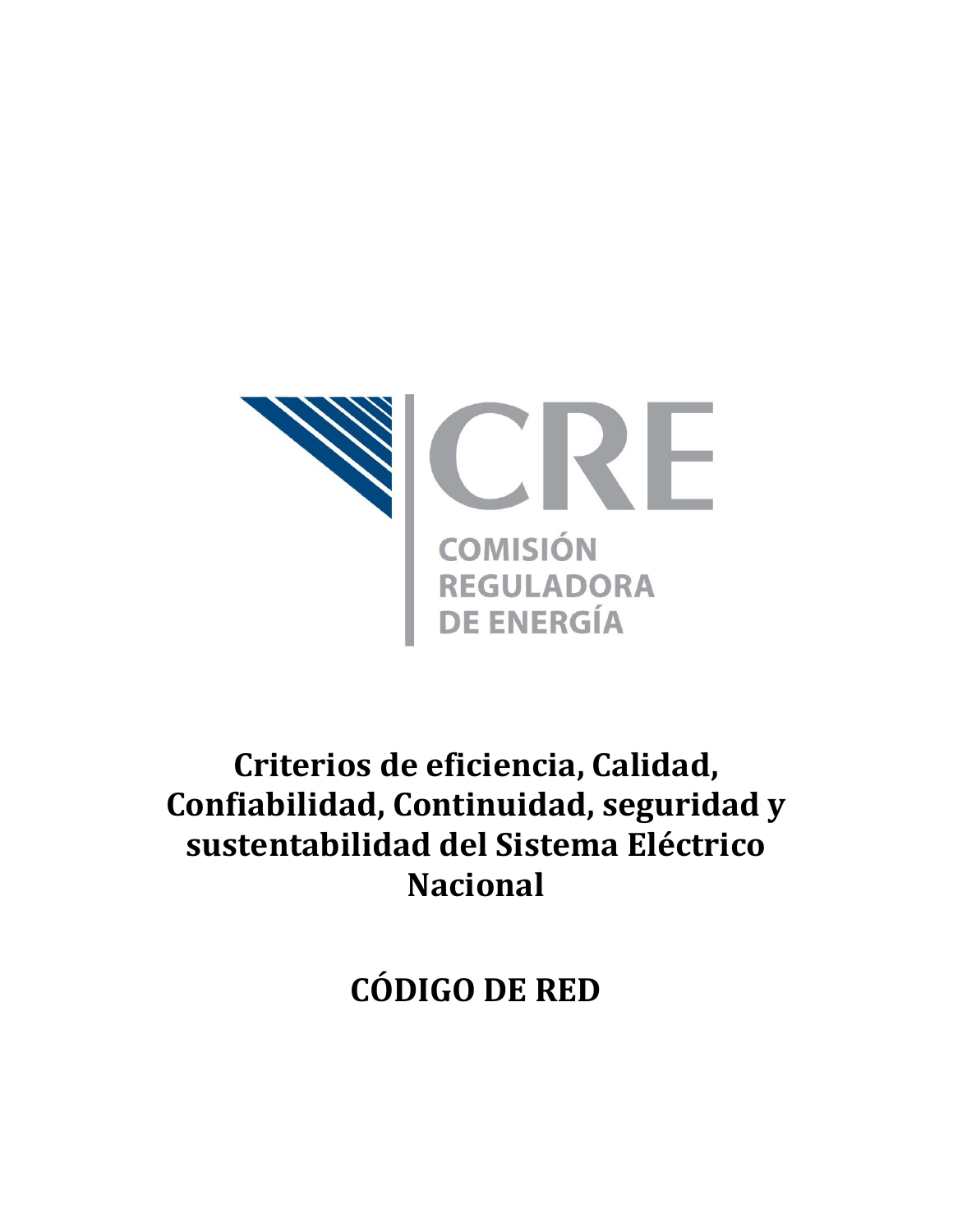CRE

COMISIÓN REGULADORA DE ENERGÍA

# Criterios de eficiencia, Calidad, Confiabilidad, Continuidad, seguridad y sustentabilidad del Sistema Eléctrico Nacional

# CÓDIGO DE RED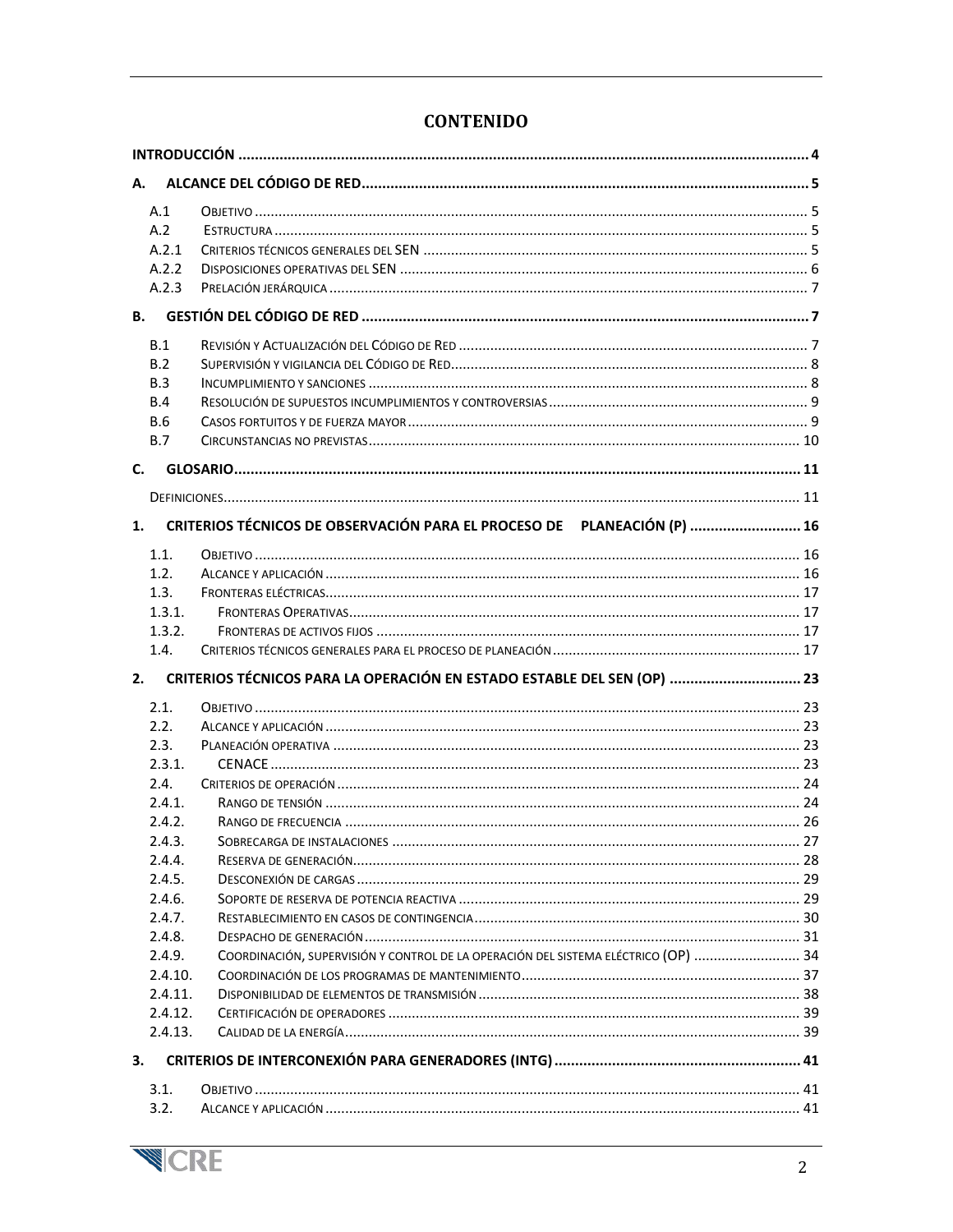# CONTENIDO

**INTRODUCCIÓN** .......... 4

**A. ALCANCE DEL CÓDIGO DE RED** .......... 5

- A.1 Objetivo .......... 5
- A.2 Estructura .......... 5
- A.2.1 Criterios técnicos generales del SEN .......... 5
- A.2.2 Disposiciones operativas del SEN .......... 6
- A.2.3 Prelación jerárquica .......... 7

**B. GESTIÓN DEL CÓDIGO DE RED** .......... 7

- B.1 Revisión y Actualización del Código de Red .......... 7
- B.2 Supervisión y vigilancia del Código de Red .......... 8
- B.3 Incumplimiento y sanciones .......... 8
- B.4 Resolución de supuestos incumplimientos y controversias .......... 9
- B.6 Casos fortuitos y de fuerza mayor .......... 9
- B.7 Circunstancias no previstas .......... 10

**C. GLOSARIO** .......... 11

- Definiciones .......... 11

**1. CRITERIOS TÉCNICOS DE OBSERVACIÓN PARA EL PROCESO DE PLANEACIÓN (P)** .......... 16

- 1.1. Objetivo .......... 16
- 1.2. Alcance y aplicación .......... 16
- 1.3. Fronteras eléctricas .......... 17
- 1.3.1. Fronteras Operativas .......... 17
- 1.3.2. Fronteras de activos fijos .......... 17
- 1.4. Criterios técnicos generales para el proceso de planeación .......... 17

**2. CRITERIOS TÉCNICOS PARA LA OPERACIÓN EN ESTADO ESTABLE DEL SEN (OP)** .......... 23

- 2.1. Objetivo .......... 23
- 2.2. Alcance y aplicación .......... 23
- 2.3. Planeación operativa .......... 23
- 2.3.1. CENACE .......... 23
- 2.4. Criterios de operación .......... 24
- 2.4.1. Rango de tensión .......... 24
- 2.4.2. Rango de frecuencia .......... 26
- 2.4.3. Sobrecarga de instalaciones .......... 27
- 2.4.4. Reserva de generación .......... 28
- 2.4.5. Desconexión de cargas .......... 29
- 2.4.6. Soporte de reserva de potencia reactiva .......... 29
- 2.4.7. Restablecimiento en casos de contingencia .......... 30
- 2.4.8. Despacho de generación .......... 31
- 2.4.9. Coordinación, supervisión y control de la operación del sistema eléctrico (OP) .......... 34
- 2.4.10. Coordinación de los programas de mantenimiento .......... 37
- 2.4.11. Disponibilidad de elementos de transmisión .......... 38
- 2.4.12. Certificación de operadores .......... 39
- 2.4.13. Calidad de la energía .......... 39

**3. CRITERIOS DE INTERCONEXIÓN PARA GENERADORES (INTG)** .......... 41

- 3.1. Objetivo .......... 41
- 3.2. Alcance y aplicación .......... 41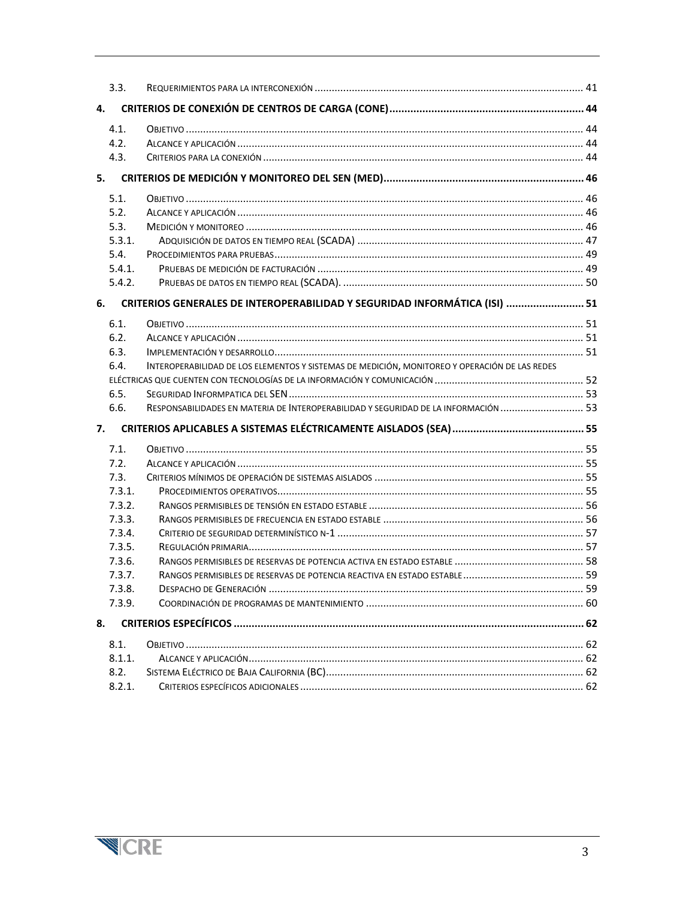3.3. Requerimientos para la interconexión ..... 41

**4. CRITERIOS DE CONEXIÓN DE CENTROS DE CARGA (CONE) ..... 44**

4.1. Objetivo ..... 44
4.2. Alcance y aplicación ..... 44
4.3. Criterios para la conexión ..... 44

**5. CRITERIOS DE MEDICIÓN Y MONITOREO DEL SEN (MED) ..... 46**

5.1. Objetivo ..... 46
5.2. Alcance y aplicación ..... 46
5.3. Medición y monitoreo ..... 46
5.3.1. Adquisición de datos en tiempo real (SCADA) ..... 47
5.4. Procedimientos para pruebas ..... 49
5.4.1. Pruebas de medición de facturación ..... 49
5.4.2. Pruebas de datos en tiempo real (SCADA). ..... 50

**6. CRITERIOS GENERALES DE INTEROPERABILIDAD Y SEGURIDAD INFORMÁTICA (ISI) ..... 51**

6.1. Objetivo ..... 51
6.2. Alcance y aplicación ..... 51
6.3. Implementación y desarrollo ..... 51
6.4. Interoperabilidad de los elementos y sistemas de medición, monitoreo y operación de las redes eléctricas que cuenten con tecnologías de la información y comunicación ..... 52
6.5. Seguridad Informpatica del SEN ..... 53
6.6. Responsabilidades en materia de Interoperabilidad y seguridad de la información ..... 53

**7. CRITERIOS APLICABLES A SISTEMAS ELÉCTRICAMENTE AISLADOS (SEA) ..... 55**

7.1. Objetivo ..... 55
7.2. Alcance y aplicación ..... 55
7.3. Criterios mínimos de operación de sistemas aislados ..... 55
7.3.1. Procedimientos operativos ..... 55
7.3.2. Rangos permisibles de tensión en estado estable ..... 56
7.3.3. Rangos permisibles de frecuencia en estado estable ..... 56
7.3.4. Criterio de seguridad determinístico n-1 ..... 57
7.3.5. Regulación primaria ..... 57
7.3.6. Rangos permisibles de reservas de potencia activa en estado estable ..... 58
7.3.7. Rangos permisibles de reservas de potencia reactiva en estado estable ..... 59
7.3.8. Despacho de Generación ..... 59
7.3.9. Coordinación de programas de mantenimiento ..... 60

**8. CRITERIOS ESPECÍFICOS ..... 62**

8.1. Objetivo ..... 62
8.1.1. Alcance y aplicación ..... 62
8.2. Sistema Eléctrico de Baja California (BC) ..... 62
8.2.1. Criterios específicos adicionales ..... 62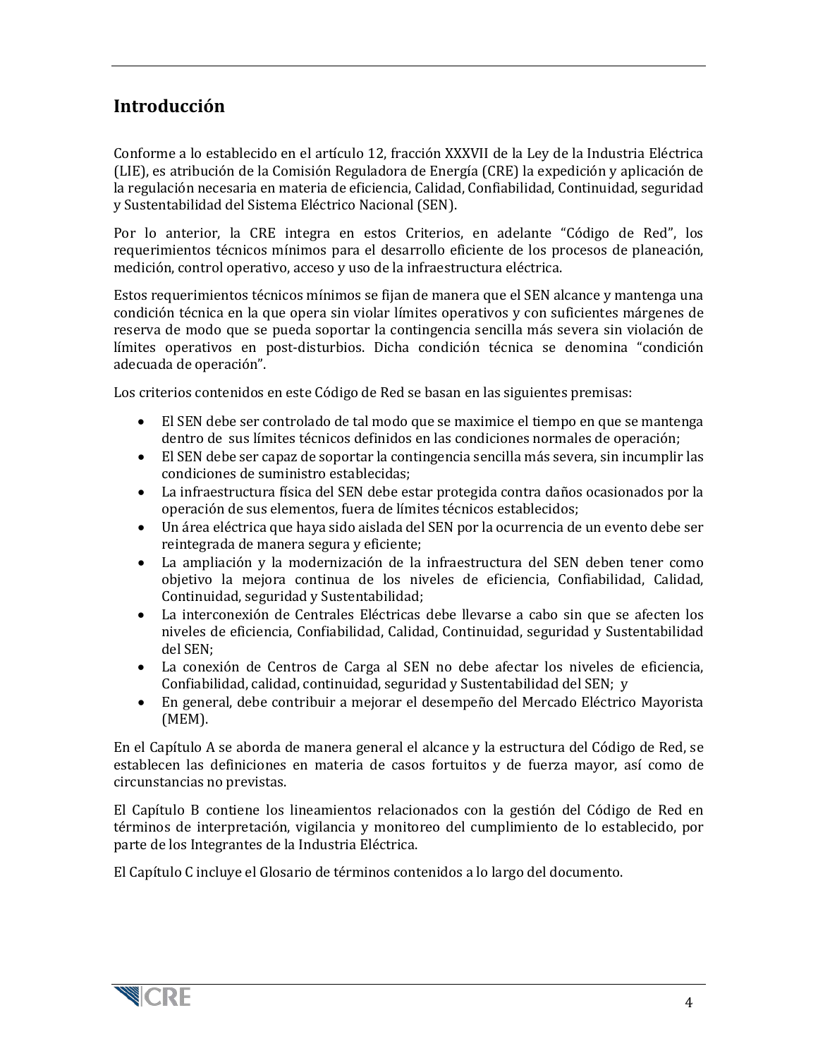## Introducción

Conforme a lo establecido en el artículo 12, fracción XXXVII de la Ley de la Industria Eléctrica (LIE), es atribución de la Comisión Reguladora de Energía (CRE) la expedición y aplicación de la regulación necesaria en materia de eficiencia, Calidad, Confiabilidad, Continuidad, seguridad y Sustentabilidad del Sistema Eléctrico Nacional (SEN).

Por lo anterior, la CRE integra en estos Criterios, en adelante "Código de Red", los requerimientos técnicos mínimos para el desarrollo eficiente de los procesos de planeación, medición, control operativo, acceso y uso de la infraestructura eléctrica.

Estos requerimientos técnicos mínimos se fijan de manera que el SEN alcance y mantenga una condición técnica en la que opera sin violar límites operativos y con suficientes márgenes de reserva de modo que se pueda soportar la contingencia sencilla más severa sin violación de límites operativos en post-disturbios. Dicha condición técnica se denomina "condición adecuada de operación".

Los criterios contenidos en este Código de Red se basan en las siguientes premisas:

- El SEN debe ser controlado de tal modo que se maximice el tiempo en que se mantenga dentro de sus límites técnicos definidos en las condiciones normales de operación;
- El SEN debe ser capaz de soportar la contingencia sencilla más severa, sin incumplir las condiciones de suministro establecidas;
- La infraestructura física del SEN debe estar protegida contra daños ocasionados por la operación de sus elementos, fuera de límites técnicos establecidos;
- Un área eléctrica que haya sido aislada del SEN por la ocurrencia de un evento debe ser reintegrada de manera segura y eficiente;
- La ampliación y la modernización de la infraestructura del SEN deben tener como objetivo la mejora continua de los niveles de eficiencia, Confiabilidad, Calidad, Continuidad, seguridad y Sustentabilidad;
- La interconexión de Centrales Eléctricas debe llevarse a cabo sin que se afecten los niveles de eficiencia, Confiabilidad, Calidad, Continuidad, seguridad y Sustentabilidad del SEN;
- La conexión de Centros de Carga al SEN no debe afectar los niveles de eficiencia, Confiabilidad, calidad, continuidad, seguridad y Sustentabilidad del SEN; y
- En general, debe contribuir a mejorar el desempeño del Mercado Eléctrico Mayorista (MEM).

En el Capítulo A se aborda de manera general el alcance y la estructura del Código de Red, se establecen las definiciones en materia de casos fortuitos y de fuerza mayor, así como de circunstancias no previstas.

El Capítulo B contiene los lineamientos relacionados con la gestión del Código de Red en términos de interpretación, vigilancia y monitoreo del cumplimiento de lo establecido, por parte de los Integrantes de la Industria Eléctrica.

El Capítulo C incluye el Glosario de términos contenidos a lo largo del documento.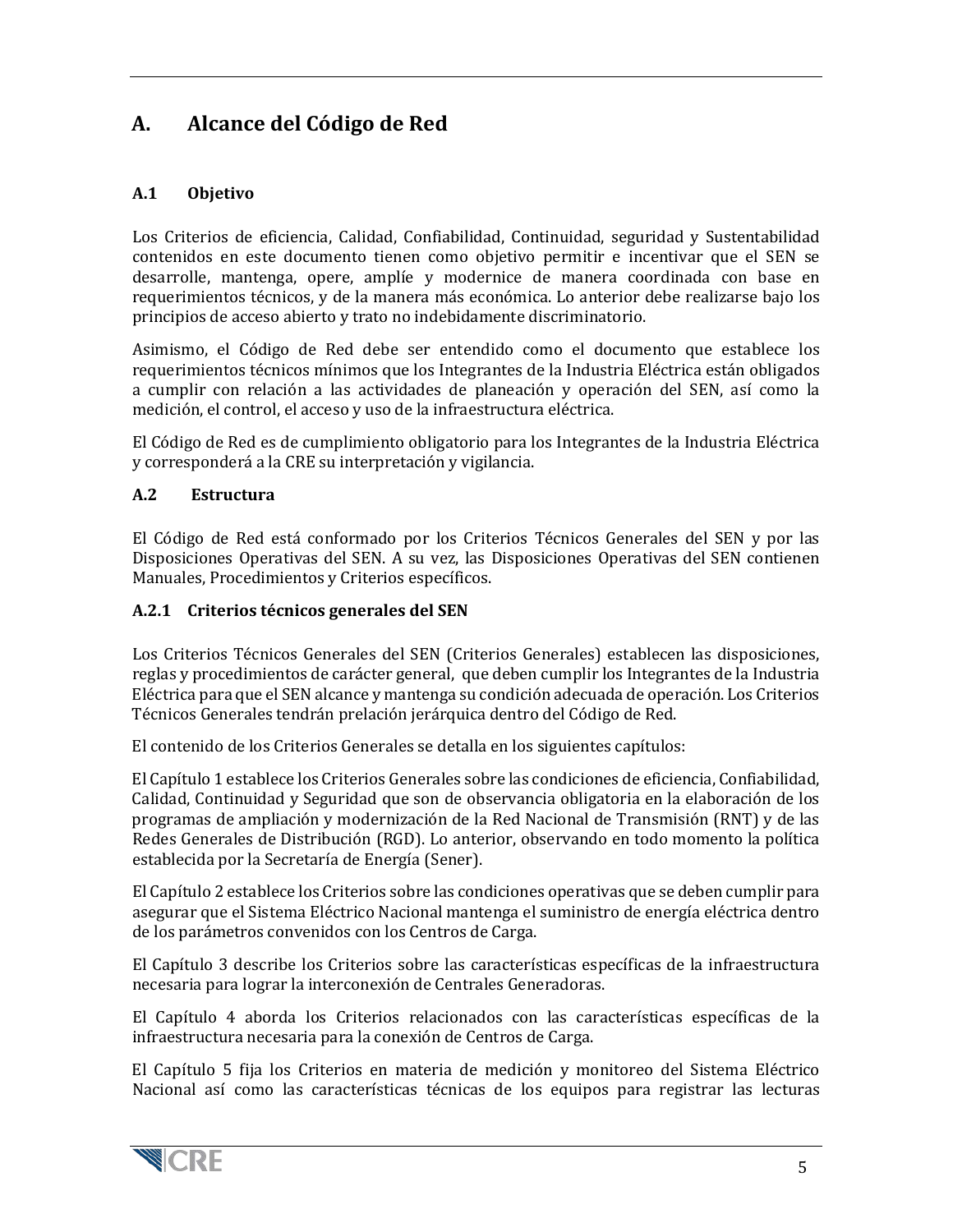# A. Alcance del Código de Red

## A.1 Objetivo

Los Criterios de eficiencia, Calidad, Confiabilidad, Continuidad, seguridad y Sustentabilidad contenidos en este documento tienen como objetivo permitir e incentivar que el SEN se desarrolle, mantenga, opere, amplíe y modernice de manera coordinada con base en requerimientos técnicos, y de la manera más económica. Lo anterior debe realizarse bajo los principios de acceso abierto y trato no indebidamente discriminatorio.

Asimismo, el Código de Red debe ser entendido como el documento que establece los requerimientos técnicos mínimos que los Integrantes de la Industria Eléctrica están obligados a cumplir con relación a las actividades de planeación y operación del SEN, así como la medición, el control, el acceso y uso de la infraestructura eléctrica.

El Código de Red es de cumplimiento obligatorio para los Integrantes de la Industria Eléctrica y corresponderá a la CRE su interpretación y vigilancia.

## A.2 Estructura

El Código de Red está conformado por los Criterios Técnicos Generales del SEN y por las Disposiciones Operativas del SEN. A su vez, las Disposiciones Operativas del SEN contienen Manuales, Procedimientos y Criterios específicos.

### A.2.1 Criterios técnicos generales del SEN

Los Criterios Técnicos Generales del SEN (Criterios Generales) establecen las disposiciones, reglas y procedimientos de carácter general, que deben cumplir los Integrantes de la Industria Eléctrica para que el SEN alcance y mantenga su condición adecuada de operación. Los Criterios Técnicos Generales tendrán prelación jerárquica dentro del Código de Red.

El contenido de los Criterios Generales se detalla en los siguientes capítulos:

El Capítulo 1 establece los Criterios Generales sobre las condiciones de eficiencia, Confiabilidad, Calidad, Continuidad y Seguridad que son de observancia obligatoria en la elaboración de los programas de ampliación y modernización de la Red Nacional de Transmisión (RNT) y de las Redes Generales de Distribución (RGD). Lo anterior, observando en todo momento la política establecida por la Secretaría de Energía (Sener).

El Capítulo 2 establece los Criterios sobre las condiciones operativas que se deben cumplir para asegurar que el Sistema Eléctrico Nacional mantenga el suministro de energía eléctrica dentro de los parámetros convenidos con los Centros de Carga.

El Capítulo 3 describe los Criterios sobre las características específicas de la infraestructura necesaria para lograr la interconexión de Centrales Generadoras.

El Capítulo 4 aborda los Criterios relacionados con las características específicas de la infraestructura necesaria para la conexión de Centros de Carga.

El Capítulo 5 fija los Criterios en materia de medición y monitoreo del Sistema Eléctrico Nacional así como las características técnicas de los equipos para registrar las lecturas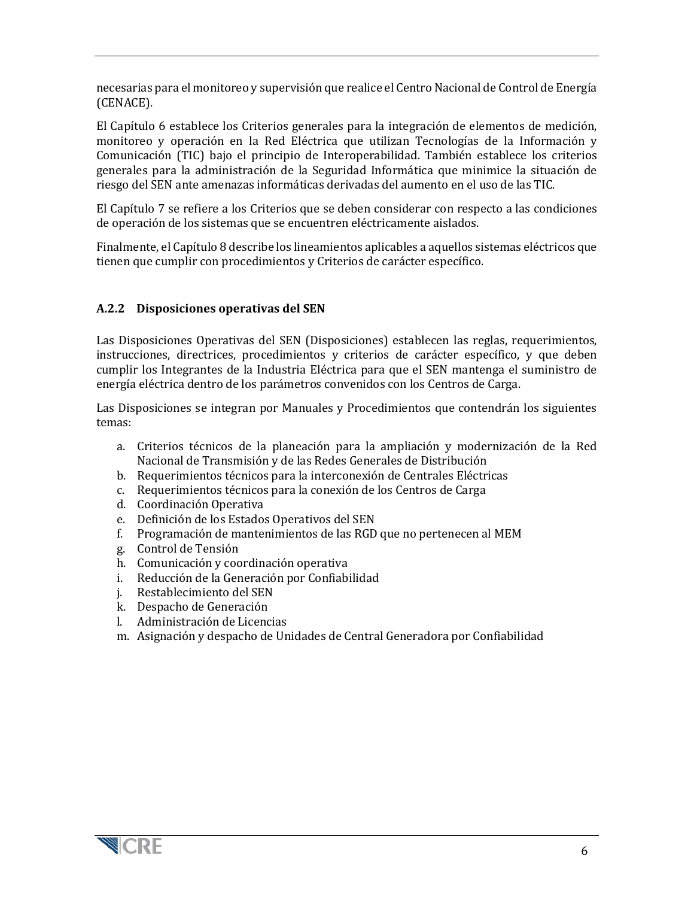necesarias para el monitoreo y supervisión que realice el Centro Nacional de Control de Energía (CENACE).

El Capítulo 6 establece los Criterios generales para la integración de elementos de medición, monitoreo y operación en la Red Eléctrica que utilizan Tecnologías de la Información y Comunicación (TIC) bajo el principio de Interoperabilidad. También establece los criterios generales para la administración de la Seguridad Informática que minimice la situación de riesgo del SEN ante amenazas informáticas derivadas del aumento en el uso de las TIC.

El Capítulo 7 se refiere a los Criterios que se deben considerar con respecto a las condiciones de operación de los sistemas que se encuentren eléctricamente aislados.

Finalmente, el Capítulo 8 describe los lineamientos aplicables a aquellos sistemas eléctricos que tienen que cumplir con procedimientos y Criterios de carácter específico.

### A.2.2 Disposiciones operativas del SEN

Las Disposiciones Operativas del SEN (Disposiciones) establecen las reglas, requerimientos, instrucciones, directrices, procedimientos y criterios de carácter específico, y que deben cumplir los Integrantes de la Industria Eléctrica para que el SEN mantenga el suministro de energía eléctrica dentro de los parámetros convenidos con los Centros de Carga.

Las Disposiciones se integran por Manuales y Procedimientos que contendrán los siguientes temas:

a. Criterios técnicos de la planeación para la ampliación y modernización de la Red Nacional de Transmisión y de las Redes Generales de Distribución
b. Requerimientos técnicos para la interconexión de Centrales Eléctricas
c. Requerimientos técnicos para la conexión de los Centros de Carga
d. Coordinación Operativa
e. Definición de los Estados Operativos del SEN
f. Programación de mantenimientos de las RGD que no pertenecen al MEM
g. Control de Tensión
h. Comunicación y coordinación operativa
i. Reducción de la Generación por Confiabilidad
j. Restablecimiento del SEN
k. Despacho de Generación
l. Administración de Licencias
m. Asignación y despacho de Unidades de Central Generadora por Confiabilidad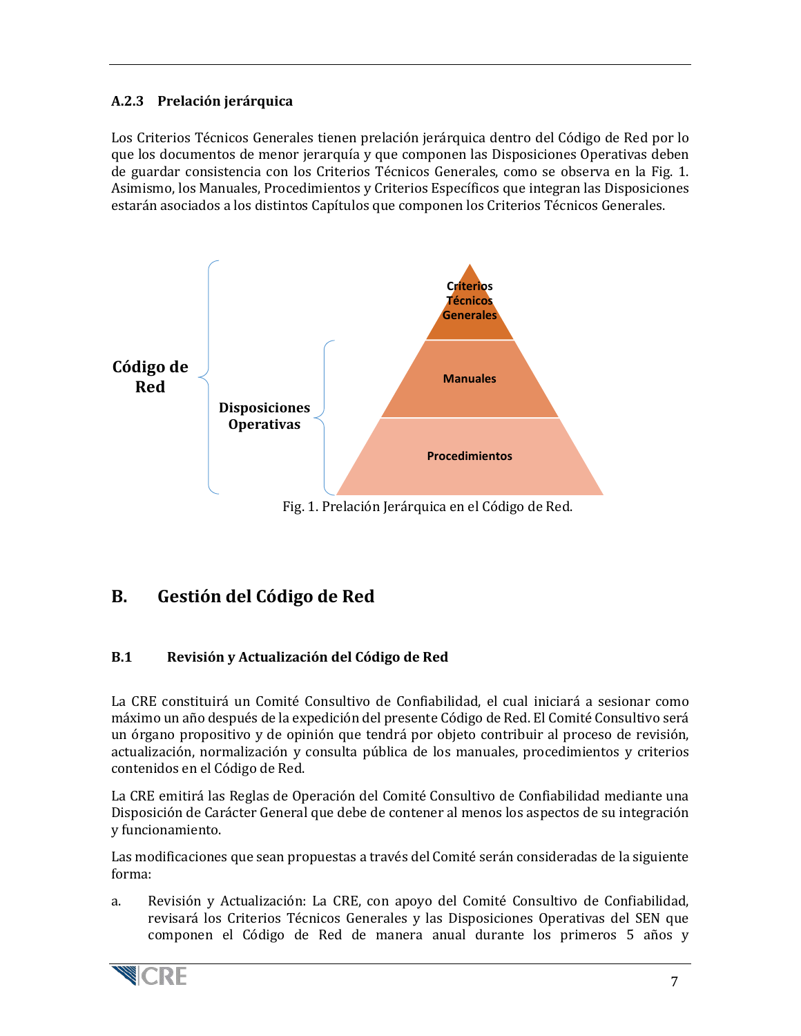### A.2.3 Prelación jerárquica

Los Criterios Técnicos Generales tienen prelación jerárquica dentro del Código de Red por lo que los documentos de menor jerarquía y que componen las Disposiciones Operativas deben de guardar consistencia con los Criterios Técnicos Generales, como se observa en la Fig. 1. Asimismo, los Manuales, Procedimientos y Criterios Específicos que integran las Disposiciones estarán asociados a los distintos Capítulos que componen los Criterios Técnicos Generales.

**Código de Red**

**Disposiciones Operativas**

**Criterios Técnicos Generales**

**Manuales**

**Procedimientos**

Fig. 1. Prelación Jerárquica en el Código de Red.

## B. Gestión del Código de Red

### B.1 Revisión y Actualización del Código de Red

La CRE constituirá un Comité Consultivo de Confiabilidad, el cual iniciará a sesionar como máximo un año después de la expedición del presente Código de Red. El Comité Consultivo será un órgano propositivo y de opinión que tendrá por objeto contribuir al proceso de revisión, actualización, normalización y consulta pública de los manuales, procedimientos y criterios contenidos en el Código de Red.

La CRE emitirá las Reglas de Operación del Comité Consultivo de Confiabilidad mediante una Disposición de Carácter General que debe de contener al menos los aspectos de su integración y funcionamiento.

Las modificaciones que sean propuestas a través del Comité serán consideradas de la siguiente forma:

a. Revisión y Actualización: La CRE, con apoyo del Comité Consultivo de Confiabilidad, revisará los Criterios Técnicos Generales y las Disposiciones Operativas del SEN que componen el Código de Red de manera anual durante los primeros 5 años y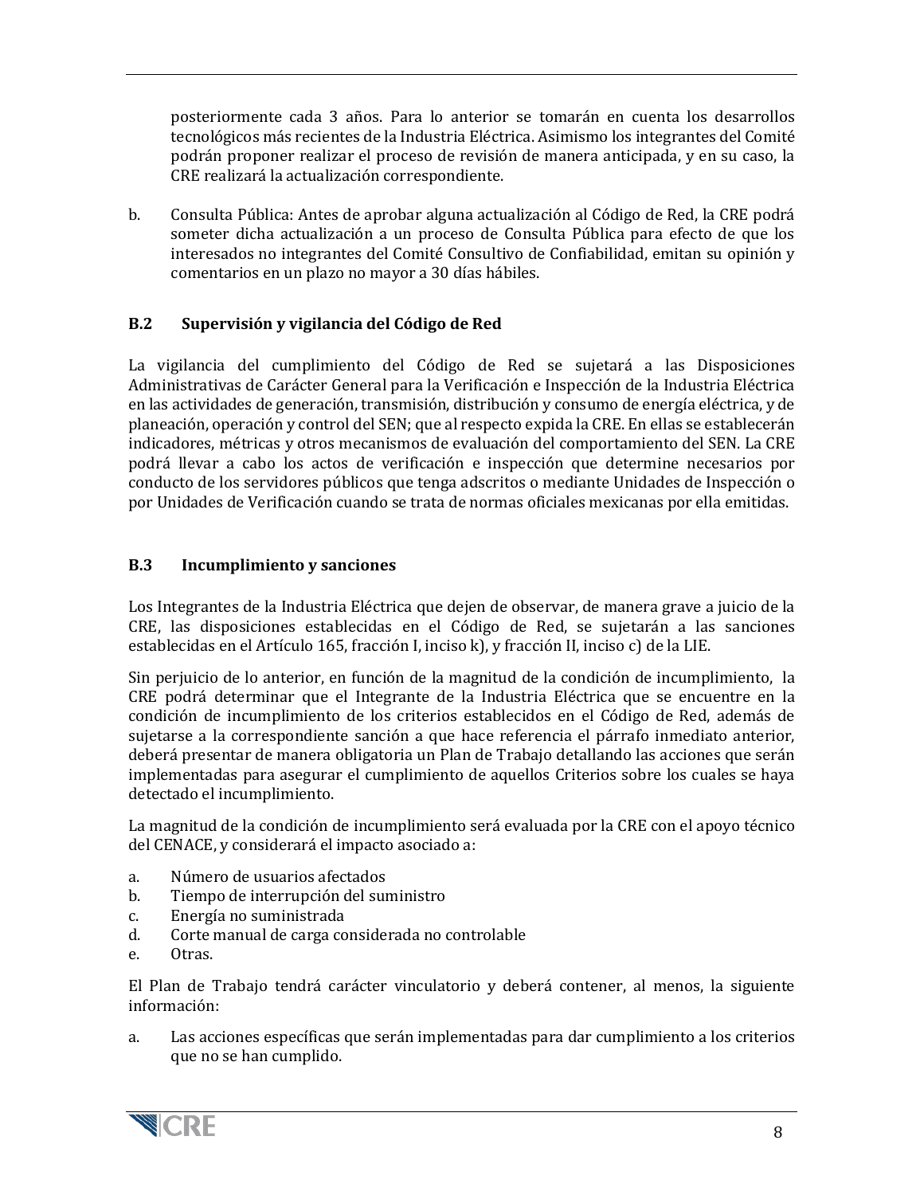posteriormente cada 3 años. Para lo anterior se tomarán en cuenta los desarrollos tecnológicos más recientes de la Industria Eléctrica. Asimismo los integrantes del Comité podrán proponer realizar el proceso de revisión de manera anticipada, y en su caso, la CRE realizará la actualización correspondiente.

b. Consulta Pública: Antes de aprobar alguna actualización al Código de Red, la CRE podrá someter dicha actualización a un proceso de Consulta Pública para efecto de que los interesados no integrantes del Comité Consultivo de Confiabilidad, emitan su opinión y comentarios en un plazo no mayor a 30 días hábiles.

### B.2 Supervisión y vigilancia del Código de Red

La vigilancia del cumplimiento del Código de Red se sujetará a las Disposiciones Administrativas de Carácter General para la Verificación e Inspección de la Industria Eléctrica en las actividades de generación, transmisión, distribución y consumo de energía eléctrica, y de planeación, operación y control del SEN; que al respecto expida la CRE. En ellas se establecerán indicadores, métricas y otros mecanismos de evaluación del comportamiento del SEN. La CRE podrá llevar a cabo los actos de verificación e inspección que determine necesarios por conducto de los servidores públicos que tenga adscritos o mediante Unidades de Inspección o por Unidades de Verificación cuando se trata de normas oficiales mexicanas por ella emitidas.

### B.3 Incumplimiento y sanciones

Los Integrantes de la Industria Eléctrica que dejen de observar, de manera grave a juicio de la CRE, las disposiciones establecidas en el Código de Red, se sujetarán a las sanciones establecidas en el Artículo 165, fracción I, inciso k), y fracción II, inciso c) de la LIE.

Sin perjuicio de lo anterior, en función de la magnitud de la condición de incumplimiento, la CRE podrá determinar que el Integrante de la Industria Eléctrica que se encuentre en la condición de incumplimiento de los criterios establecidos en el Código de Red, además de sujetarse a la correspondiente sanción a que hace referencia el párrafo inmediato anterior, deberá presentar de manera obligatoria un Plan de Trabajo detallando las acciones que serán implementadas para asegurar el cumplimiento de aquellos Criterios sobre los cuales se haya detectado el incumplimiento.

La magnitud de la condición de incumplimiento será evaluada por la CRE con el apoyo técnico del CENACE, y considerará el impacto asociado a:

a. Número de usuarios afectados
b. Tiempo de interrupción del suministro
c. Energía no suministrada
d. Corte manual de carga considerada no controlable
e. Otras.

El Plan de Trabajo tendrá carácter vinculatorio y deberá contener, al menos, la siguiente información:

a. Las acciones específicas que serán implementadas para dar cumplimiento a los criterios que no se han cumplido.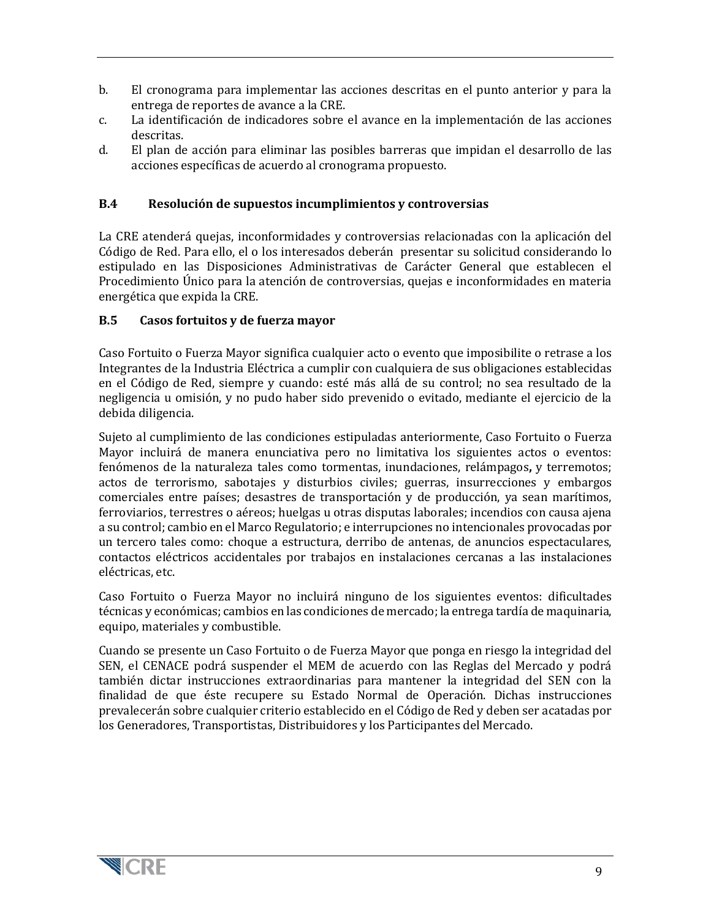b. El cronograma para implementar las acciones descritas en el punto anterior y para la entrega de reportes de avance a la CRE.
c. La identificación de indicadores sobre el avance en la implementación de las acciones descritas.
d. El plan de acción para eliminar las posibles barreras que impidan el desarrollo de las acciones específicas de acuerdo al cronograma propuesto.

### B.4 Resolución de supuestos incumplimientos y controversias

La CRE atenderá quejas, inconformidades y controversias relacionadas con la aplicación del Código de Red. Para ello, el o los interesados deberán presentar su solicitud considerando lo estipulado en las Disposiciones Administrativas de Carácter General que establecen el Procedimiento Único para la atención de controversias, quejas e inconformidades en materia energética que expida la CRE.

### B.5 Casos fortuitos y de fuerza mayor

Caso Fortuito o Fuerza Mayor significa cualquier acto o evento que imposibilite o retrase a los Integrantes de la Industria Eléctrica a cumplir con cualquiera de sus obligaciones establecidas en el Código de Red, siempre y cuando: esté más allá de su control; no sea resultado de la negligencia u omisión, y no pudo haber sido prevenido o evitado, mediante el ejercicio de la debida diligencia.

Sujeto al cumplimiento de las condiciones estipuladas anteriormente, Caso Fortuito o Fuerza Mayor incluirá de manera enunciativa pero no limitativa los siguientes actos o eventos: fenómenos de la naturaleza tales como tormentas, inundaciones, relámpagos**,** y terremotos; actos de terrorismo, sabotajes y disturbios civiles; guerras, insurrecciones y embargos comerciales entre países; desastres de transportación y de producción, ya sean marítimos, ferroviarios, terrestres o aéreos; huelgas u otras disputas laborales; incendios con causa ajena a su control; cambio en el Marco Regulatorio; e interrupciones no intencionales provocadas por un tercero tales como: choque a estructura, derribo de antenas, de anuncios espectaculares, contactos eléctricos accidentales por trabajos en instalaciones cercanas a las instalaciones eléctricas, etc.

Caso Fortuito o Fuerza Mayor no incluirá ninguno de los siguientes eventos: dificultades técnicas y económicas; cambios en las condiciones de mercado; la entrega tardía de maquinaria, equipo, materiales y combustible.

Cuando se presente un Caso Fortuito o de Fuerza Mayor que ponga en riesgo la integridad del SEN, el CENACE podrá suspender el MEM de acuerdo con las Reglas del Mercado y podrá también dictar instrucciones extraordinarias para mantener la integridad del SEN con la finalidad de que éste recupere su Estado Normal de Operación. Dichas instrucciones prevalecerán sobre cualquier criterio establecido en el Código de Red y deben ser acatadas por los Generadores, Transportistas, Distribuidores y los Participantes del Mercado.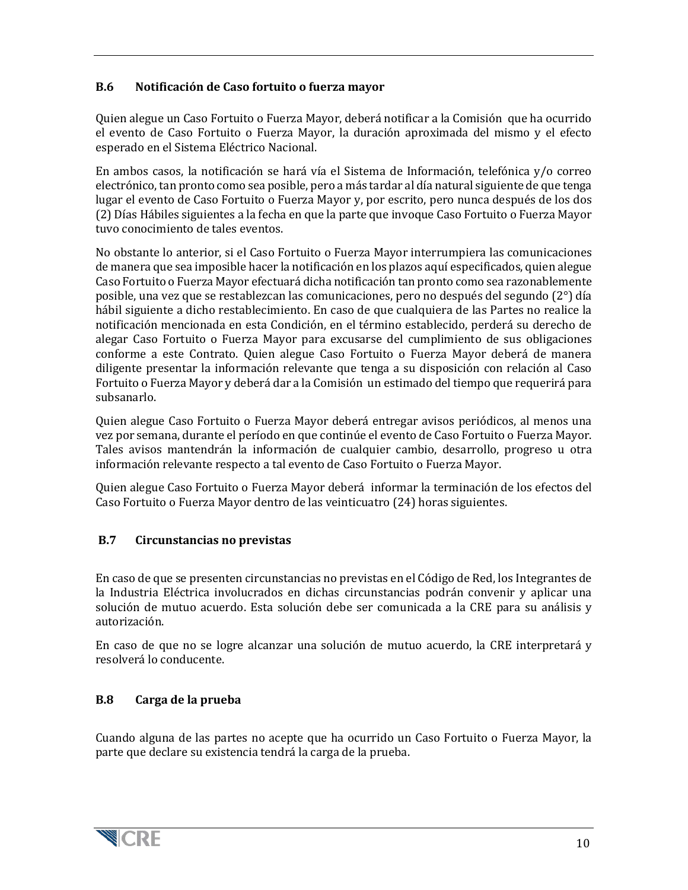### B.6 Notificación de Caso fortuito o fuerza mayor

Quien alegue un Caso Fortuito o Fuerza Mayor, deberá notificar a la Comisión que ha ocurrido el evento de Caso Fortuito o Fuerza Mayor, la duración aproximada del mismo y el efecto esperado en el Sistema Eléctrico Nacional.

En ambos casos, la notificación se hará vía el Sistema de Información, telefónica y/o correo electrónico, tan pronto como sea posible, pero a más tardar al día natural siguiente de que tenga lugar el evento de Caso Fortuito o Fuerza Mayor y, por escrito, pero nunca después de los dos (2) Días Hábiles siguientes a la fecha en que la parte que invoque Caso Fortuito o Fuerza Mayor tuvo conocimiento de tales eventos.

No obstante lo anterior, si el Caso Fortuito o Fuerza Mayor interrumpiera las comunicaciones de manera que sea imposible hacer la notificación en los plazos aquí especificados, quien alegue Caso Fortuito o Fuerza Mayor efectuará dicha notificación tan pronto como sea razonablemente posible, una vez que se restablezcan las comunicaciones, pero no después del segundo (2°) día hábil siguiente a dicho restablecimiento. En caso de que cualquiera de las Partes no realice la notificación mencionada en esta Condición, en el término establecido, perderá su derecho de alegar Caso Fortuito o Fuerza Mayor para excusarse del cumplimiento de sus obligaciones conforme a este Contrato. Quien alegue Caso Fortuito o Fuerza Mayor deberá de manera diligente presentar la información relevante que tenga a su disposición con relación al Caso Fortuito o Fuerza Mayor y deberá dar a la Comisión un estimado del tiempo que requerirá para subsanarlo.

Quien alegue Caso Fortuito o Fuerza Mayor deberá entregar avisos periódicos, al menos una vez por semana, durante el período en que continúe el evento de Caso Fortuito o Fuerza Mayor. Tales avisos mantendrán la información de cualquier cambio, desarrollo, progreso u otra información relevante respecto a tal evento de Caso Fortuito o Fuerza Mayor.

Quien alegue Caso Fortuito o Fuerza Mayor deberá informar la terminación de los efectos del Caso Fortuito o Fuerza Mayor dentro de las veinticuatro (24) horas siguientes.

### B.7 Circunstancias no previstas

En caso de que se presenten circunstancias no previstas en el Código de Red, los Integrantes de la Industria Eléctrica involucrados en dichas circunstancias podrán convenir y aplicar una solución de mutuo acuerdo. Esta solución debe ser comunicada a la CRE para su análisis y autorización.

En caso de que no se logre alcanzar una solución de mutuo acuerdo, la CRE interpretará y resolverá lo conducente.

### B.8 Carga de la prueba

Cuando alguna de las partes no acepte que ha ocurrido un Caso Fortuito o Fuerza Mayor, la parte que declare su existencia tendrá la carga de la prueba.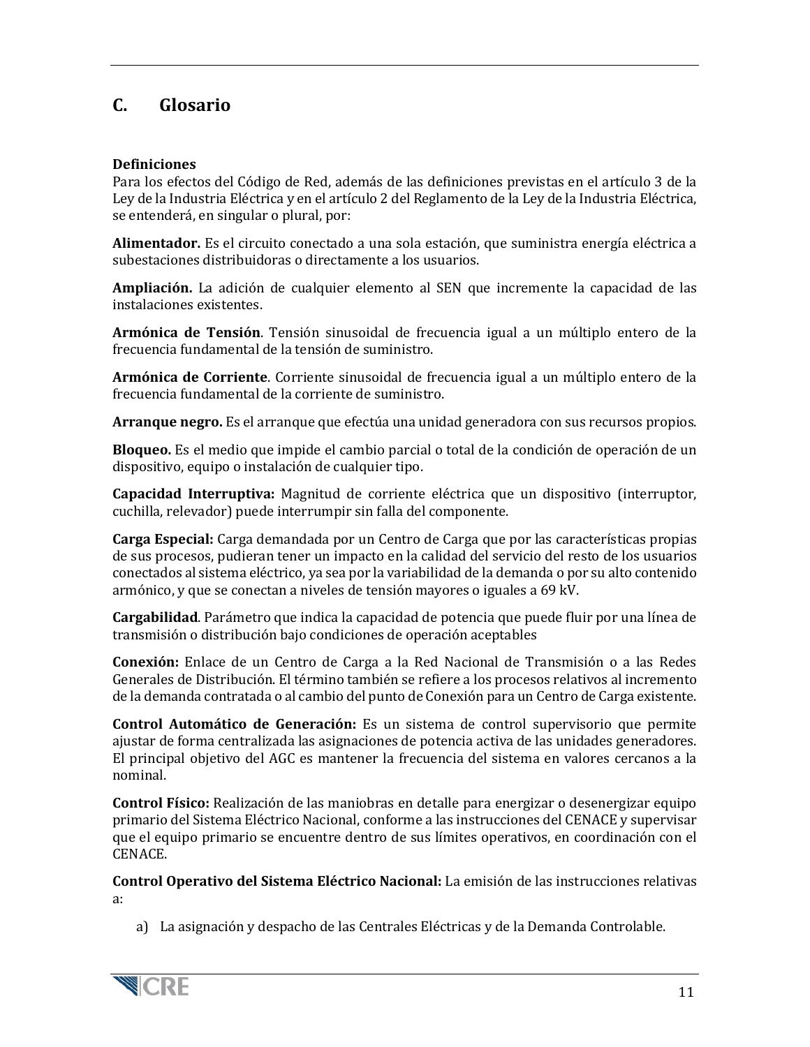## C. Glosario

**Definiciones**

Para los efectos del Código de Red, además de las definiciones previstas en el artículo 3 de la Ley de la Industria Eléctrica y en el artículo 2 del Reglamento de la Ley de la Industria Eléctrica, se entenderá, en singular o plural, por:

**Alimentador.** Es el circuito conectado a una sola estación, que suministra energía eléctrica a subestaciones distribuidoras o directamente a los usuarios.

**Ampliación.** La adición de cualquier elemento al SEN que incremente la capacidad de las instalaciones existentes.

**Armónica de Tensión**. Tensión sinusoidal de frecuencia igual a un múltiplo entero de la frecuencia fundamental de la tensión de suministro.

**Armónica de Corriente**. Corriente sinusoidal de frecuencia igual a un múltiplo entero de la frecuencia fundamental de la corriente de suministro.

**Arranque negro.** Es el arranque que efectúa una unidad generadora con sus recursos propios.

**Bloqueo.** Es el medio que impide el cambio parcial o total de la condición de operación de un dispositivo, equipo o instalación de cualquier tipo.

**Capacidad Interruptiva:** Magnitud de corriente eléctrica que un dispositivo (interruptor, cuchilla, relevador) puede interrumpir sin falla del componente.

**Carga Especial:** Carga demandada por un Centro de Carga que por las características propias de sus procesos, pudieran tener un impacto en la calidad del servicio del resto de los usuarios conectados al sistema eléctrico, ya sea por la variabilidad de la demanda o por su alto contenido armónico, y que se conectan a niveles de tensión mayores o iguales a 69 kV.

**Cargabilidad**. Parámetro que indica la capacidad de potencia que puede fluir por una línea de transmisión o distribución bajo condiciones de operación aceptables

**Conexión:** Enlace de un Centro de Carga a la Red Nacional de Transmisión o a las Redes Generales de Distribución. El término también se refiere a los procesos relativos al incremento de la demanda contratada o al cambio del punto de Conexión para un Centro de Carga existente.

**Control Automático de Generación:** Es un sistema de control supervisorio que permite ajustar de forma centralizada las asignaciones de potencia activa de las unidades generadores. El principal objetivo del AGC es mantener la frecuencia del sistema en valores cercanos a la nominal.

**Control Físico:** Realización de las maniobras en detalle para energizar o desenergizar equipo primario del Sistema Eléctrico Nacional, conforme a las instrucciones del CENACE y supervisar que el equipo primario se encuentre dentro de sus límites operativos, en coordinación con el CENACE.

**Control Operativo del Sistema Eléctrico Nacional:** La emisión de las instrucciones relativas a:

a) La asignación y despacho de las Centrales Eléctricas y de la Demanda Controlable.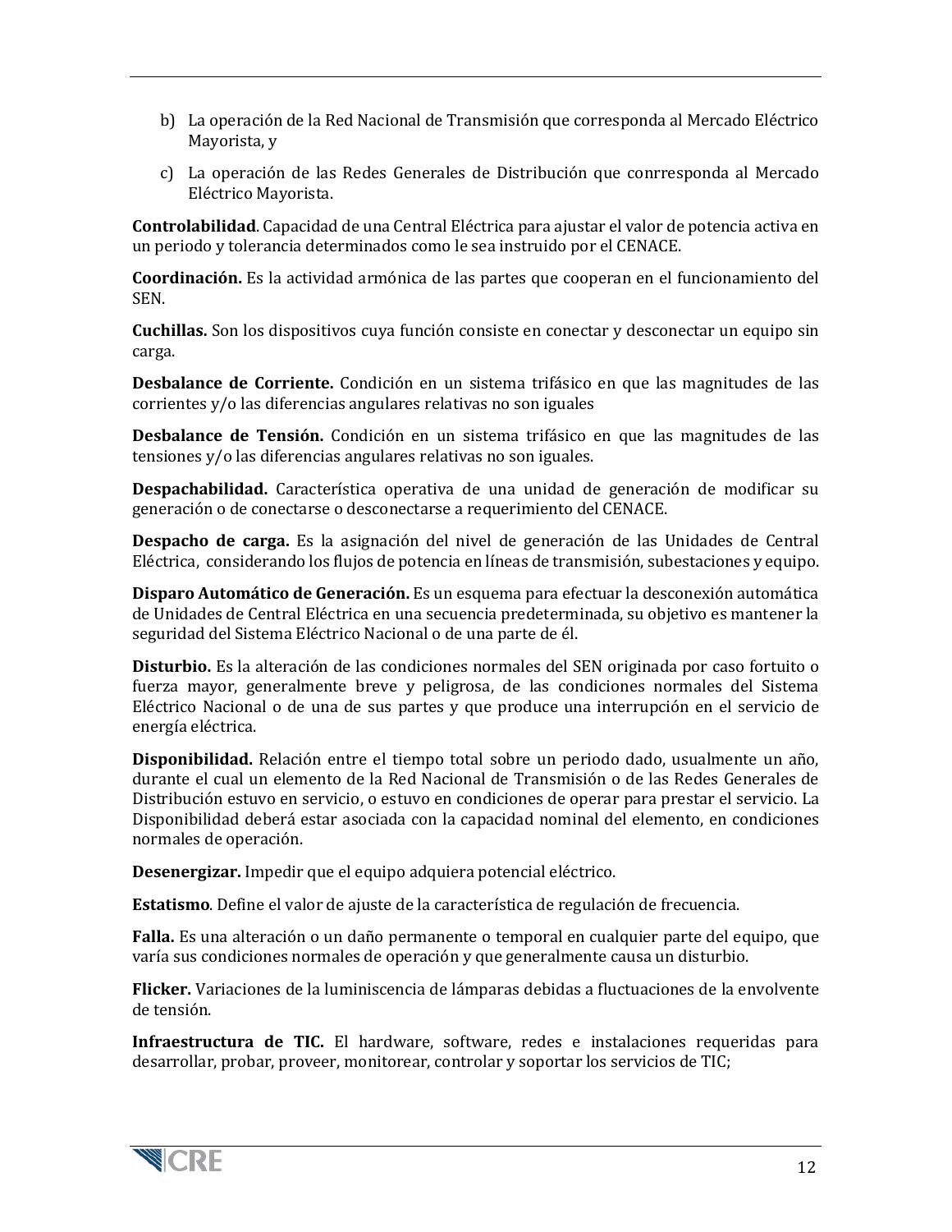b) La operación de la Red Nacional de Transmisión que corresponda al Mercado Eléctrico Mayorista, y

c) La operación de las Redes Generales de Distribución que conrresponda al Mercado Eléctrico Mayorista.

**Controlabilidad**. Capacidad de una Central Eléctrica para ajustar el valor de potencia activa en un periodo y tolerancia determinados como le sea instruido por el CENACE.

**Coordinación.** Es la actividad armónica de las partes que cooperan en el funcionamiento del SEN.

**Cuchillas.** Son los dispositivos cuya función consiste en conectar y desconectar un equipo sin carga.

**Desbalance de Corriente.** Condición en un sistema trifásico en que las magnitudes de las corrientes y/o las diferencias angulares relativas no son iguales

**Desbalance de Tensión.** Condición en un sistema trifásico en que las magnitudes de las tensiones y/o las diferencias angulares relativas no son iguales.

**Despachabilidad.** Característica operativa de una unidad de generación de modificar su generación o de conectarse o desconectarse a requerimiento del CENACE.

**Despacho de carga.** Es la asignación del nivel de generación de las Unidades de Central Eléctrica, considerando los flujos de potencia en líneas de transmisión, subestaciones y equipo.

**Disparo Automático de Generación.** Es un esquema para efectuar la desconexión automática de Unidades de Central Eléctrica en una secuencia predeterminada, su objetivo es mantener la seguridad del Sistema Eléctrico Nacional o de una parte de él.

**Disturbio.** Es la alteración de las condiciones normales del SEN originada por caso fortuito o fuerza mayor, generalmente breve y peligrosa, de las condiciones normales del Sistema Eléctrico Nacional o de una de sus partes y que produce una interrupción en el servicio de energía eléctrica.

**Disponibilidad.** Relación entre el tiempo total sobre un periodo dado, usualmente un año, durante el cual un elemento de la Red Nacional de Transmisión o de las Redes Generales de Distribución estuvo en servicio, o estuvo en condiciones de operar para prestar el servicio. La Disponibilidad deberá estar asociada con la capacidad nominal del elemento, en condiciones normales de operación.

**Desenergizar.** Impedir que el equipo adquiera potencial eléctrico.

**Estatismo**. Define el valor de ajuste de la característica de regulación de frecuencia.

**Falla.** Es una alteración o un daño permanente o temporal en cualquier parte del equipo, que varía sus condiciones normales de operación y que generalmente causa un disturbio.

**Flicker.** Variaciones de la luminiscencia de lámparas debidas a fluctuaciones de la envolvente de tensión.

**Infraestructura de TIC.** El hardware, software, redes e instalaciones requeridas para desarrollar, probar, proveer, monitorear, controlar y soportar los servicios de TIC;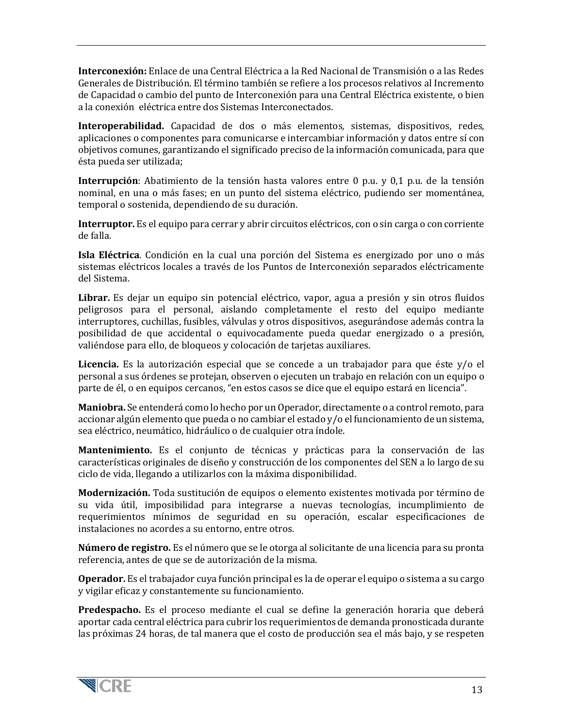**Interconexión:** Enlace de una Central Eléctrica a la Red Nacional de Transmisión o a las Redes Generales de Distribución. El término también se refiere a los procesos relativos al Incremento de Capacidad o cambio del punto de Interconexión para una Central Eléctrica existente, o bien a la conexión eléctrica entre dos Sistemas Interconectados.

**Interoperabilidad.** Capacidad de dos o más elementos, sistemas, dispositivos, redes, aplicaciones o componentes para comunicarse e intercambiar información y datos entre sí con objetivos comunes, garantizando el significado preciso de la información comunicada, para que ésta pueda ser utilizada;

**Interrupción**: Abatimiento de la tensión hasta valores entre 0 p.u. y 0,1 p.u. de la tensión nominal, en una o más fases; en un punto del sistema eléctrico, pudiendo ser momentánea, temporal o sostenida, dependiendo de su duración.

**Interruptor.** Es el equipo para cerrar y abrir circuitos eléctricos, con o sin carga o con corriente de falla.

**Isla Eléctrica**. Condición en la cual una porción del Sistema es energizado por uno o más sistemas eléctricos locales a través de los Puntos de Interconexión separados eléctricamente del Sistema.

**Librar.** Es dejar un equipo sin potencial eléctrico, vapor, agua a presión y sin otros fluidos peligrosos para el personal, aislando completamente el resto del equipo mediante interruptores, cuchillas, fusibles, válvulas y otros dispositivos, asegurándose además contra la posibilidad de que accidental o equivocadamente pueda quedar energizado o a presión, valiéndose para ello, de bloqueos y colocación de tarjetas auxiliares.

**Licencia.** Es la autorización especial que se concede a un trabajador para que éste y/o el personal a sus órdenes se protejan, observen o ejecuten un trabajo en relación con un equipo o parte de él, o en equipos cercanos, "en estos casos se dice que el equipo estará en licencia".

**Maniobra.** Se entenderá como lo hecho por un Operador, directamente o a control remoto, para accionar algún elemento que pueda o no cambiar el estado y/o el funcionamiento de un sistema, sea eléctrico, neumático, hidráulico o de cualquier otra índole.

**Mantenimiento.** Es el conjunto de técnicas y prácticas para la conservación de las características originales de diseño y construcción de los componentes del SEN a lo largo de su ciclo de vida, llegando a utilizarlos con la máxima disponibilidad.

**Modernización.** Toda sustitución de equipos o elemento existentes motivada por término de su vida útil, imposibilidad para integrarse a nuevas tecnologías, incumplimiento de requerimientos mínimos de seguridad en su operación, escalar especificaciones de instalaciones no acordes a su entorno, entre otros.

**Número de registro.** Es el número que se le otorga al solicitante de una licencia para su pronta referencia, antes de que se de autorización de la misma.

**Operador.** Es el trabajador cuya función principal es la de operar el equipo o sistema a su cargo y vigilar eficaz y constantemente su funcionamiento.

**Predespacho.** Es el proceso mediante el cual se define la generación horaria que deberá aportar cada central eléctrica para cubrir los requerimientos de demanda pronosticada durante las próximas 24 horas, de tal manera que el costo de producción sea el más bajo, y se respeten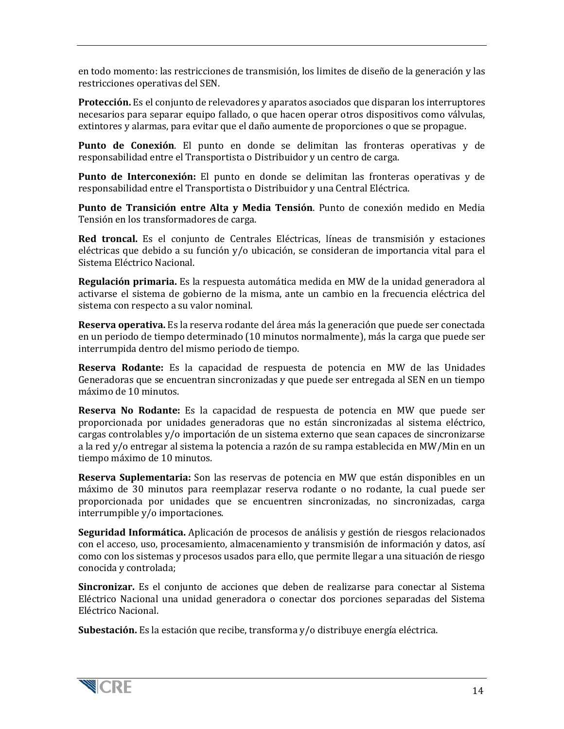en todo momento: las restricciones de transmisión, los limites de diseño de la generación y las restricciones operativas del SEN.

**Protección.** Es el conjunto de relevadores y aparatos asociados que disparan los interruptores necesarios para separar equipo fallado, o que hacen operar otros dispositivos como válvulas, extintores y alarmas, para evitar que el daño aumente de proporciones o que se propague.

**Punto de Conexión**. El punto en donde se delimitan las fronteras operativas y de responsabilidad entre el Transportista o Distribuidor y un centro de carga.

**Punto de Interconexión:** El punto en donde se delimitan las fronteras operativas y de responsabilidad entre el Transportista o Distribuidor y una Central Eléctrica.

**Punto de Transición entre Alta y Media Tensión**. Punto de conexión medido en Media Tensión en los transformadores de carga.

**Red troncal.** Es el conjunto de Centrales Eléctricas, líneas de transmisión y estaciones eléctricas que debido a su función y/o ubicación, se consideran de importancia vital para el Sistema Eléctrico Nacional.

**Regulación primaria.** Es la respuesta automática medida en MW de la unidad generadora al activarse el sistema de gobierno de la misma, ante un cambio en la frecuencia eléctrica del sistema con respecto a su valor nominal.

**Reserva operativa.** Es la reserva rodante del área más la generación que puede ser conectada en un periodo de tiempo determinado (10 minutos normalmente), más la carga que puede ser interrumpida dentro del mismo periodo de tiempo.

**Reserva Rodante:** Es la capacidad de respuesta de potencia en MW de las Unidades Generadoras que se encuentran sincronizadas y que puede ser entregada al SEN en un tiempo máximo de 10 minutos.

**Reserva No Rodante:** Es la capacidad de respuesta de potencia en MW que puede ser proporcionada por unidades generadoras que no están sincronizadas al sistema eléctrico, cargas controlables y/o importación de un sistema externo que sean capaces de sincronizarse a la red y/o entregar al sistema la potencia a razón de su rampa establecida en MW/Min en un tiempo máximo de 10 minutos.

**Reserva Suplementaria:** Son las reservas de potencia en MW que están disponibles en un máximo de 30 minutos para reemplazar reserva rodante o no rodante, la cual puede ser proporcionada por unidades que se encuentren sincronizadas, no sincronizadas, carga interrumpible y/o importaciones.

**Seguridad Informática.** Aplicación de procesos de análisis y gestión de riesgos relacionados con el acceso, uso, procesamiento, almacenamiento y transmisión de información y datos, así como con los sistemas y procesos usados para ello, que permite llegar a una situación de riesgo conocida y controlada;

**Sincronizar.** Es el conjunto de acciones que deben de realizarse para conectar al Sistema Eléctrico Nacional una unidad generadora o conectar dos porciones separadas del Sistema Eléctrico Nacional.

**Subestación.** Es la estación que recibe, transforma y/o distribuye energía eléctrica.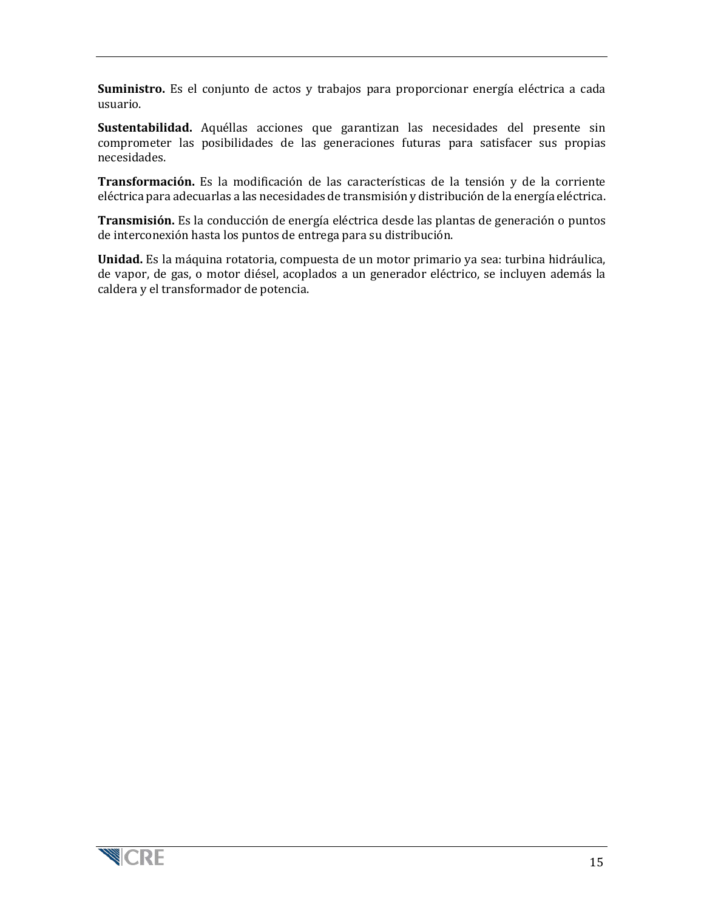**Suministro.** Es el conjunto de actos y trabajos para proporcionar energía eléctrica a cada usuario.

**Sustentabilidad.** Aquéllas acciones que garantizan las necesidades del presente sin comprometer las posibilidades de las generaciones futuras para satisfacer sus propias necesidades.

**Transformación.** Es la modificación de las características de la tensión y de la corriente eléctrica para adecuarlas a las necesidades de transmisión y distribución de la energía eléctrica.

**Transmisión.** Es la conducción de energía eléctrica desde las plantas de generación o puntos de interconexión hasta los puntos de entrega para su distribución.

**Unidad.** Es la máquina rotatoria, compuesta de un motor primario ya sea: turbina hidráulica, de vapor, de gas, o motor diésel, acoplados a un generador eléctrico, se incluyen además la caldera y el transformador de potencia.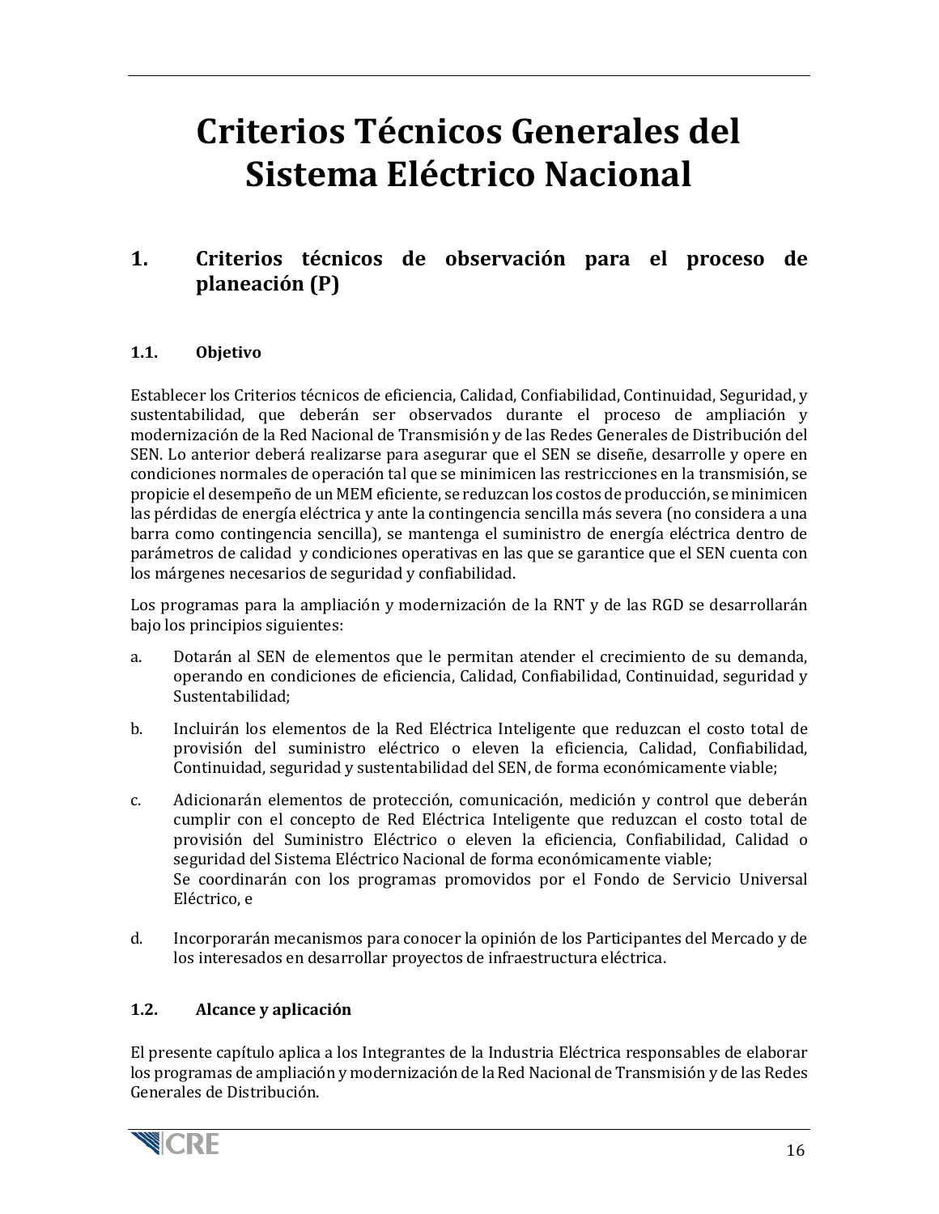# Criterios Técnicos Generales del Sistema Eléctrico Nacional

## 1. Criterios técnicos de observación para el proceso de planeación (P)

### 1.1. Objetivo

Establecer los Criterios técnicos de eficiencia, Calidad, Confiabilidad, Continuidad, Seguridad, y sustentabilidad, que deberán ser observados durante el proceso de ampliación y modernización de la Red Nacional de Transmisión y de las Redes Generales de Distribución del SEN. Lo anterior deberá realizarse para asegurar que el SEN se diseñe, desarrolle y opere en condiciones normales de operación tal que se minimicen las restricciones en la transmisión, se propicie el desempeño de un MEM eficiente, se reduzcan los costos de producción, se minimicen las pérdidas de energía eléctrica y ante la contingencia sencilla más severa (no considera a una barra como contingencia sencilla), se mantenga el suministro de energía eléctrica dentro de parámetros de calidad y condiciones operativas en las que se garantice que el SEN cuenta con los márgenes necesarios de seguridad y confiabilidad.

Los programas para la ampliación y modernización de la RNT y de las RGD se desarrollarán bajo los principios siguientes:

a. Dotarán al SEN de elementos que le permitan atender el crecimiento de su demanda, operando en condiciones de eficiencia, Calidad, Confiabilidad, Continuidad, seguridad y Sustentabilidad;

b. Incluirán los elementos de la Red Eléctrica Inteligente que reduzcan el costo total de provisión del suministro eléctrico o eleven la eficiencia, Calidad, Confiabilidad, Continuidad, seguridad y sustentabilidad del SEN, de forma económicamente viable;

c. Adicionarán elementos de protección, comunicación, medición y control que deberán cumplir con el concepto de Red Eléctrica Inteligente que reduzcan el costo total de provisión del Suministro Eléctrico o eleven la eficiencia, Confiabilidad, Calidad o seguridad del Sistema Eléctrico Nacional de forma económicamente viable;
Se coordinarán con los programas promovidos por el Fondo de Servicio Universal Eléctrico, e

d. Incorporarán mecanismos para conocer la opinión de los Participantes del Mercado y de los interesados en desarrollar proyectos de infraestructura eléctrica.

### 1.2. Alcance y aplicación

El presente capítulo aplica a los Integrantes de la Industria Eléctrica responsables de elaborar los programas de ampliación y modernización de la Red Nacional de Transmisión y de las Redes Generales de Distribución.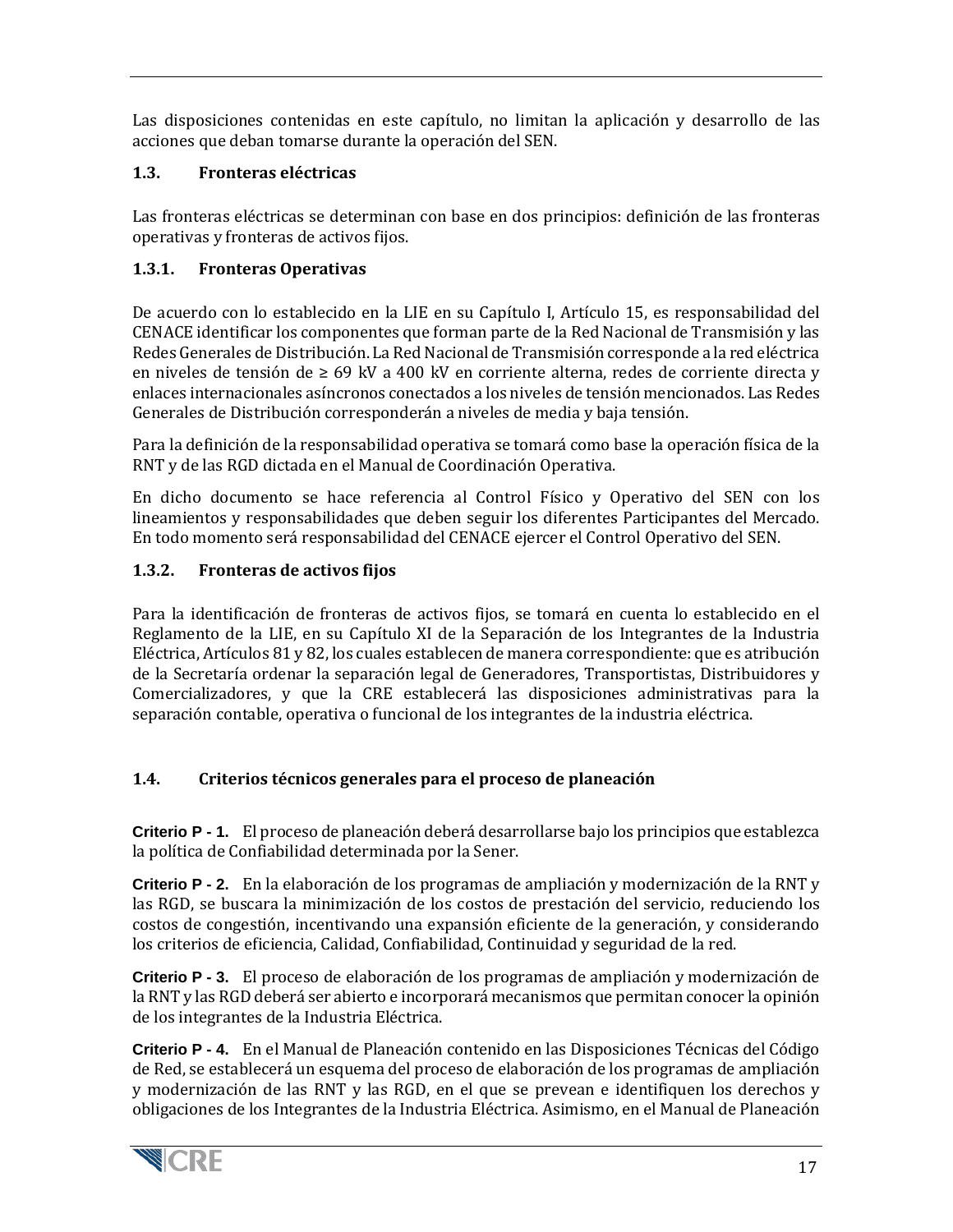Las disposiciones contenidas en este capítulo, no limitan la aplicación y desarrollo de las acciones que deban tomarse durante la operación del SEN.

### 1.3. Fronteras eléctricas

Las fronteras eléctricas se determinan con base en dos principios: definición de las fronteras operativas y fronteras de activos fijos.

#### 1.3.1. Fronteras Operativas

De acuerdo con lo establecido en la LIE en su Capítulo I, Artículo 15, es responsabilidad del CENACE identificar los componentes que forman parte de la Red Nacional de Transmisión y las Redes Generales de Distribución. La Red Nacional de Transmisión corresponde a la red eléctrica en niveles de tensión de ≥ 69 kV a 400 kV en corriente alterna, redes de corriente directa y enlaces internacionales asíncronos conectados a los niveles de tensión mencionados. Las Redes Generales de Distribución corresponderán a niveles de media y baja tensión.

Para la definición de la responsabilidad operativa se tomará como base la operación física de la RNT y de las RGD dictada en el Manual de Coordinación Operativa.

En dicho documento se hace referencia al Control Físico y Operativo del SEN con los lineamientos y responsabilidades que deben seguir los diferentes Participantes del Mercado. En todo momento será responsabilidad del CENACE ejercer el Control Operativo del SEN.

#### 1.3.2. Fronteras de activos fijos

Para la identificación de fronteras de activos fijos, se tomará en cuenta lo establecido en el Reglamento de la LIE, en su Capítulo XI de la Separación de los Integrantes de la Industria Eléctrica, Artículos 81 y 82, los cuales establecen de manera correspondiente: que es atribución de la Secretaría ordenar la separación legal de Generadores, Transportistas, Distribuidores y Comercializadores, y que la CRE establecerá las disposiciones administrativas para la separación contable, operativa o funcional de los integrantes de la industria eléctrica.

### 1.4. Criterios técnicos generales para el proceso de planeación

**Criterio P - 1.** El proceso de planeación deberá desarrollarse bajo los principios que establezca la política de Confiabilidad determinada por la Sener.

**Criterio P - 2.** En la elaboración de los programas de ampliación y modernización de la RNT y las RGD, se buscara la minimización de los costos de prestación del servicio, reduciendo los costos de congestión, incentivando una expansión eficiente de la generación, y considerando los criterios de eficiencia, Calidad, Confiabilidad, Continuidad y seguridad de la red.

**Criterio P - 3.** El proceso de elaboración de los programas de ampliación y modernización de la RNT y las RGD deberá ser abierto e incorporará mecanismos que permitan conocer la opinión de los integrantes de la Industria Eléctrica.

**Criterio P - 4.** En el Manual de Planeación contenido en las Disposiciones Técnicas del Código de Red, se establecerá un esquema del proceso de elaboración de los programas de ampliación y modernización de las RNT y las RGD, en el que se prevean e identifiquen los derechos y obligaciones de los Integrantes de la Industria Eléctrica. Asimismo, en el Manual de Planeación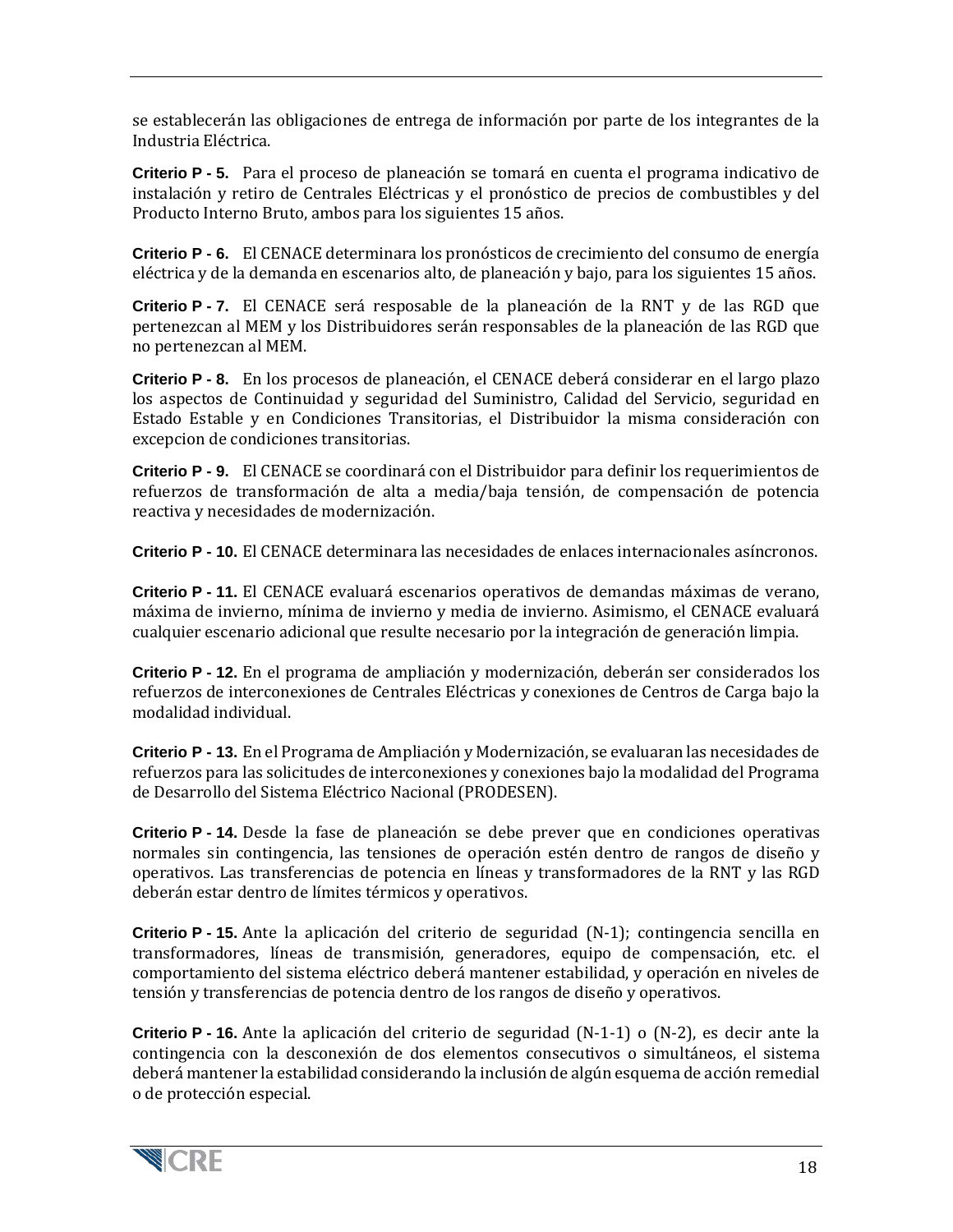se establecerán las obligaciones de entrega de información por parte de los integrantes de la Industria Eléctrica.

**Criterio P - 5.** Para el proceso de planeación se tomará en cuenta el programa indicativo de instalación y retiro de Centrales Eléctricas y el pronóstico de precios de combustibles y del Producto Interno Bruto, ambos para los siguientes 15 años.

**Criterio P - 6.** El CENACE determinara los pronósticos de crecimiento del consumo de energía eléctrica y de la demanda en escenarios alto, de planeación y bajo, para los siguientes 15 años.

**Criterio P - 7.** El CENACE será resposable de la planeación de la RNT y de las RGD que pertenezcan al MEM y los Distribuidores serán responsables de la planeación de las RGD que no pertenezcan al MEM.

**Criterio P - 8.** En los procesos de planeación, el CENACE deberá considerar en el largo plazo los aspectos de Continuidad y seguridad del Suministro, Calidad del Servicio, seguridad en Estado Estable y en Condiciones Transitorias, el Distribuidor la misma consideración con excepcion de condiciones transitorias.

**Criterio P - 9.** El CENACE se coordinará con el Distribuidor para definir los requerimientos de refuerzos de transformación de alta a media/baja tensión, de compensación de potencia reactiva y necesidades de modernización.

**Criterio P - 10.** El CENACE determinara las necesidades de enlaces internacionales asíncronos.

**Criterio P - 11.** El CENACE evaluará escenarios operativos de demandas máximas de verano, máxima de invierno, mínima de invierno y media de invierno. Asimismo, el CENACE evaluará cualquier escenario adicional que resulte necesario por la integración de generación limpia.

**Criterio P - 12.** En el programa de ampliación y modernización, deberán ser considerados los refuerzos de interconexiones de Centrales Eléctricas y conexiones de Centros de Carga bajo la modalidad individual.

**Criterio P - 13.** En el Programa de Ampliación y Modernización, se evaluaran las necesidades de refuerzos para las solicitudes de interconexiones y conexiones bajo la modalidad del Programa de Desarrollo del Sistema Eléctrico Nacional (PRODESEN).

**Criterio P - 14.** Desde la fase de planeación se debe prever que en condiciones operativas normales sin contingencia, las tensiones de operación estén dentro de rangos de diseño y operativos. Las transferencias de potencia en líneas y transformadores de la RNT y las RGD deberán estar dentro de límites térmicos y operativos.

**Criterio P - 15.** Ante la aplicación del criterio de seguridad (N-1); contingencia sencilla en transformadores, líneas de transmisión, generadores, equipo de compensación, etc. el comportamiento del sistema eléctrico deberá mantener estabilidad, y operación en niveles de tensión y transferencias de potencia dentro de los rangos de diseño y operativos.

**Criterio P - 16.** Ante la aplicación del criterio de seguridad (N-1-1) o (N-2), es decir ante la contingencia con la desconexión de dos elementos consecutivos o simultáneos, el sistema deberá mantener la estabilidad considerando la inclusión de algún esquema de acción remedial o de protección especial.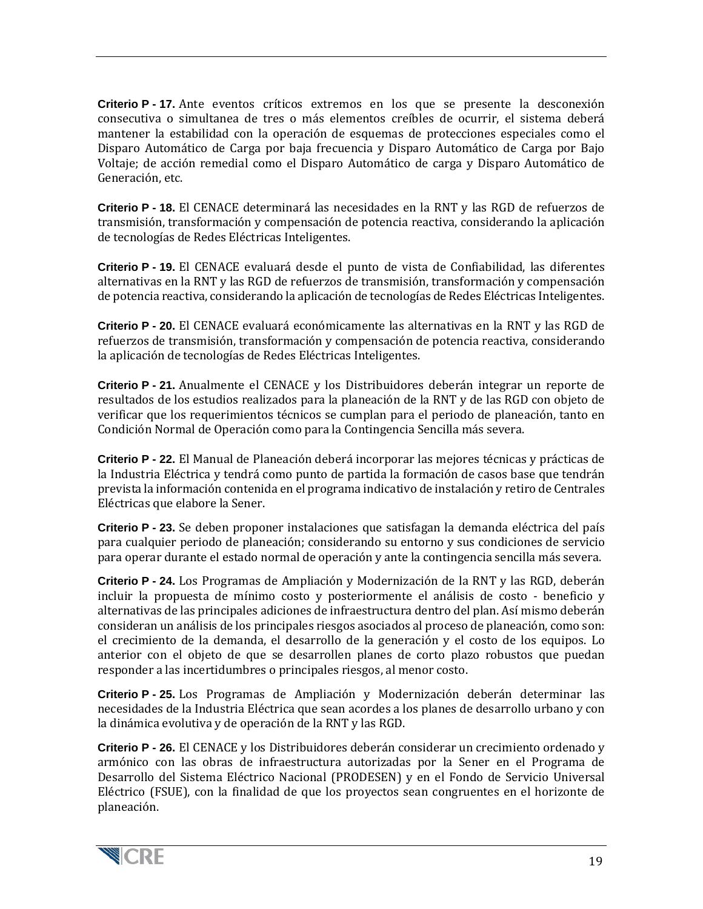**Criterio P - 17.** Ante eventos críticos extremos en los que se presente la desconexión consecutiva o simultanea de tres o más elementos creíbles de ocurrir, el sistema deberá mantener la estabilidad con la operación de esquemas de protecciones especiales como el Disparo Automático de Carga por baja frecuencia y Disparo Automático de Carga por Bajo Voltaje; de acción remedial como el Disparo Automático de carga y Disparo Automático de Generación, etc.

**Criterio P - 18.** El CENACE determinará las necesidades en la RNT y las RGD de refuerzos de transmisión, transformación y compensación de potencia reactiva, considerando la aplicación de tecnologías de Redes Eléctricas Inteligentes.

**Criterio P - 19.** El CENACE evaluará desde el punto de vista de Confiabilidad, las diferentes alternativas en la RNT y las RGD de refuerzos de transmisión, transformación y compensación de potencia reactiva, considerando la aplicación de tecnologías de Redes Eléctricas Inteligentes.

**Criterio P - 20.** El CENACE evaluará económicamente las alternativas en la RNT y las RGD de refuerzos de transmisión, transformación y compensación de potencia reactiva, considerando la aplicación de tecnologías de Redes Eléctricas Inteligentes.

**Criterio P - 21.** Anualmente el CENACE y los Distribuidores deberán integrar un reporte de resultados de los estudios realizados para la planeación de la RNT y de las RGD con objeto de verificar que los requerimientos técnicos se cumplan para el periodo de planeación, tanto en Condición Normal de Operación como para la Contingencia Sencilla más severa.

**Criterio P - 22.** El Manual de Planeación deberá incorporar las mejores técnicas y prácticas de la Industria Eléctrica y tendrá como punto de partida la formación de casos base que tendrán prevista la información contenida en el programa indicativo de instalación y retiro de Centrales Eléctricas que elabore la Sener.

**Criterio P - 23.** Se deben proponer instalaciones que satisfagan la demanda eléctrica del país para cualquier periodo de planeación; considerando su entorno y sus condiciones de servicio para operar durante el estado normal de operación y ante la contingencia sencilla más severa.

**Criterio P - 24.** Los Programas de Ampliación y Modernización de la RNT y las RGD, deberán incluir la propuesta de mínimo costo y posteriormente el análisis de costo - beneficio y alternativas de las principales adiciones de infraestructura dentro del plan. Así mismo deberán consideran un análisis de los principales riesgos asociados al proceso de planeación, como son: el crecimiento de la demanda, el desarrollo de la generación y el costo de los equipos. Lo anterior con el objeto de que se desarrollen planes de corto plazo robustos que puedan responder a las incertidumbres o principales riesgos, al menor costo.

**Criterio P - 25.** Los Programas de Ampliación y Modernización deberán determinar las necesidades de la Industria Eléctrica que sean acordes a los planes de desarrollo urbano y con la dinámica evolutiva y de operación de la RNT y las RGD.

**Criterio P - 26.** El CENACE y los Distribuidores deberán considerar un crecimiento ordenado y armónico con las obras de infraestructura autorizadas por la Sener en el Programa de Desarrollo del Sistema Eléctrico Nacional (PRODESEN) y en el Fondo de Servicio Universal Eléctrico (FSUE), con la finalidad de que los proyectos sean congruentes en el horizonte de planeación.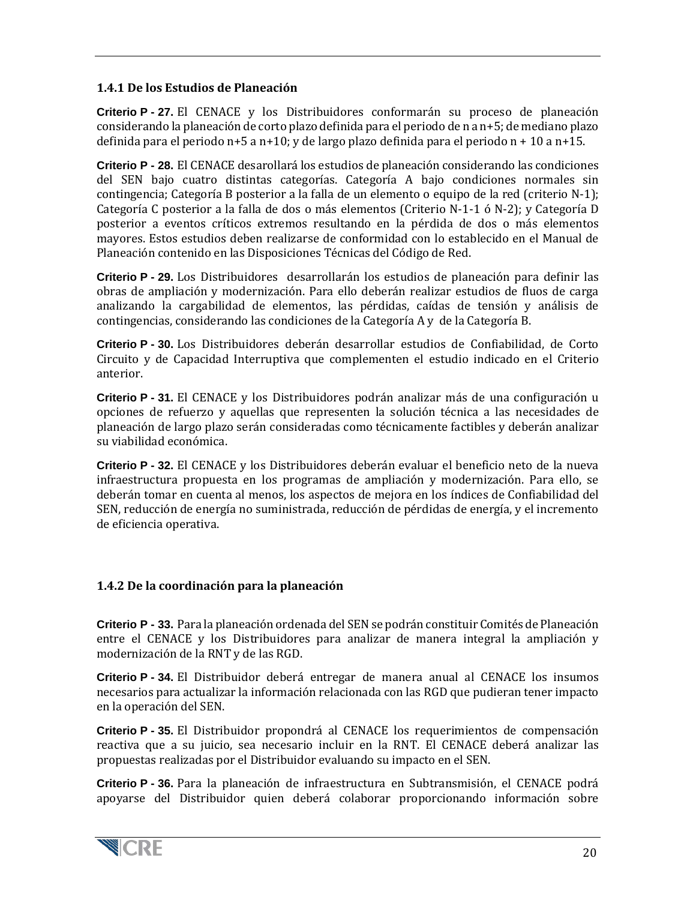### 1.4.1 De los Estudios de Planeación

**Criterio P - 27.** El CENACE y los Distribuidores conformarán su proceso de planeación considerando la planeación de corto plazo definida para el periodo de n a n+5; de mediano plazo definida para el periodo n+5 a n+10; y de largo plazo definida para el periodo n + 10 a n+15.

**Criterio P - 28.** El CENACE desarollará los estudios de planeación considerando las condiciones del SEN bajo cuatro distintas categorías. Categoría A bajo condiciones normales sin contingencia; Categoría B posterior a la falla de un elemento o equipo de la red (criterio N-1); Categoría C posterior a la falla de dos o más elementos (Criterio N-1-1 ó N-2); y Categoría D posterior a eventos críticos extremos resultando en la pérdida de dos o más elementos mayores. Estos estudios deben realizarse de conformidad con lo establecido en el Manual de Planeación contenido en las Disposiciones Técnicas del Código de Red.

**Criterio P - 29.** Los Distribuidores desarrollarán los estudios de planeación para definir las obras de ampliación y modernización. Para ello deberán realizar estudios de fluos de carga analizando la cargabilidad de elementos, las pérdidas, caídas de tensión y análisis de contingencias, considerando las condiciones de la Categoría A y de la Categoría B.

**Criterio P - 30.** Los Distribuidores deberán desarrollar estudios de Confiabilidad, de Corto Circuito y de Capacidad Interruptiva que complementen el estudio indicado en el Criterio anterior.

**Criterio P - 31.** El CENACE y los Distribuidores podrán analizar más de una configuración u opciones de refuerzo y aquellas que representen la solución técnica a las necesidades de planeación de largo plazo serán consideradas como técnicamente factibles y deberán analizar su viabilidad económica.

**Criterio P - 32.** El CENACE y los Distribuidores deberán evaluar el beneficio neto de la nueva infraestructura propuesta en los programas de ampliación y modernización. Para ello, se deberán tomar en cuenta al menos, los aspectos de mejora en los índices de Confiabilidad del SEN, reducción de energía no suministrada, reducción de pérdidas de energía, y el incremento de eficiencia operativa.

### 1.4.2 De la coordinación para la planeación

**Criterio P - 33.** Para la planeación ordenada del SEN se podrán constituir Comités de Planeación entre el CENACE y los Distribuidores para analizar de manera integral la ampliación y modernización de la RNT y de las RGD.

**Criterio P - 34.** El Distribuidor deberá entregar de manera anual al CENACE los insumos necesarios para actualizar la información relacionada con las RGD que pudieran tener impacto en la operación del SEN.

**Criterio P - 35.** El Distribuidor propondrá al CENACE los requerimientos de compensación reactiva que a su juicio, sea necesario incluir en la RNT. El CENACE deberá analizar las propuestas realizadas por el Distribuidor evaluando su impacto en el SEN.

**Criterio P - 36.** Para la planeación de infraestructura en Subtransmisión, el CENACE podrá apoyarse del Distribuidor quien deberá colaborar proporcionando información sobre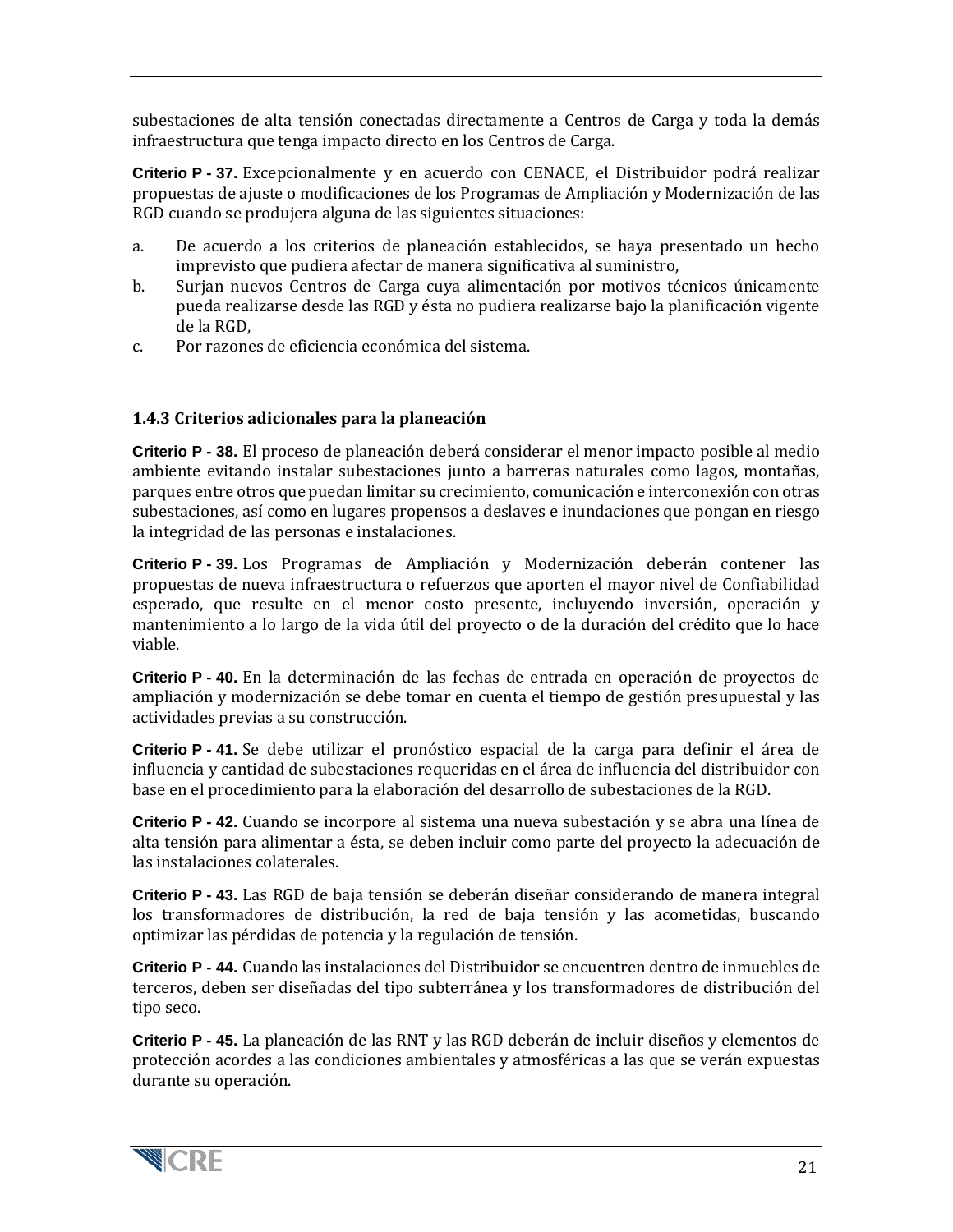subestaciones de alta tensión conectadas directamente a Centros de Carga y toda la demás infraestructura que tenga impacto directo en los Centros de Carga.

**Criterio P - 37.** Excepcionalmente y en acuerdo con CENACE, el Distribuidor podrá realizar propuestas de ajuste o modificaciones de los Programas de Ampliación y Modernización de las RGD cuando se produjera alguna de las siguientes situaciones:

a. De acuerdo a los criterios de planeación establecidos, se haya presentado un hecho imprevisto que pudiera afectar de manera significativa al suministro,
b. Surjan nuevos Centros de Carga cuya alimentación por motivos técnicos únicamente pueda realizarse desde las RGD y ésta no pudiera realizarse bajo la planificación vigente de la RGD,
c. Por razones de eficiencia económica del sistema.

### 1.4.3 Criterios adicionales para la planeación

**Criterio P - 38.** El proceso de planeación deberá considerar el menor impacto posible al medio ambiente evitando instalar subestaciones junto a barreras naturales como lagos, montañas, parques entre otros que puedan limitar su crecimiento, comunicación e interconexión con otras subestaciones, así como en lugares propensos a deslaves e inundaciones que pongan en riesgo la integridad de las personas e instalaciones.

**Criterio P - 39.** Los Programas de Ampliación y Modernización deberán contener las propuestas de nueva infraestructura o refuerzos que aporten el mayor nivel de Confiabilidad esperado, que resulte en el menor costo presente, incluyendo inversión, operación y mantenimiento a lo largo de la vida útil del proyecto o de la duración del crédito que lo hace viable.

**Criterio P - 40.** En la determinación de las fechas de entrada en operación de proyectos de ampliación y modernización se debe tomar en cuenta el tiempo de gestión presupuestal y las actividades previas a su construcción.

**Criterio P - 41.** Se debe utilizar el pronóstico espacial de la carga para definir el área de influencia y cantidad de subestaciones requeridas en el área de influencia del distribuidor con base en el procedimiento para la elaboración del desarrollo de subestaciones de la RGD.

**Criterio P - 42.** Cuando se incorpore al sistema una nueva subestación y se abra una línea de alta tensión para alimentar a ésta, se deben incluir como parte del proyecto la adecuación de las instalaciones colaterales.

**Criterio P - 43.** Las RGD de baja tensión se deberán diseñar considerando de manera integral los transformadores de distribución, la red de baja tensión y las acometidas, buscando optimizar las pérdidas de potencia y la regulación de tensión.

**Criterio P - 44.** Cuando las instalaciones del Distribuidor se encuentren dentro de inmuebles de terceros, deben ser diseñadas del tipo subterránea y los transformadores de distribución del tipo seco.

**Criterio P - 45.** La planeación de las RNT y las RGD deberán de incluir diseños y elementos de protección acordes a las condiciones ambientales y atmosféricas a las que se verán expuestas durante su operación.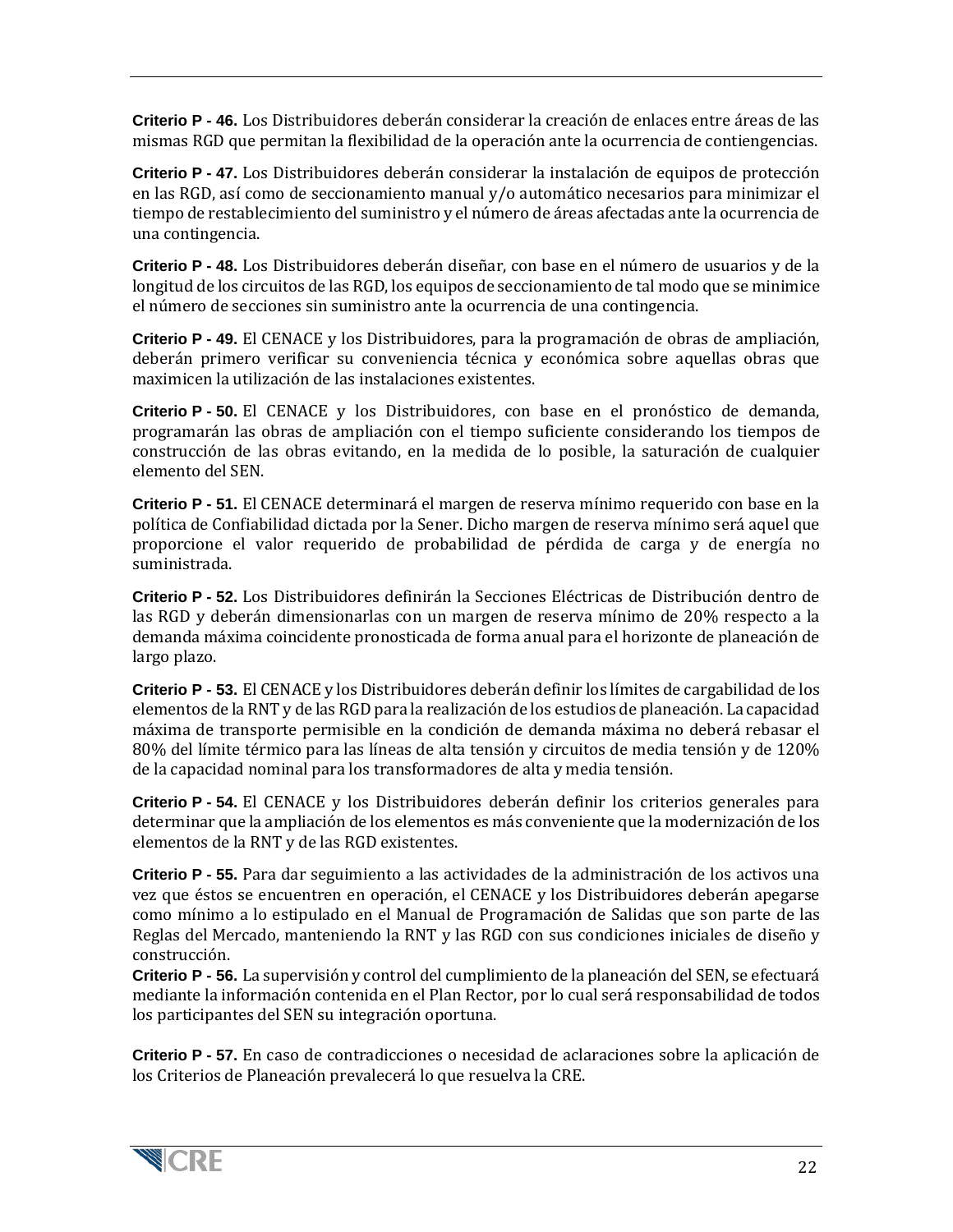**Criterio P - 46.** Los Distribuidores deberán considerar la creación de enlaces entre áreas de las mismas RGD que permitan la flexibilidad de la operación ante la ocurrencia de contiengencias.

**Criterio P - 47.** Los Distribuidores deberán considerar la instalación de equipos de protección en las RGD, así como de seccionamiento manual y/o automático necesarios para minimizar el tiempo de restablecimiento del suministro y el número de áreas afectadas ante la ocurrencia de una contingencia.

**Criterio P - 48.** Los Distribuidores deberán diseñar, con base en el número de usuarios y de la longitud de los circuitos de las RGD, los equipos de seccionamiento de tal modo que se minimice el número de secciones sin suministro ante la ocurrencia de una contingencia.

**Criterio P - 49.** El CENACE y los Distribuidores, para la programación de obras de ampliación, deberán primero verificar su conveniencia técnica y económica sobre aquellas obras que maximicen la utilización de las instalaciones existentes.

**Criterio P - 50.** El CENACE y los Distribuidores, con base en el pronóstico de demanda, programarán las obras de ampliación con el tiempo suficiente considerando los tiempos de construcción de las obras evitando, en la medida de lo posible, la saturación de cualquier elemento del SEN.

**Criterio P - 51.** El CENACE determinará el margen de reserva mínimo requerido con base en la política de Confiabilidad dictada por la Sener. Dicho margen de reserva mínimo será aquel que proporcione el valor requerido de probabilidad de pérdida de carga y de energía no suministrada.

**Criterio P - 52.** Los Distribuidores definirán la Secciones Eléctricas de Distribución dentro de las RGD y deberán dimensionarlas con un margen de reserva mínimo de 20% respecto a la demanda máxima coincidente pronosticada de forma anual para el horizonte de planeación de largo plazo.

**Criterio P - 53.** El CENACE y los Distribuidores deberán definir los límites de cargabilidad de los elementos de la RNT y de las RGD para la realización de los estudios de planeación. La capacidad máxima de transporte permisible en la condición de demanda máxima no deberá rebasar el 80% del límite térmico para las líneas de alta tensión y circuitos de media tensión y de 120% de la capacidad nominal para los transformadores de alta y media tensión.

**Criterio P - 54.** El CENACE y los Distribuidores deberán definir los criterios generales para determinar que la ampliación de los elementos es más conveniente que la modernización de los elementos de la RNT y de las RGD existentes.

**Criterio P - 55.** Para dar seguimiento a las actividades de la administración de los activos una vez que éstos se encuentren en operación, el CENACE y los Distribuidores deberán apegarse como mínimo a lo estipulado en el Manual de Programación de Salidas que son parte de las Reglas del Mercado, manteniendo la RNT y las RGD con sus condiciones iniciales de diseño y construcción.

**Criterio P - 56.** La supervisión y control del cumplimiento de la planeación del SEN, se efectuará mediante la información contenida en el Plan Rector, por lo cual será responsabilidad de todos los participantes del SEN su integración oportuna.

**Criterio P - 57.** En caso de contradicciones o necesidad de aclaraciones sobre la aplicación de los Criterios de Planeación prevalecerá lo que resuelva la CRE.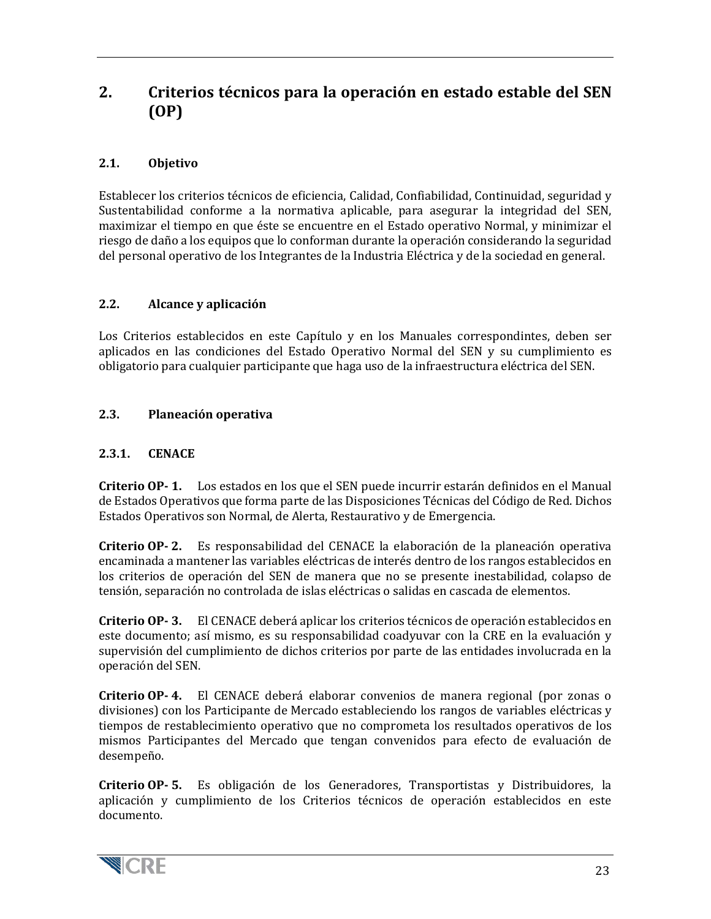# 2. Criterios técnicos para la operación en estado estable del SEN (OP)

## 2.1. Objetivo

Establecer los criterios técnicos de eficiencia, Calidad, Confiabilidad, Continuidad, seguridad y Sustentabilidad conforme a la normativa aplicable, para asegurar la integridad del SEN, maximizar el tiempo en que éste se encuentre en el Estado operativo Normal, y minimizar el riesgo de daño a los equipos que lo conforman durante la operación considerando la seguridad del personal operativo de los Integrantes de la Industria Eléctrica y de la sociedad en general.

## 2.2. Alcance y aplicación

Los Criterios establecidos en este Capítulo y en los Manuales correspondintes, deben ser aplicados en las condiciones del Estado Operativo Normal del SEN y su cumplimiento es obligatorio para cualquier participante que haga uso de la infraestructura eléctrica del SEN.

## 2.3. Planeación operativa

### 2.3.1. CENACE

**Criterio OP- 1.** Los estados en los que el SEN puede incurrir estarán definidos en el Manual de Estados Operativos que forma parte de las Disposiciones Técnicas del Código de Red. Dichos Estados Operativos son Normal, de Alerta, Restaurativo y de Emergencia.

**Criterio OP- 2.** Es responsabilidad del CENACE la elaboración de la planeación operativa encaminada a mantener las variables eléctricas de interés dentro de los rangos establecidos en los criterios de operación del SEN de manera que no se presente inestabilidad, colapso de tensión, separación no controlada de islas eléctricas o salidas en cascada de elementos.

**Criterio OP- 3.** El CENACE deberá aplicar los criterios técnicos de operación establecidos en este documento; así mismo, es su responsabilidad coadyuvar con la CRE en la evaluación y supervisión del cumplimiento de dichos criterios por parte de las entidades involucrada en la operación del SEN.

**Criterio OP- 4.** El CENACE deberá elaborar convenios de manera regional (por zonas o divisiones) con los Participante de Mercado estableciendo los rangos de variables eléctricas y tiempos de restablecimiento operativo que no comprometa los resultados operativos de los mismos Participantes del Mercado que tengan convenidos para efecto de evaluación de desempeño.

**Criterio OP- 5.** Es obligación de los Generadores, Transportistas y Distribuidores, la aplicación y cumplimiento de los Criterios técnicos de operación establecidos en este documento.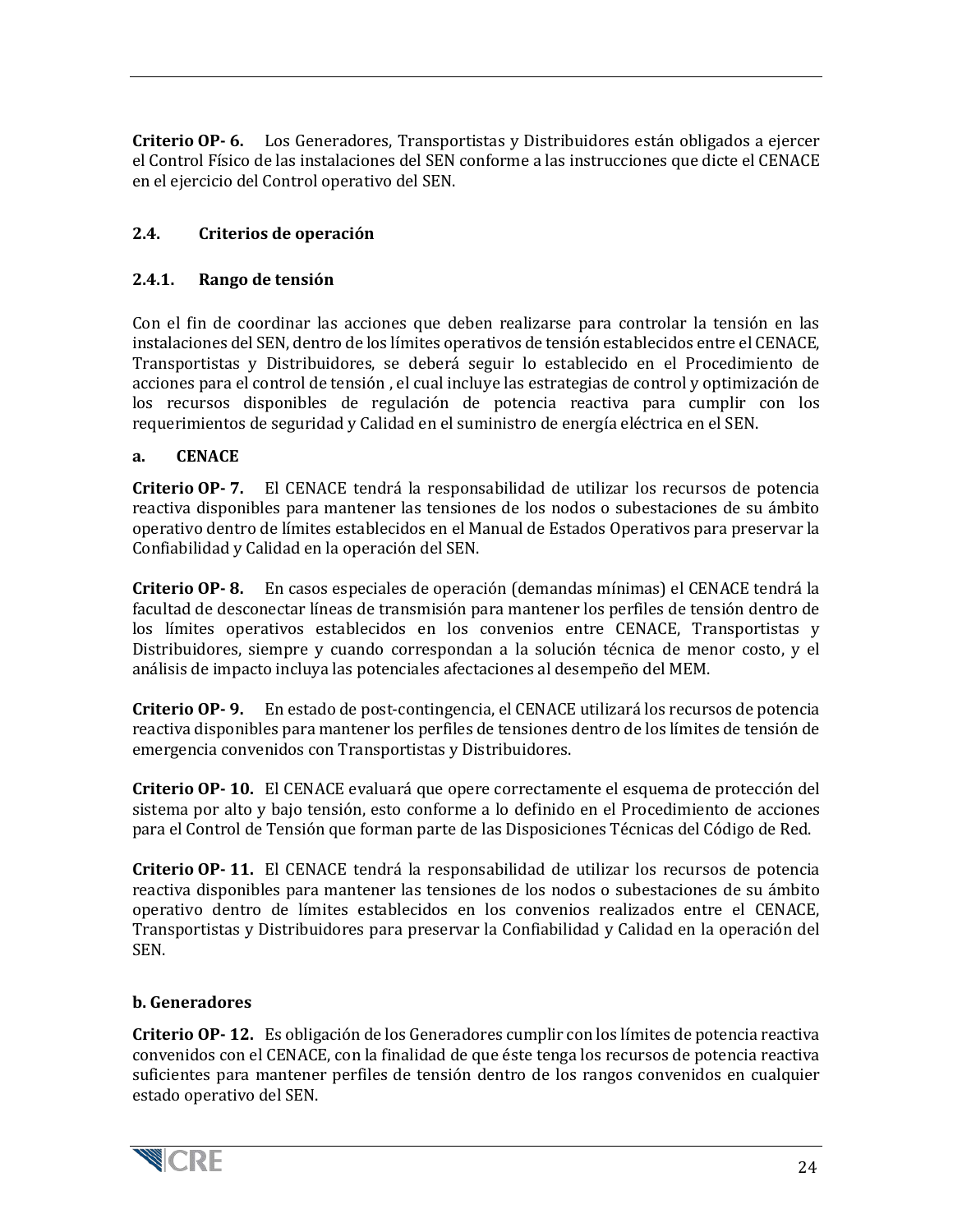**Criterio OP- 6.** Los Generadores, Transportistas y Distribuidores están obligados a ejercer el Control Físico de las instalaciones del SEN conforme a las instrucciones que dicte el CENACE en el ejercicio del Control operativo del SEN.

## 2.4. Criterios de operación

### 2.4.1. Rango de tensión

Con el fin de coordinar las acciones que deben realizarse para controlar la tensión en las instalaciones del SEN, dentro de los límites operativos de tensión establecidos entre el CENACE, Transportistas y Distribuidores, se deberá seguir lo establecido en el Procedimiento de acciones para el control de tensión , el cual incluye las estrategias de control y optimización de los recursos disponibles de regulación de potencia reactiva para cumplir con los requerimientos de seguridad y Calidad en el suministro de energía eléctrica en el SEN.

**a. CENACE**

**Criterio OP- 7.** El CENACE tendrá la responsabilidad de utilizar los recursos de potencia reactiva disponibles para mantener las tensiones de los nodos o subestaciones de su ámbito operativo dentro de límites establecidos en el Manual de Estados Operativos para preservar la Confiabilidad y Calidad en la operación del SEN.

**Criterio OP- 8.** En casos especiales de operación (demandas mínimas) el CENACE tendrá la facultad de desconectar líneas de transmisión para mantener los perfiles de tensión dentro de los límites operativos establecidos en los convenios entre CENACE, Transportistas y Distribuidores, siempre y cuando correspondan a la solución técnica de menor costo, y el análisis de impacto incluya las potenciales afectaciones al desempeño del MEM.

**Criterio OP- 9.** En estado de post-contingencia, el CENACE utilizará los recursos de potencia reactiva disponibles para mantener los perfiles de tensiones dentro de los límites de tensión de emergencia convenidos con Transportistas y Distribuidores.

**Criterio OP- 10.** El CENACE evaluará que opere correctamente el esquema de protección del sistema por alto y bajo tensión, esto conforme a lo definido en el Procedimiento de acciones para el Control de Tensión que forman parte de las Disposiciones Técnicas del Código de Red.

**Criterio OP- 11.** El CENACE tendrá la responsabilidad de utilizar los recursos de potencia reactiva disponibles para mantener las tensiones de los nodos o subestaciones de su ámbito operativo dentro de límites establecidos en los convenios realizados entre el CENACE, Transportistas y Distribuidores para preservar la Confiabilidad y Calidad en la operación del SEN.

**b. Generadores**

**Criterio OP- 12.** Es obligación de los Generadores cumplir con los límites de potencia reactiva convenidos con el CENACE, con la finalidad de que éste tenga los recursos de potencia reactiva suficientes para mantener perfiles de tensión dentro de los rangos convenidos en cualquier estado operativo del SEN.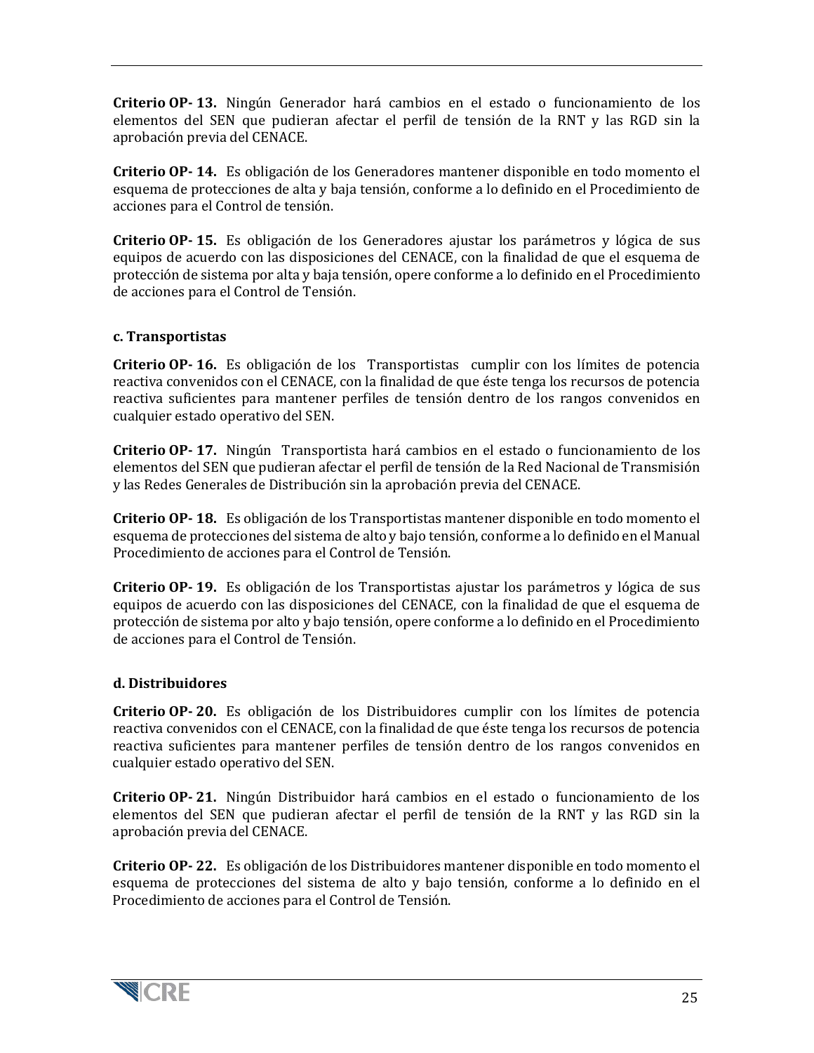**Criterio OP- 13.** Ningún Generador hará cambios en el estado o funcionamiento de los elementos del SEN que pudieran afectar el perfil de tensión de la RNT y las RGD sin la aprobación previa del CENACE.

**Criterio OP- 14.** Es obligación de los Generadores mantener disponible en todo momento el esquema de protecciones de alta y baja tensión, conforme a lo definido en el Procedimiento de acciones para el Control de tensión.

**Criterio OP- 15.** Es obligación de los Generadores ajustar los parámetros y lógica de sus equipos de acuerdo con las disposiciones del CENACE, con la finalidad de que el esquema de protección de sistema por alta y baja tensión, opere conforme a lo definido en el Procedimiento de acciones para el Control de Tensión.

**c. Transportistas**

**Criterio OP- 16.** Es obligación de los Transportistas cumplir con los límites de potencia reactiva convenidos con el CENACE, con la finalidad de que éste tenga los recursos de potencia reactiva suficientes para mantener perfiles de tensión dentro de los rangos convenidos en cualquier estado operativo del SEN.

**Criterio OP- 17.** Ningún Transportista hará cambios en el estado o funcionamiento de los elementos del SEN que pudieran afectar el perfil de tensión de la Red Nacional de Transmisión y las Redes Generales de Distribución sin la aprobación previa del CENACE.

**Criterio OP- 18.** Es obligación de los Transportistas mantener disponible en todo momento el esquema de protecciones del sistema de alto y bajo tensión, conforme a lo definido en el Manual Procedimiento de acciones para el Control de Tensión.

**Criterio OP- 19.** Es obligación de los Transportistas ajustar los parámetros y lógica de sus equipos de acuerdo con las disposiciones del CENACE, con la finalidad de que el esquema de protección de sistema por alto y bajo tensión, opere conforme a lo definido en el Procedimiento de acciones para el Control de Tensión.

**d. Distribuidores**

**Criterio OP- 20.** Es obligación de los Distribuidores cumplir con los límites de potencia reactiva convenidos con el CENACE, con la finalidad de que éste tenga los recursos de potencia reactiva suficientes para mantener perfiles de tensión dentro de los rangos convenidos en cualquier estado operativo del SEN.

**Criterio OP- 21.** Ningún Distribuidor hará cambios en el estado o funcionamiento de los elementos del SEN que pudieran afectar el perfil de tensión de la RNT y las RGD sin la aprobación previa del CENACE.

**Criterio OP- 22.** Es obligación de los Distribuidores mantener disponible en todo momento el esquema de protecciones del sistema de alto y bajo tensión, conforme a lo definido en el Procedimiento de acciones para el Control de Tensión.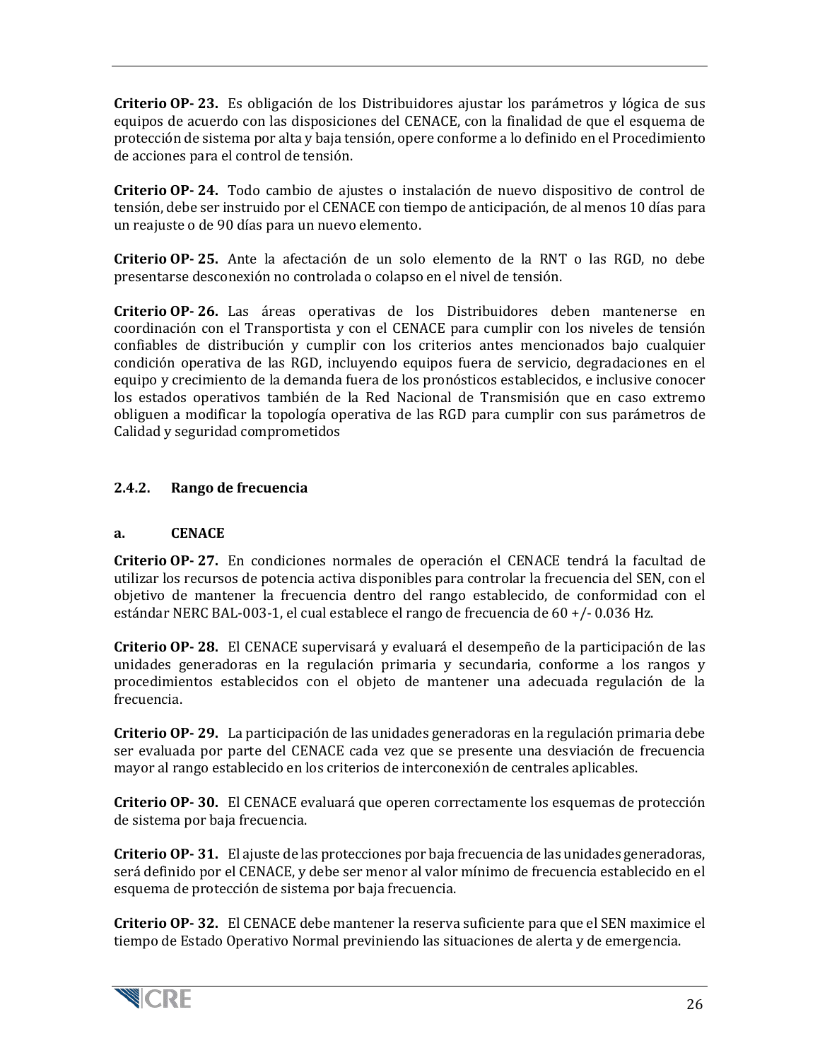**Criterio OP- 23.** Es obligación de los Distribuidores ajustar los parámetros y lógica de sus equipos de acuerdo con las disposiciones del CENACE, con la finalidad de que el esquema de protección de sistema por alta y baja tensión, opere conforme a lo definido en el Procedimiento de acciones para el control de tensión.

**Criterio OP- 24.** Todo cambio de ajustes o instalación de nuevo dispositivo de control de tensión, debe ser instruido por el CENACE con tiempo de anticipación, de al menos 10 días para un reajuste o de 90 días para un nuevo elemento.

**Criterio OP- 25.** Ante la afectación de un solo elemento de la RNT o las RGD, no debe presentarse desconexión no controlada o colapso en el nivel de tensión.

**Criterio OP- 26.** Las áreas operativas de los Distribuidores deben mantenerse en coordinación con el Transportista y con el CENACE para cumplir con los niveles de tensión confiables de distribución y cumplir con los criterios antes mencionados bajo cualquier condición operativa de las RGD, incluyendo equipos fuera de servicio, degradaciones en el equipo y crecimiento de la demanda fuera de los pronósticos establecidos, e inclusive conocer los estados operativos también de la Red Nacional de Transmisión que en caso extremo obliguen a modificar la topología operativa de las RGD para cumplir con sus parámetros de Calidad y seguridad comprometidos

### 2.4.2. Rango de frecuencia

#### a. CENACE

**Criterio OP- 27.** En condiciones normales de operación el CENACE tendrá la facultad de utilizar los recursos de potencia activa disponibles para controlar la frecuencia del SEN, con el objetivo de mantener la frecuencia dentro del rango establecido, de conformidad con el estándar NERC BAL-003-1, el cual establece el rango de frecuencia de 60 +/- 0.036 Hz.

**Criterio OP- 28.** El CENACE supervisará y evaluará el desempeño de la participación de las unidades generadoras en la regulación primaria y secundaria, conforme a los rangos y procedimientos establecidos con el objeto de mantener una adecuada regulación de la frecuencia.

**Criterio OP- 29.** La participación de las unidades generadoras en la regulación primaria debe ser evaluada por parte del CENACE cada vez que se presente una desviación de frecuencia mayor al rango establecido en los criterios de interconexión de centrales aplicables.

**Criterio OP- 30.** El CENACE evaluará que operen correctamente los esquemas de protección de sistema por baja frecuencia.

**Criterio OP- 31.** El ajuste de las protecciones por baja frecuencia de las unidades generadoras, será definido por el CENACE, y debe ser menor al valor mínimo de frecuencia establecido en el esquema de protección de sistema por baja frecuencia.

**Criterio OP- 32.** El CENACE debe mantener la reserva suficiente para que el SEN maximice el tiempo de Estado Operativo Normal previniendo las situaciones de alerta y de emergencia.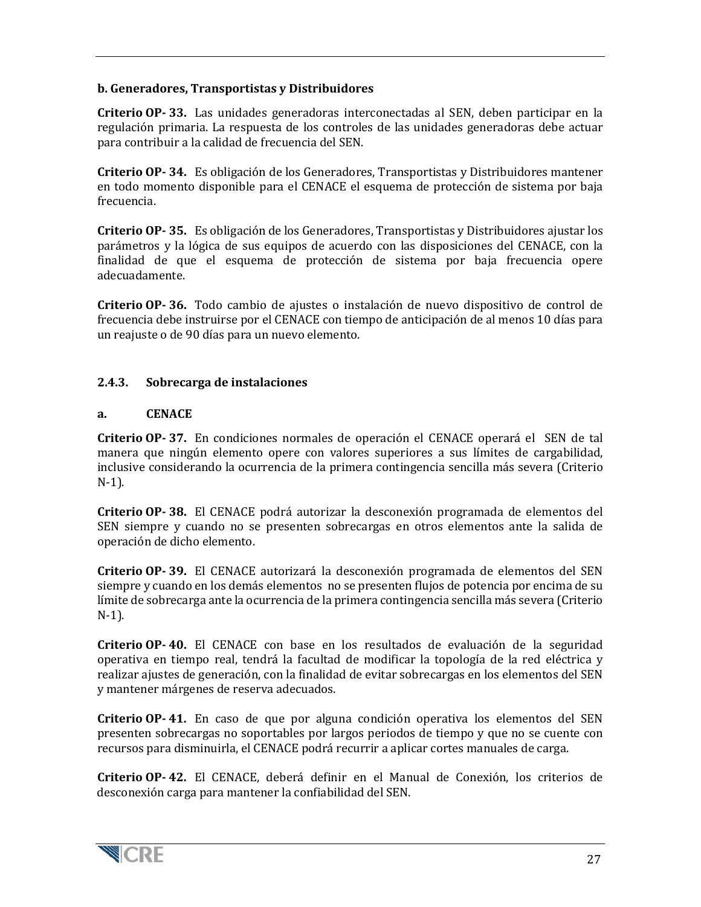**b. Generadores, Transportistas y Distribuidores**

**Criterio OP- 33.** Las unidades generadoras interconectadas al SEN, deben participar en la regulación primaria. La respuesta de los controles de las unidades generadoras debe actuar para contribuir a la calidad de frecuencia del SEN.

**Criterio OP- 34.** Es obligación de los Generadores, Transportistas y Distribuidores mantener en todo momento disponible para el CENACE el esquema de protección de sistema por baja frecuencia.

**Criterio OP- 35.** Es obligación de los Generadores, Transportistas y Distribuidores ajustar los parámetros y la lógica de sus equipos de acuerdo con las disposiciones del CENACE, con la finalidad de que el esquema de protección de sistema por baja frecuencia opere adecuadamente.

**Criterio OP- 36.** Todo cambio de ajustes o instalación de nuevo dispositivo de control de frecuencia debe instruirse por el CENACE con tiempo de anticipación de al menos 10 días para un reajuste o de 90 días para un nuevo elemento.

### 2.4.3. Sobrecarga de instalaciones

**a. CENACE**

**Criterio OP- 37.** En condiciones normales de operación el CENACE operará el SEN de tal manera que ningún elemento opere con valores superiores a sus límites de cargabilidad, inclusive considerando la ocurrencia de la primera contingencia sencilla más severa (Criterio N-1).

**Criterio OP- 38.** El CENACE podrá autorizar la desconexión programada de elementos del SEN siempre y cuando no se presenten sobrecargas en otros elementos ante la salida de operación de dicho elemento.

**Criterio OP- 39.** El CENACE autorizará la desconexión programada de elementos del SEN siempre y cuando en los demás elementos no se presenten flujos de potencia por encima de su límite de sobrecarga ante la ocurrencia de la primera contingencia sencilla más severa (Criterio N-1).

**Criterio OP- 40.** El CENACE con base en los resultados de evaluación de la seguridad operativa en tiempo real, tendrá la facultad de modificar la topología de la red eléctrica y realizar ajustes de generación, con la finalidad de evitar sobrecargas en los elementos del SEN y mantener márgenes de reserva adecuados.

**Criterio OP- 41.** En caso de que por alguna condición operativa los elementos del SEN presenten sobrecargas no soportables por largos periodos de tiempo y que no se cuente con recursos para disminuirla, el CENACE podrá recurrir a aplicar cortes manuales de carga.

**Criterio OP- 42.** El CENACE, deberá definir en el Manual de Conexión, los criterios de desconexión carga para mantener la confiabilidad del SEN.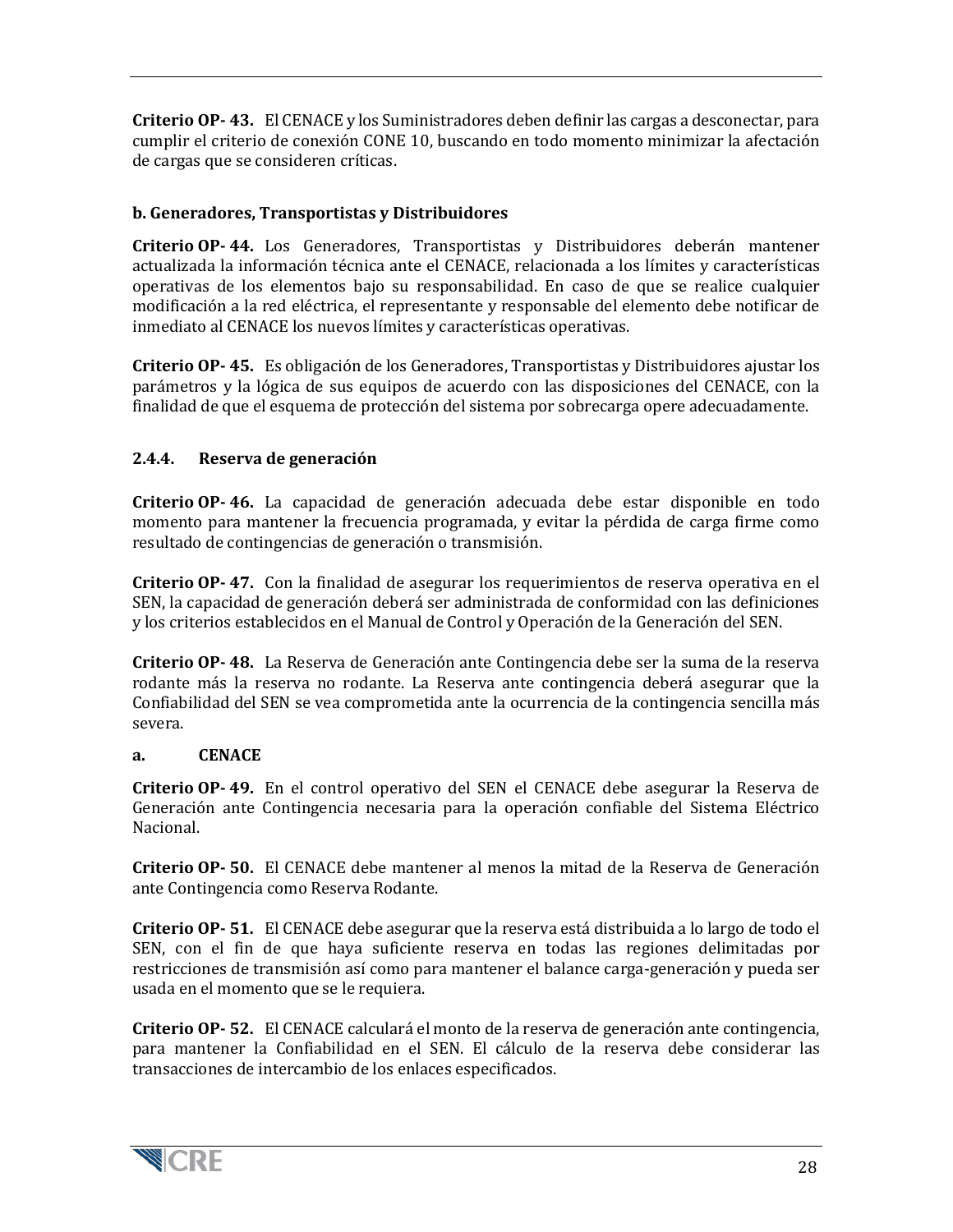**Criterio OP- 43.** El CENACE y los Suministradores deben definir las cargas a desconectar, para cumplir el criterio de conexión CONE 10, buscando en todo momento minimizar la afectación de cargas que se consideren críticas.

**b. Generadores, Transportistas y Distribuidores**

**Criterio OP- 44.** Los Generadores, Transportistas y Distribuidores deberán mantener actualizada la información técnica ante el CENACE, relacionada a los límites y características operativas de los elementos bajo su responsabilidad. En caso de que se realice cualquier modificación a la red eléctrica, el representante y responsable del elemento debe notificar de inmediato al CENACE los nuevos límites y características operativas.

**Criterio OP- 45.** Es obligación de los Generadores, Transportistas y Distribuidores ajustar los parámetros y la lógica de sus equipos de acuerdo con las disposiciones del CENACE, con la finalidad de que el esquema de protección del sistema por sobrecarga opere adecuadamente.

### 2.4.4. Reserva de generación

**Criterio OP- 46.** La capacidad de generación adecuada debe estar disponible en todo momento para mantener la frecuencia programada, y evitar la pérdida de carga firme como resultado de contingencias de generación o transmisión.

**Criterio OP- 47.** Con la finalidad de asegurar los requerimientos de reserva operativa en el SEN, la capacidad de generación deberá ser administrada de conformidad con las definiciones y los criterios establecidos en el Manual de Control y Operación de la Generación del SEN.

**Criterio OP- 48.** La Reserva de Generación ante Contingencia debe ser la suma de la reserva rodante más la reserva no rodante. La Reserva ante contingencia deberá asegurar que la Confiabilidad del SEN se vea comprometida ante la ocurrencia de la contingencia sencilla más severa.

**a. CENACE**

**Criterio OP- 49.** En el control operativo del SEN el CENACE debe asegurar la Reserva de Generación ante Contingencia necesaria para la operación confiable del Sistema Eléctrico Nacional.

**Criterio OP- 50.** El CENACE debe mantener al menos la mitad de la Reserva de Generación ante Contingencia como Reserva Rodante.

**Criterio OP- 51.** El CENACE debe asegurar que la reserva está distribuida a lo largo de todo el SEN, con el fin de que haya suficiente reserva en todas las regiones delimitadas por restricciones de transmisión así como para mantener el balance carga-generación y pueda ser usada en el momento que se le requiera.

**Criterio OP- 52.** El CENACE calculará el monto de la reserva de generación ante contingencia, para mantener la Confiabilidad en el SEN. El cálculo de la reserva debe considerar las transacciones de intercambio de los enlaces especificados.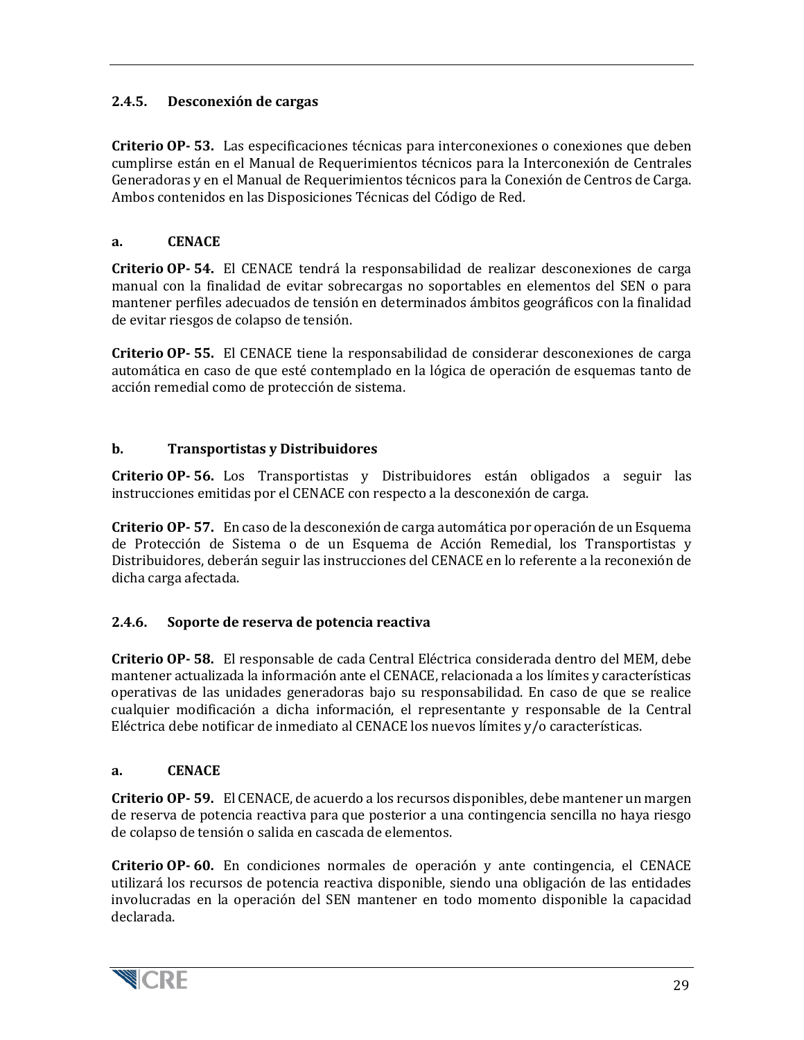### 2.4.5. Desconexión de cargas

**Criterio OP- 53.** Las especificaciones técnicas para interconexiones o conexiones que deben cumplirse están en el Manual de Requerimientos técnicos para la Interconexión de Centrales Generadoras y en el Manual de Requerimientos técnicos para la Conexión de Centros de Carga. Ambos contenidos en las Disposiciones Técnicas del Código de Red.

#### a. CENACE

**Criterio OP- 54.** El CENACE tendrá la responsabilidad de realizar desconexiones de carga manual con la finalidad de evitar sobrecargas no soportables en elementos del SEN o para mantener perfiles adecuados de tensión en determinados ámbitos geográficos con la finalidad de evitar riesgos de colapso de tensión.

**Criterio OP- 55.** El CENACE tiene la responsabilidad de considerar desconexiones de carga automática en caso de que esté contemplado en la lógica de operación de esquemas tanto de acción remedial como de protección de sistema.

#### b. Transportistas y Distribuidores

**Criterio OP- 56.** Los Transportistas y Distribuidores están obligados a seguir las instrucciones emitidas por el CENACE con respecto a la desconexión de carga.

**Criterio OP- 57.** En caso de la desconexión de carga automática por operación de un Esquema de Protección de Sistema o de un Esquema de Acción Remedial, los Transportistas y Distribuidores, deberán seguir las instrucciones del CENACE en lo referente a la reconexión de dicha carga afectada.

### 2.4.6. Soporte de reserva de potencia reactiva

**Criterio OP- 58.** El responsable de cada Central Eléctrica considerada dentro del MEM, debe mantener actualizada la información ante el CENACE, relacionada a los límites y características operativas de las unidades generadoras bajo su responsabilidad. En caso de que se realice cualquier modificación a dicha información, el representante y responsable de la Central Eléctrica debe notificar de inmediato al CENACE los nuevos límites y/o características.

#### a. CENACE

**Criterio OP- 59.** El CENACE, de acuerdo a los recursos disponibles, debe mantener un margen de reserva de potencia reactiva para que posterior a una contingencia sencilla no haya riesgo de colapso de tensión o salida en cascada de elementos.

**Criterio OP- 60.** En condiciones normales de operación y ante contingencia, el CENACE utilizará los recursos de potencia reactiva disponible, siendo una obligación de las entidades involucradas en la operación del SEN mantener en todo momento disponible la capacidad declarada.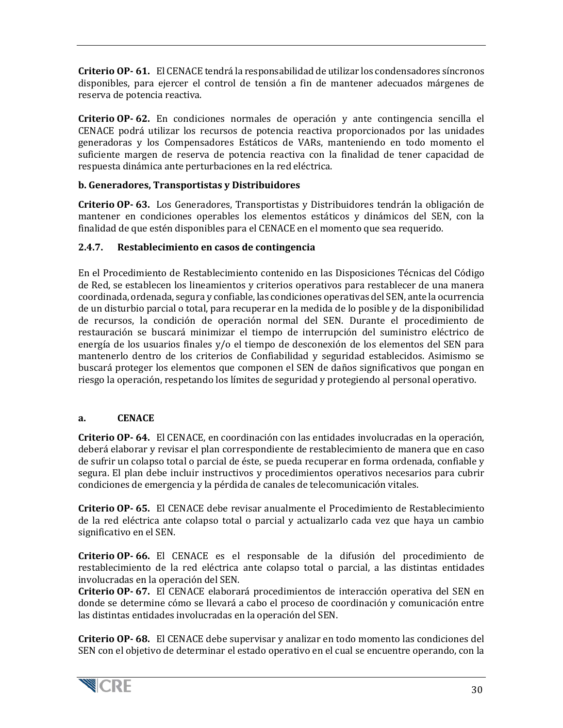**Criterio OP- 61.** El CENACE tendrá la responsabilidad de utilizar los condensadores síncronos disponibles, para ejercer el control de tensión a fin de mantener adecuados márgenes de reserva de potencia reactiva.

**Criterio OP- 62.** En condiciones normales de operación y ante contingencia sencilla el CENACE podrá utilizar los recursos de potencia reactiva proporcionados por las unidades generadoras y los Compensadores Estáticos de VARs, manteniendo en todo momento el suficiente margen de reserva de potencia reactiva con la finalidad de tener capacidad de respuesta dinámica ante perturbaciones en la red eléctrica.

**b. Generadores, Transportistas y Distribuidores**

**Criterio OP- 63.** Los Generadores, Transportistas y Distribuidores tendrán la obligación de mantener en condiciones operables los elementos estáticos y dinámicos del SEN, con la finalidad de que estén disponibles para el CENACE en el momento que sea requerido.

### 2.4.7. Restablecimiento en casos de contingencia

En el Procedimiento de Restablecimiento contenido en las Disposiciones Técnicas del Código de Red, se establecen los lineamientos y criterios operativos para restablecer de una manera coordinada, ordenada, segura y confiable, las condiciones operativas del SEN, ante la ocurrencia de un disturbio parcial o total, para recuperar en la medida de lo posible y de la disponibilidad de recursos, la condición de operación normal del SEN. Durante el procedimiento de restauración se buscará minimizar el tiempo de interrupción del suministro eléctrico de energía de los usuarios finales y/o el tiempo de desconexión de los elementos del SEN para mantenerlo dentro de los criterios de Confiabilidad y seguridad establecidos. Asimismo se buscará proteger los elementos que componen el SEN de daños significativos que pongan en riesgo la operación, respetando los límites de seguridad y protegiendo al personal operativo.

**a. CENACE**

**Criterio OP- 64.** El CENACE, en coordinación con las entidades involucradas en la operación, deberá elaborar y revisar el plan correspondiente de restablecimiento de manera que en caso de sufrir un colapso total o parcial de éste, se pueda recuperar en forma ordenada, confiable y segura. El plan debe incluir instructivos y procedimientos operativos necesarios para cubrir condiciones de emergencia y la pérdida de canales de telecomunicación vitales.

**Criterio OP- 65.** El CENACE debe revisar anualmente el Procedimiento de Restablecimiento de la red eléctrica ante colapso total o parcial y actualizarlo cada vez que haya un cambio significativo en el SEN.

**Criterio OP- 66.** El CENACE es el responsable de la difusión del procedimiento de restablecimiento de la red eléctrica ante colapso total o parcial, a las distintas entidades involucradas en la operación del SEN.

**Criterio OP- 67.** El CENACE elaborará procedimientos de interacción operativa del SEN en donde se determine cómo se llevará a cabo el proceso de coordinación y comunicación entre las distintas entidades involucradas en la operación del SEN.

**Criterio OP- 68.** El CENACE debe supervisar y analizar en todo momento las condiciones del SEN con el objetivo de determinar el estado operativo en el cual se encuentre operando, con la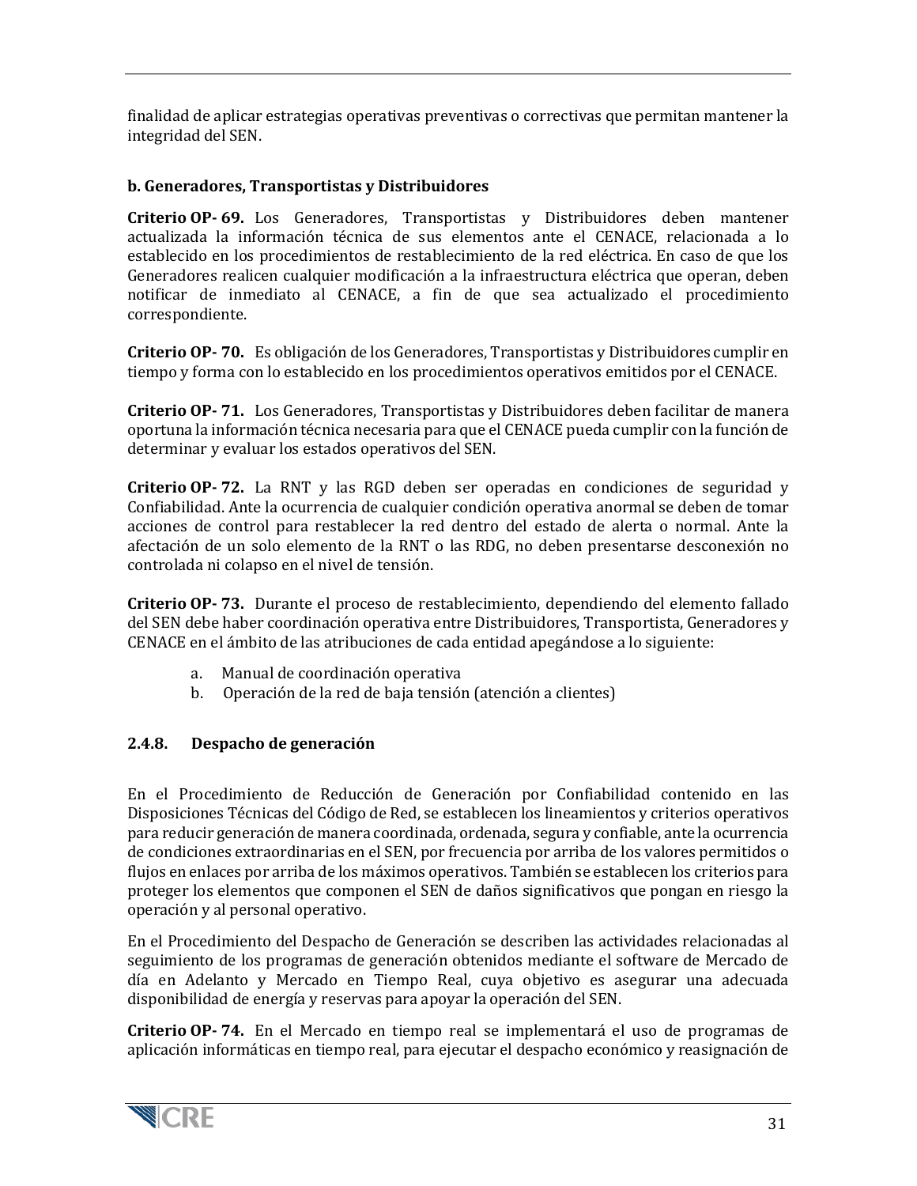finalidad de aplicar estrategias operativas preventivas o correctivas que permitan mantener la integridad del SEN.

**b. Generadores, Transportistas y Distribuidores**

**Criterio OP- 69.** Los Generadores, Transportistas y Distribuidores deben mantener actualizada la información técnica de sus elementos ante el CENACE, relacionada a lo establecido en los procedimientos de restablecimiento de la red eléctrica. En caso de que los Generadores realicen cualquier modificación a la infraestructura eléctrica que operan, deben notificar de inmediato al CENACE, a fin de que sea actualizado el procedimiento correspondiente.

**Criterio OP- 70.** Es obligación de los Generadores, Transportistas y Distribuidores cumplir en tiempo y forma con lo establecido en los procedimientos operativos emitidos por el CENACE.

**Criterio OP- 71.** Los Generadores, Transportistas y Distribuidores deben facilitar de manera oportuna la información técnica necesaria para que el CENACE pueda cumplir con la función de determinar y evaluar los estados operativos del SEN.

**Criterio OP- 72.** La RNT y las RGD deben ser operadas en condiciones de seguridad y Confiabilidad. Ante la ocurrencia de cualquier condición operativa anormal se deben de tomar acciones de control para restablecer la red dentro del estado de alerta o normal. Ante la afectación de un solo elemento de la RNT o las RDG, no deben presentarse desconexión no controlada ni colapso en el nivel de tensión.

**Criterio OP- 73.** Durante el proceso de restablecimiento, dependiendo del elemento fallado del SEN debe haber coordinación operativa entre Distribuidores, Transportista, Generadores y CENACE en el ámbito de las atribuciones de cada entidad apegándose a lo siguiente:

a. Manual de coordinación operativa
b. Operación de la red de baja tensión (atención a clientes)

### 2.4.8. Despacho de generación

En el Procedimiento de Reducción de Generación por Confiabilidad contenido en las Disposiciones Técnicas del Código de Red, se establecen los lineamientos y criterios operativos para reducir generación de manera coordinada, ordenada, segura y confiable, ante la ocurrencia de condiciones extraordinarias en el SEN, por frecuencia por arriba de los valores permitidos o flujos en enlaces por arriba de los máximos operativos. También se establecen los criterios para proteger los elementos que componen el SEN de daños significativos que pongan en riesgo la operación y al personal operativo.

En el Procedimiento del Despacho de Generación se describen las actividades relacionadas al seguimiento de los programas de generación obtenidos mediante el software de Mercado de día en Adelanto y Mercado en Tiempo Real, cuya objetivo es asegurar una adecuada disponibilidad de energía y reservas para apoyar la operación del SEN.

**Criterio OP- 74.** En el Mercado en tiempo real se implementará el uso de programas de aplicación informáticas en tiempo real, para ejecutar el despacho económico y reasignación de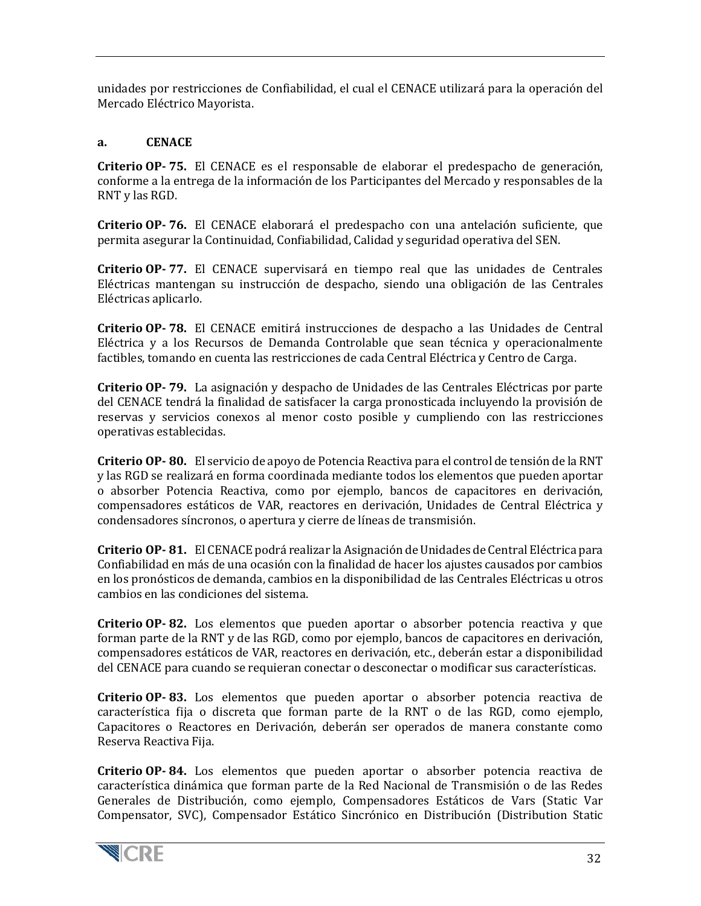unidades por restricciones de Confiabilidad, el cual el CENACE utilizará para la operación del Mercado Eléctrico Mayorista.

**a. CENACE**

**Criterio OP- 75.** El CENACE es el responsable de elaborar el predespacho de generación, conforme a la entrega de la información de los Participantes del Mercado y responsables de la RNT y las RGD.

**Criterio OP- 76.** El CENACE elaborará el predespacho con una antelación suficiente, que permita asegurar la Continuidad, Confiabilidad, Calidad y seguridad operativa del SEN.

**Criterio OP- 77.** El CENACE supervisará en tiempo real que las unidades de Centrales Eléctricas mantengan su instrucción de despacho, siendo una obligación de las Centrales Eléctricas aplicarlo.

**Criterio OP- 78.** El CENACE emitirá instrucciones de despacho a las Unidades de Central Eléctrica y a los Recursos de Demanda Controlable que sean técnica y operacionalmente factibles, tomando en cuenta las restricciones de cada Central Eléctrica y Centro de Carga.

**Criterio OP- 79.** La asignación y despacho de Unidades de las Centrales Eléctricas por parte del CENACE tendrá la finalidad de satisfacer la carga pronosticada incluyendo la provisión de reservas y servicios conexos al menor costo posible y cumpliendo con las restricciones operativas establecidas.

**Criterio OP- 80.** El servicio de apoyo de Potencia Reactiva para el control de tensión de la RNT y las RGD se realizará en forma coordinada mediante todos los elementos que pueden aportar o absorber Potencia Reactiva, como por ejemplo, bancos de capacitores en derivación, compensadores estáticos de VAR, reactores en derivación, Unidades de Central Eléctrica y condensadores síncronos, o apertura y cierre de líneas de transmisión.

**Criterio OP- 81.** El CENACE podrá realizar la Asignación de Unidades de Central Eléctrica para Confiabilidad en más de una ocasión con la finalidad de hacer los ajustes causados por cambios en los pronósticos de demanda, cambios en la disponibilidad de las Centrales Eléctricas u otros cambios en las condiciones del sistema.

**Criterio OP- 82.** Los elementos que pueden aportar o absorber potencia reactiva y que forman parte de la RNT y de las RGD, como por ejemplo, bancos de capacitores en derivación, compensadores estáticos de VAR, reactores en derivación, etc., deberán estar a disponibilidad del CENACE para cuando se requieran conectar o desconectar o modificar sus características.

**Criterio OP- 83.** Los elementos que pueden aportar o absorber potencia reactiva de característica fija o discreta que forman parte de la RNT o de las RGD, como ejemplo, Capacitores o Reactores en Derivación, deberán ser operados de manera constante como Reserva Reactiva Fija.

**Criterio OP- 84.** Los elementos que pueden aportar o absorber potencia reactiva de característica dinámica que forman parte de la Red Nacional de Transmisión o de las Redes Generales de Distribución, como ejemplo, Compensadores Estáticos de Vars (Static Var Compensator, SVC), Compensador Estático Sincrónico en Distribución (Distribution Static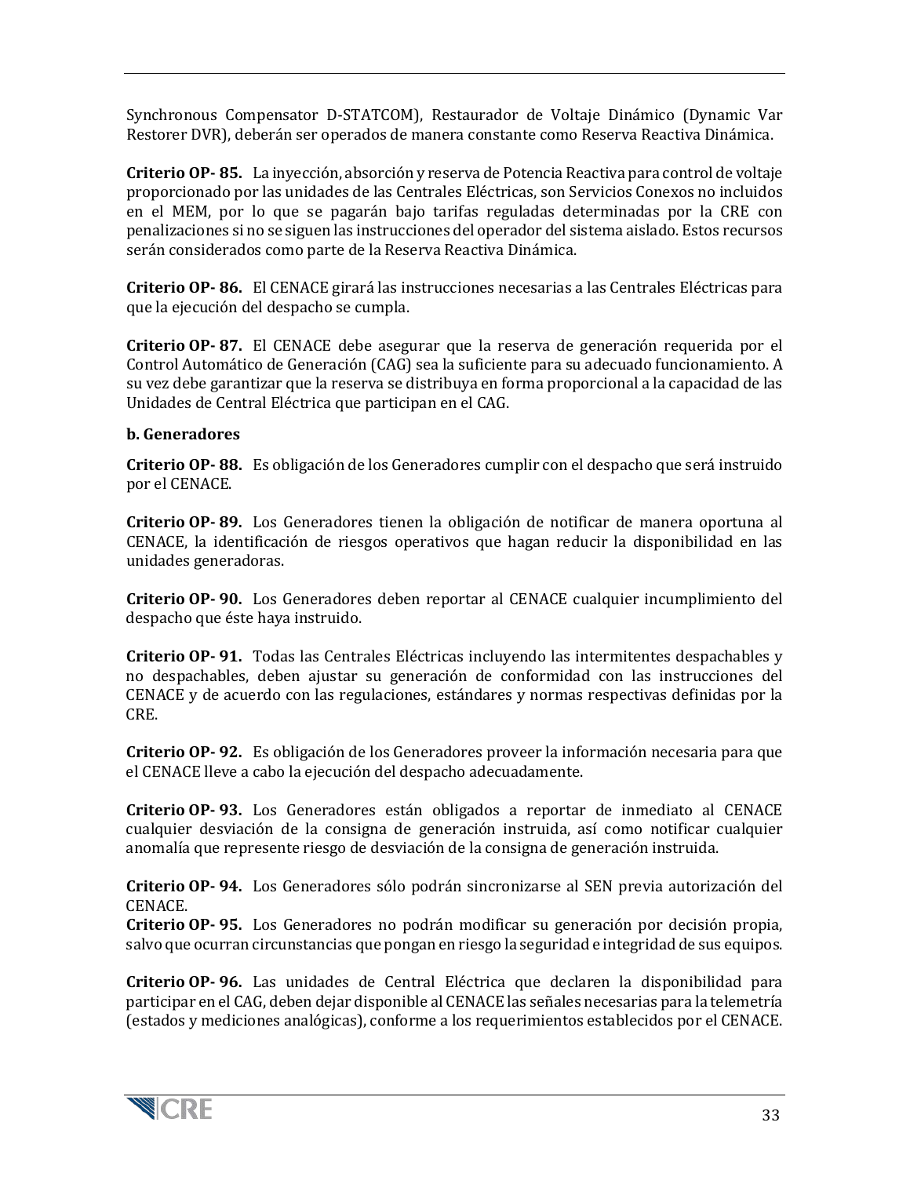Synchronous Compensator D-STATCOM), Restaurador de Voltaje Dinámico (Dynamic Var Restorer DVR), deberán ser operados de manera constante como Reserva Reactiva Dinámica.

**Criterio OP- 85.** La inyección, absorción y reserva de Potencia Reactiva para control de voltaje proporcionado por las unidades de las Centrales Eléctricas, son Servicios Conexos no incluidos en el MEM, por lo que se pagarán bajo tarifas reguladas determinadas por la CRE con penalizaciones si no se siguen las instrucciones del operador del sistema aislado. Estos recursos serán considerados como parte de la Reserva Reactiva Dinámica.

**Criterio OP- 86.** El CENACE girará las instrucciones necesarias a las Centrales Eléctricas para que la ejecución del despacho se cumpla.

**Criterio OP- 87.** El CENACE debe asegurar que la reserva de generación requerida por el Control Automático de Generación (CAG) sea la suficiente para su adecuado funcionamiento. A su vez debe garantizar que la reserva se distribuya en forma proporcional a la capacidad de las Unidades de Central Eléctrica que participan en el CAG.

**b. Generadores**

**Criterio OP- 88.** Es obligación de los Generadores cumplir con el despacho que será instruido por el CENACE.

**Criterio OP- 89.** Los Generadores tienen la obligación de notificar de manera oportuna al CENACE, la identificación de riesgos operativos que hagan reducir la disponibilidad en las unidades generadoras.

**Criterio OP- 90.** Los Generadores deben reportar al CENACE cualquier incumplimiento del despacho que éste haya instruido.

**Criterio OP- 91.** Todas las Centrales Eléctricas incluyendo las intermitentes despachables y no despachables, deben ajustar su generación de conformidad con las instrucciones del CENACE y de acuerdo con las regulaciones, estándares y normas respectivas definidas por la CRE.

**Criterio OP- 92.** Es obligación de los Generadores proveer la información necesaria para que el CENACE lleve a cabo la ejecución del despacho adecuadamente.

**Criterio OP- 93.** Los Generadores están obligados a reportar de inmediato al CENACE cualquier desviación de la consigna de generación instruida, así como notificar cualquier anomalía que represente riesgo de desviación de la consigna de generación instruida.

**Criterio OP- 94.** Los Generadores sólo podrán sincronizarse al SEN previa autorización del CENACE.

**Criterio OP- 95.** Los Generadores no podrán modificar su generación por decisión propia, salvo que ocurran circunstancias que pongan en riesgo la seguridad e integridad de sus equipos.

**Criterio OP- 96.** Las unidades de Central Eléctrica que declaren la disponibilidad para participar en el CAG, deben dejar disponible al CENACE las señales necesarias para la telemetría (estados y mediciones analógicas), conforme a los requerimientos establecidos por el CENACE.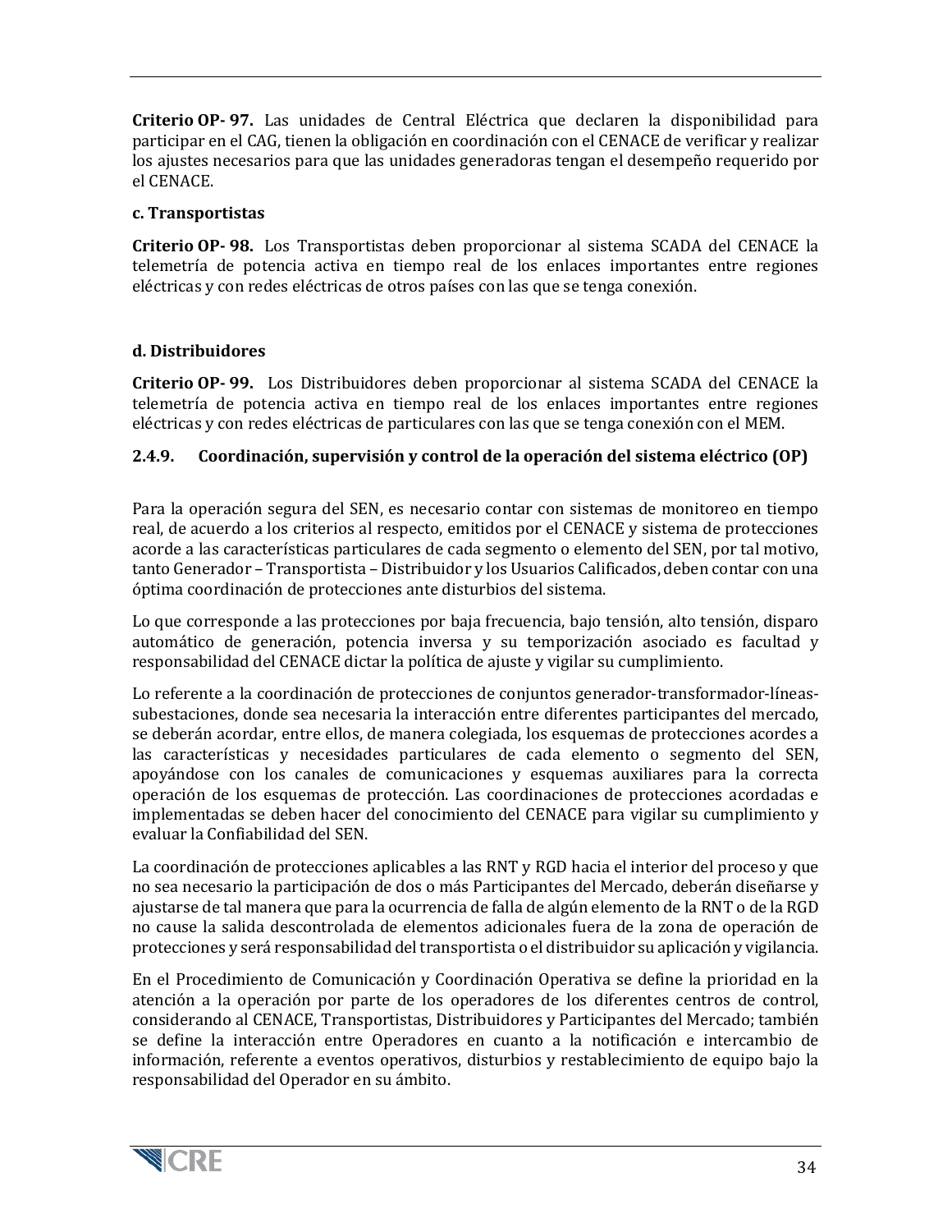**Criterio OP- 97.** Las unidades de Central Eléctrica que declaren la disponibilidad para participar en el CAG, tienen la obligación en coordinación con el CENACE de verificar y realizar los ajustes necesarios para que las unidades generadoras tengan el desempeño requerido por el CENACE.

**c. Transportistas**

**Criterio OP- 98.** Los Transportistas deben proporcionar al sistema SCADA del CENACE la telemetría de potencia activa en tiempo real de los enlaces importantes entre regiones eléctricas y con redes eléctricas de otros países con las que se tenga conexión.

**d. Distribuidores**

**Criterio OP- 99.** Los Distribuidores deben proporcionar al sistema SCADA del CENACE la telemetría de potencia activa en tiempo real de los enlaces importantes entre regiones eléctricas y con redes eléctricas de particulares con las que se tenga conexión con el MEM.

### 2.4.9. Coordinación, supervisión y control de la operación del sistema eléctrico (OP)

Para la operación segura del SEN, es necesario contar con sistemas de monitoreo en tiempo real, de acuerdo a los criterios al respecto, emitidos por el CENACE y sistema de protecciones acorde a las características particulares de cada segmento o elemento del SEN, por tal motivo, tanto Generador – Transportista – Distribuidor y los Usuarios Calificados, deben contar con una óptima coordinación de protecciones ante disturbios del sistema.

Lo que corresponde a las protecciones por baja frecuencia, bajo tensión, alto tensión, disparo automático de generación, potencia inversa y su temporización asociado es facultad y responsabilidad del CENACE dictar la política de ajuste y vigilar su cumplimiento.

Lo referente a la coordinación de protecciones de conjuntos generador-transformador-líneas-subestaciones, donde sea necesaria la interacción entre diferentes participantes del mercado, se deberán acordar, entre ellos, de manera colegiada, los esquemas de protecciones acordes a las características y necesidades particulares de cada elemento o segmento del SEN, apoyándose con los canales de comunicaciones y esquemas auxiliares para la correcta operación de los esquemas de protección. Las coordinaciones de protecciones acordadas e implementadas se deben hacer del conocimiento del CENACE para vigilar su cumplimiento y evaluar la Confiabilidad del SEN.

La coordinación de protecciones aplicables a las RNT y RGD hacia el interior del proceso y que no sea necesario la participación de dos o más Participantes del Mercado, deberán diseñarse y ajustarse de tal manera que para la ocurrencia de falla de algún elemento de la RNT o de la RGD no cause la salida descontrolada de elementos adicionales fuera de la zona de operación de protecciones y será responsabilidad del transportista o el distribuidor su aplicación y vigilancia.

En el Procedimiento de Comunicación y Coordinación Operativa se define la prioridad en la atención a la operación por parte de los operadores de los diferentes centros de control, considerando al CENACE, Transportistas, Distribuidores y Participantes del Mercado; también se define la interacción entre Operadores en cuanto a la notificación e intercambio de información, referente a eventos operativos, disturbios y restablecimiento de equipo bajo la responsabilidad del Operador en su ámbito.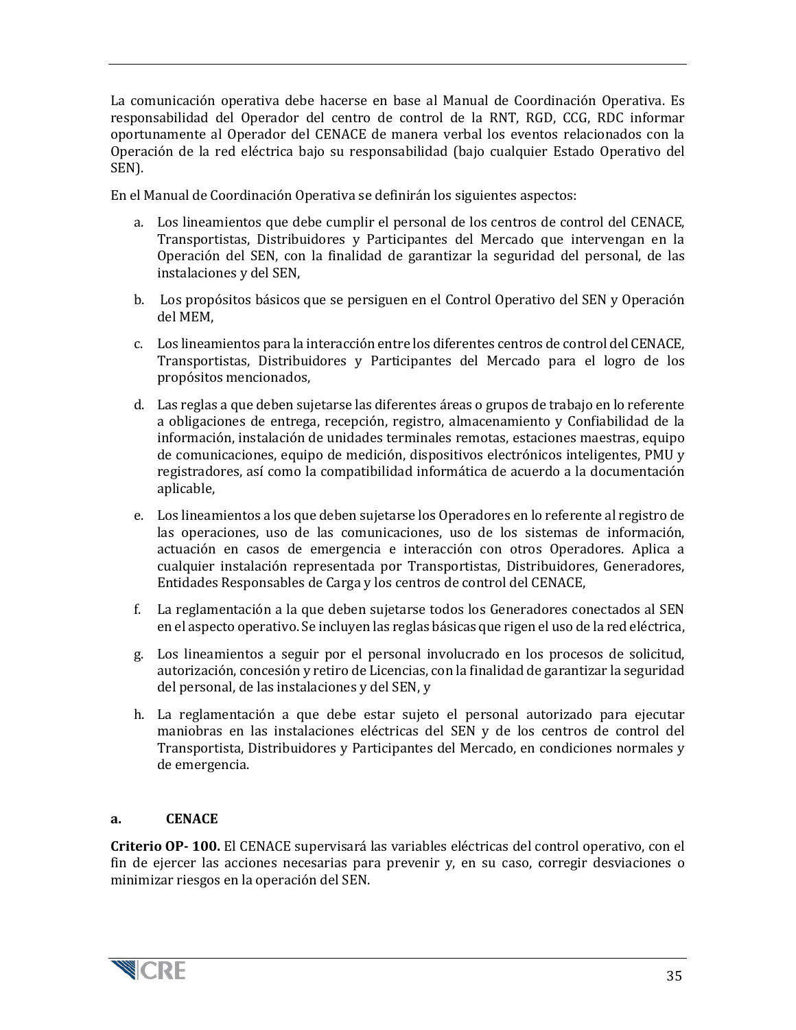La comunicación operativa debe hacerse en base al Manual de Coordinación Operativa. Es responsabilidad del Operador del centro de control de la RNT, RGD, CCG, RDC informar oportunamente al Operador del CENACE de manera verbal los eventos relacionados con la Operación de la red eléctrica bajo su responsabilidad (bajo cualquier Estado Operativo del SEN).

En el Manual de Coordinación Operativa se definirán los siguientes aspectos:

a. Los lineamientos que debe cumplir el personal de los centros de control del CENACE, Transportistas, Distribuidores y Participantes del Mercado que intervengan en la Operación del SEN, con la finalidad de garantizar la seguridad del personal, de las instalaciones y del SEN,

b. Los propósitos básicos que se persiguen en el Control Operativo del SEN y Operación del MEM,

c. Los lineamientos para la interacción entre los diferentes centros de control del CENACE, Transportistas, Distribuidores y Participantes del Mercado para el logro de los propósitos mencionados,

d. Las reglas a que deben sujetarse las diferentes áreas o grupos de trabajo en lo referente a obligaciones de entrega, recepción, registro, almacenamiento y Confiabilidad de la información, instalación de unidades terminales remotas, estaciones maestras, equipo de comunicaciones, equipo de medición, dispositivos electrónicos inteligentes, PMU y registradores, así como la compatibilidad informática de acuerdo a la documentación aplicable,

e. Los lineamientos a los que deben sujetarse los Operadores en lo referente al registro de las operaciones, uso de las comunicaciones, uso de los sistemas de información, actuación en casos de emergencia e interacción con otros Operadores. Aplica a cualquier instalación representada por Transportistas, Distribuidores, Generadores, Entidades Responsables de Carga y los centros de control del CENACE,

f. La reglamentación a la que deben sujetarse todos los Generadores conectados al SEN en el aspecto operativo. Se incluyen las reglas básicas que rigen el uso de la red eléctrica,

g. Los lineamientos a seguir por el personal involucrado en los procesos de solicitud, autorización, concesión y retiro de Licencias, con la finalidad de garantizar la seguridad del personal, de las instalaciones y del SEN, y

h. La reglamentación a que debe estar sujeto el personal autorizado para ejecutar maniobras en las instalaciones eléctricas del SEN y de los centros de control del Transportista, Distribuidores y Participantes del Mercado, en condiciones normales y de emergencia.

### a. CENACE

**Criterio OP- 100.** El CENACE supervisará las variables eléctricas del control operativo, con el fin de ejercer las acciones necesarias para prevenir y, en su caso, corregir desviaciones o minimizar riesgos en la operación del SEN.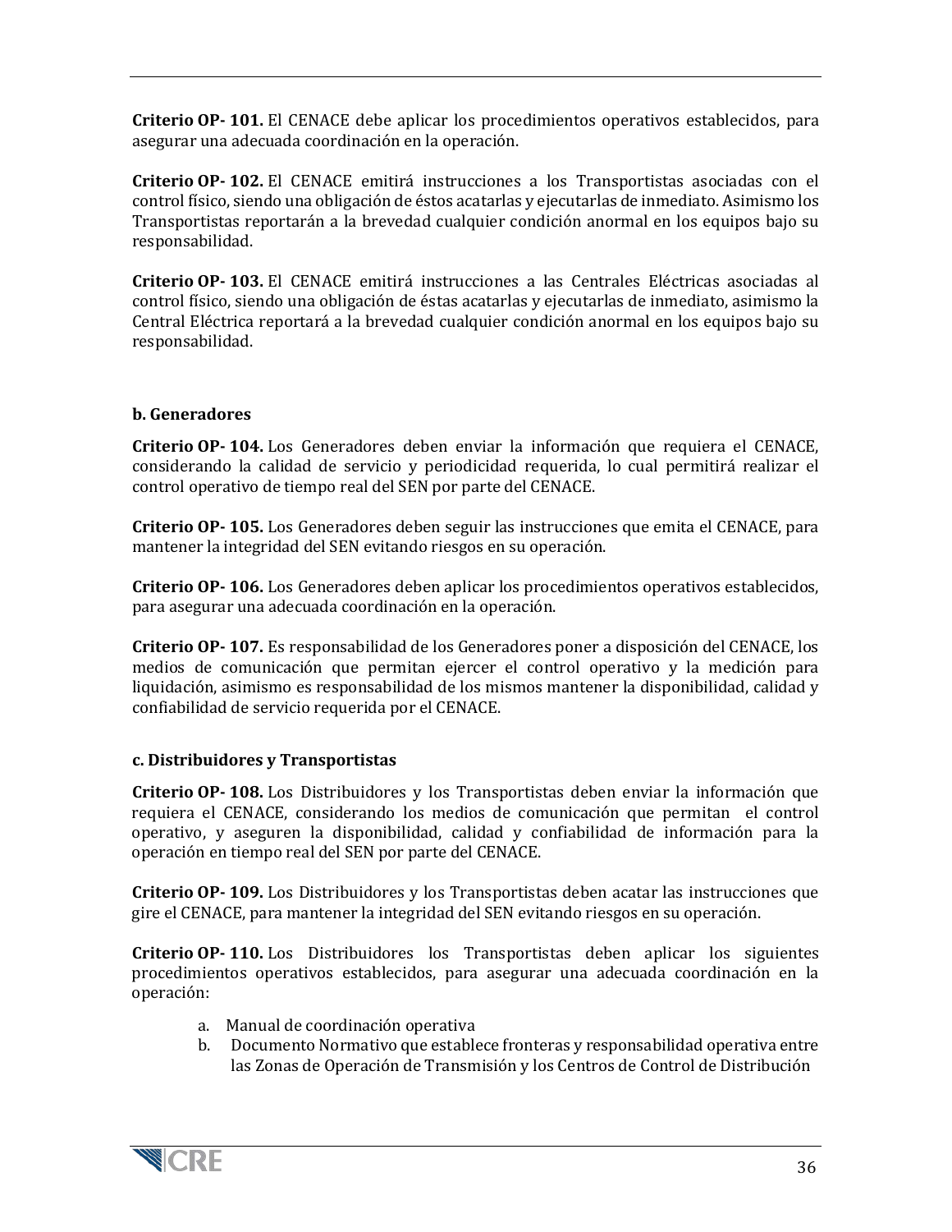**Criterio OP- 101.** El CENACE debe aplicar los procedimientos operativos establecidos, para asegurar una adecuada coordinación en la operación.

**Criterio OP- 102.** El CENACE emitirá instrucciones a los Transportistas asociadas con el control físico, siendo una obligación de éstos acatarlas y ejecutarlas de inmediato. Asimismo los Transportistas reportarán a la brevedad cualquier condición anormal en los equipos bajo su responsabilidad.

**Criterio OP- 103.** El CENACE emitirá instrucciones a las Centrales Eléctricas asociadas al control físico, siendo una obligación de éstas acatarlas y ejecutarlas de inmediato, asimismo la Central Eléctrica reportará a la brevedad cualquier condición anormal en los equipos bajo su responsabilidad.

### b. Generadores

**Criterio OP- 104.** Los Generadores deben enviar la información que requiera el CENACE, considerando la calidad de servicio y periodicidad requerida, lo cual permitirá realizar el control operativo de tiempo real del SEN por parte del CENACE.

**Criterio OP- 105.** Los Generadores deben seguir las instrucciones que emita el CENACE, para mantener la integridad del SEN evitando riesgos en su operación.

**Criterio OP- 106.** Los Generadores deben aplicar los procedimientos operativos establecidos, para asegurar una adecuada coordinación en la operación.

**Criterio OP- 107.** Es responsabilidad de los Generadores poner a disposición del CENACE, los medios de comunicación que permitan ejercer el control operativo y la medición para liquidación, asimismo es responsabilidad de los mismos mantener la disponibilidad, calidad y confiabilidad de servicio requerida por el CENACE.

### c. Distribuidores y Transportistas

**Criterio OP- 108.** Los Distribuidores y los Transportistas deben enviar la información que requiera el CENACE, considerando los medios de comunicación que permitan el control operativo, y aseguren la disponibilidad, calidad y confiabilidad de información para la operación en tiempo real del SEN por parte del CENACE.

**Criterio OP- 109.** Los Distribuidores y los Transportistas deben acatar las instrucciones que gire el CENACE, para mantener la integridad del SEN evitando riesgos en su operación.

**Criterio OP- 110.** Los Distribuidores los Transportistas deben aplicar los siguientes procedimientos operativos establecidos, para asegurar una adecuada coordinación en la operación:

a. Manual de coordinación operativa
b. Documento Normativo que establece fronteras y responsabilidad operativa entre las Zonas de Operación de Transmisión y los Centros de Control de Distribución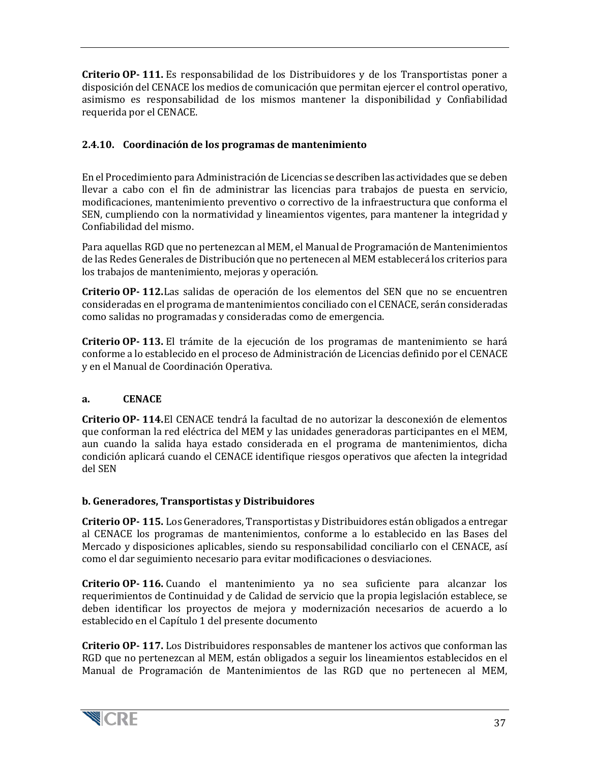**Criterio OP- 111.** Es responsabilidad de los Distribuidores y de los Transportistas poner a disposición del CENACE los medios de comunicación que permitan ejercer el control operativo, asimismo es responsabilidad de los mismos mantener la disponibilidad y Confiabilidad requerida por el CENACE.

### 2.4.10. Coordinación de los programas de mantenimiento

En el Procedimiento para Administración de Licencias se describen las actividades que se deben llevar a cabo con el fin de administrar las licencias para trabajos de puesta en servicio, modificaciones, mantenimiento preventivo o correctivo de la infraestructura que conforma el SEN, cumpliendo con la normatividad y lineamientos vigentes, para mantener la integridad y Confiabilidad del mismo.

Para aquellas RGD que no pertenezcan al MEM, el Manual de Programación de Mantenimientos de las Redes Generales de Distribución que no pertenecen al MEM establecerá los criterios para los trabajos de mantenimiento, mejoras y operación.

**Criterio OP- 112.**Las salidas de operación de los elementos del SEN que no se encuentren consideradas en el programa de mantenimientos conciliado con el CENACE, serán consideradas como salidas no programadas y consideradas como de emergencia.

**Criterio OP- 113.** El trámite de la ejecución de los programas de mantenimiento se hará conforme a lo establecido en el proceso de Administración de Licencias definido por el CENACE y en el Manual de Coordinación Operativa.

**a. CENACE**

**Criterio OP- 114.**El CENACE tendrá la facultad de no autorizar la desconexión de elementos que conforman la red eléctrica del MEM y las unidades generadoras participantes en el MEM, aun cuando la salida haya estado considerada en el programa de mantenimientos, dicha condición aplicará cuando el CENACE identifique riesgos operativos que afecten la integridad del SEN

**b. Generadores, Transportistas y Distribuidores**

**Criterio OP- 115.** Los Generadores, Transportistas y Distribuidores están obligados a entregar al CENACE los programas de mantenimientos, conforme a lo establecido en las Bases del Mercado y disposiciones aplicables, siendo su responsabilidad conciliarlo con el CENACE, así como el dar seguimiento necesario para evitar modificaciones o desviaciones.

**Criterio OP- 116.** Cuando el mantenimiento ya no sea suficiente para alcanzar los requerimientos de Continuidad y de Calidad de servicio que la propia legislación establece, se deben identificar los proyectos de mejora y modernización necesarios de acuerdo a lo establecido en el Capítulo 1 del presente documento

**Criterio OP- 117.** Los Distribuidores responsables de mantener los activos que conforman las RGD que no pertenezcan al MEM, están obligados a seguir los lineamientos establecidos en el Manual de Programación de Mantenimientos de las RGD que no pertenecen al MEM,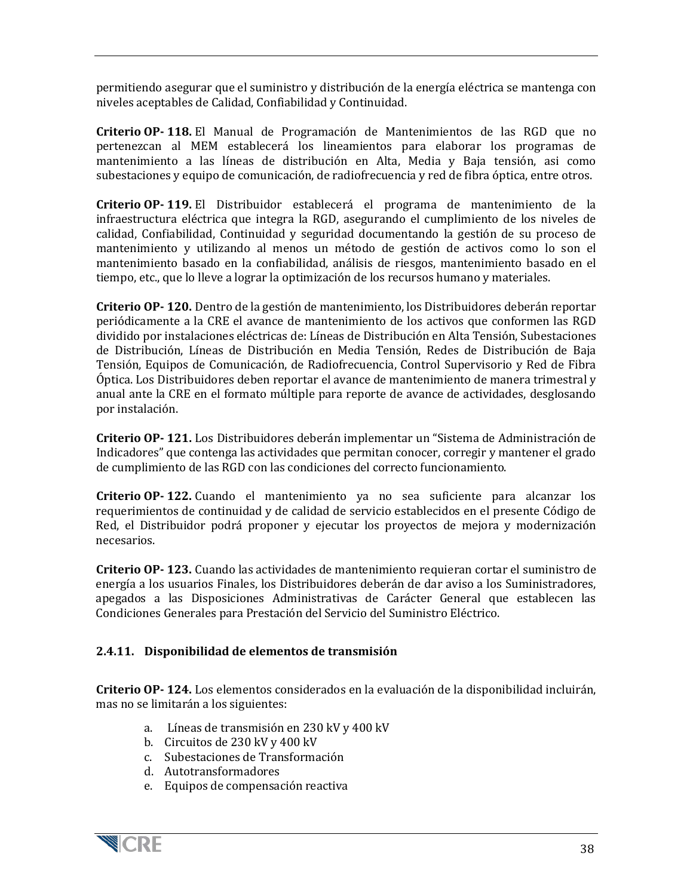permitiendo asegurar que el suministro y distribución de la energía eléctrica se mantenga con niveles aceptables de Calidad, Confiabilidad y Continuidad.

**Criterio OP- 118.** El Manual de Programación de Mantenimientos de las RGD que no pertenezcan al MEM establecerá los lineamientos para elaborar los programas de mantenimiento a las líneas de distribución en Alta, Media y Baja tensión, asi como subestaciones y equipo de comunicación, de radiofrecuencia y red de fibra óptica, entre otros.

**Criterio OP- 119.** El Distribuidor establecerá el programa de mantenimiento de la infraestructura eléctrica que integra la RGD, asegurando el cumplimiento de los niveles de calidad, Confiabilidad, Continuidad y seguridad documentando la gestión de su proceso de mantenimiento y utilizando al menos un método de gestión de activos como lo son el mantenimiento basado en la confiabilidad, análisis de riesgos, mantenimiento basado en el tiempo, etc., que lo lleve a lograr la optimización de los recursos humano y materiales.

**Criterio OP- 120.** Dentro de la gestión de mantenimiento, los Distribuidores deberán reportar periódicamente a la CRE el avance de mantenimiento de los activos que conformen las RGD dividido por instalaciones eléctricas de: Líneas de Distribución en Alta Tensión, Subestaciones de Distribución, Líneas de Distribución en Media Tensión, Redes de Distribución de Baja Tensión, Equipos de Comunicación, de Radiofrecuencia, Control Supervisorio y Red de Fibra Óptica. Los Distribuidores deben reportar el avance de mantenimiento de manera trimestral y anual ante la CRE en el formato múltiple para reporte de avance de actividades, desglosando por instalación.

**Criterio OP- 121.** Los Distribuidores deberán implementar un "Sistema de Administración de Indicadores" que contenga las actividades que permitan conocer, corregir y mantener el grado de cumplimiento de las RGD con las condiciones del correcto funcionamiento.

**Criterio OP- 122.** Cuando el mantenimiento ya no sea suficiente para alcanzar los requerimientos de continuidad y de calidad de servicio establecidos en el presente Código de Red, el Distribuidor podrá proponer y ejecutar los proyectos de mejora y modernización necesarios.

**Criterio OP- 123.** Cuando las actividades de mantenimiento requieran cortar el suministro de energía a los usuarios Finales, los Distribuidores deberán de dar aviso a los Suministradores, apegados a las Disposiciones Administrativas de Carácter General que establecen las Condiciones Generales para Prestación del Servicio del Suministro Eléctrico.

### 2.4.11. Disponibilidad de elementos de transmisión

**Criterio OP- 124.** Los elementos considerados en la evaluación de la disponibilidad incluirán, mas no se limitarán a los siguientes:

a. Líneas de transmisión en 230 kV y 400 kV
b. Circuitos de 230 kV y 400 kV
c. Subestaciones de Transformación
d. Autotransformadores
e. Equipos de compensación reactiva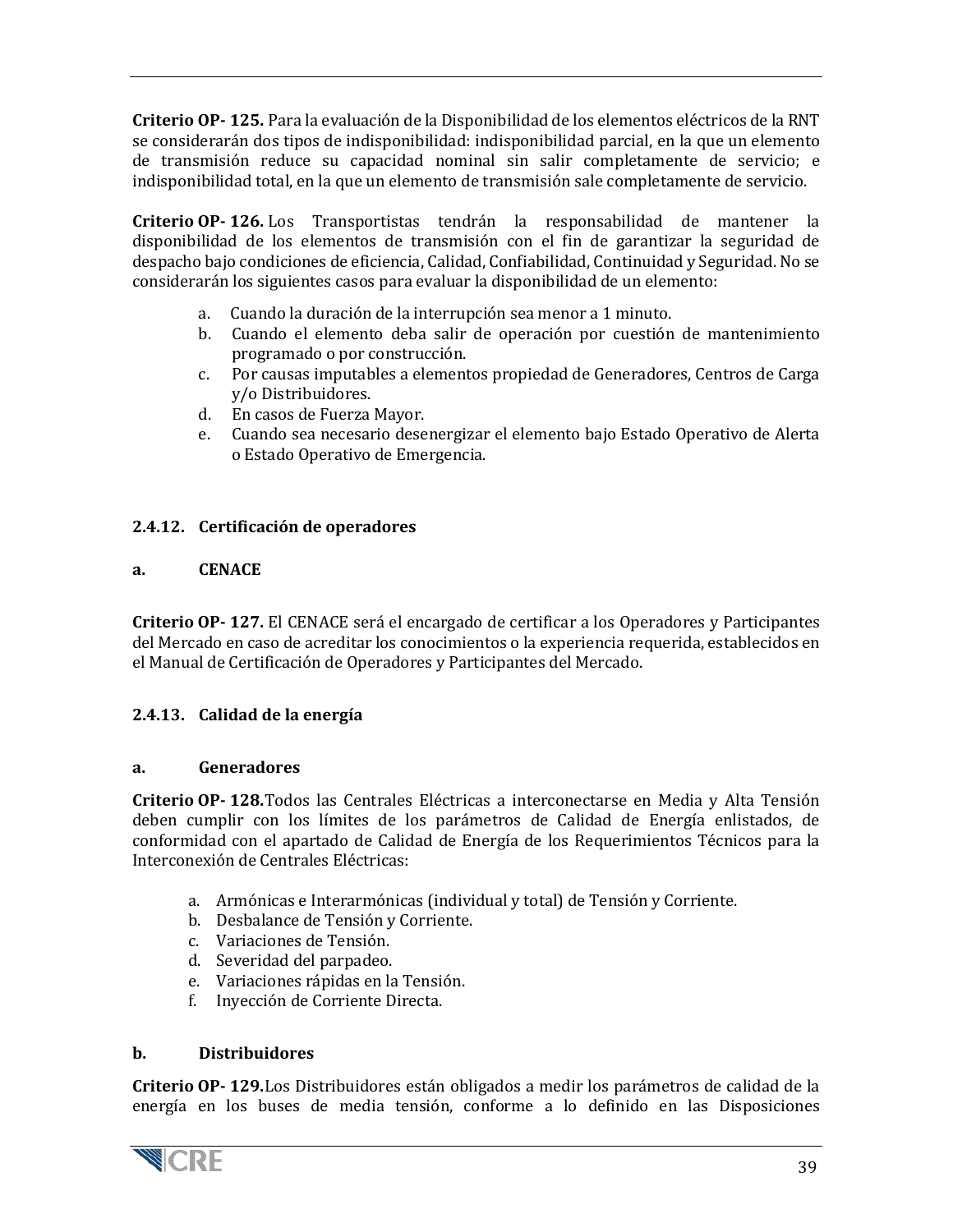**Criterio OP- 125.** Para la evaluación de la Disponibilidad de los elementos eléctricos de la RNT se considerarán dos tipos de indisponibilidad: indisponibilidad parcial, en la que un elemento de transmisión reduce su capacidad nominal sin salir completamente de servicio; e indisponibilidad total, en la que un elemento de transmisión sale completamente de servicio.

**Criterio OP- 126.** Los Transportistas tendrán la responsabilidad de mantener la disponibilidad de los elementos de transmisión con el fin de garantizar la seguridad de despacho bajo condiciones de eficiencia, Calidad, Confiabilidad, Continuidad y Seguridad. No se considerarán los siguientes casos para evaluar la disponibilidad de un elemento:

a. Cuando la duración de la interrupción sea menor a 1 minuto.
b. Cuando el elemento deba salir de operación por cuestión de mantenimiento programado o por construcción.
c. Por causas imputables a elementos propiedad de Generadores, Centros de Carga y/o Distribuidores.
d. En casos de Fuerza Mayor.
e. Cuando sea necesario desenergizar el elemento bajo Estado Operativo de Alerta o Estado Operativo de Emergencia.

### 2.4.12. Certificación de operadores

#### a. CENACE

**Criterio OP- 127.** El CENACE será el encargado de certificar a los Operadores y Participantes del Mercado en caso de acreditar los conocimientos o la experiencia requerida, establecidos en el Manual de Certificación de Operadores y Participantes del Mercado.

### 2.4.13. Calidad de la energía

#### a. Generadores

**Criterio OP- 128.** Todos las Centrales Eléctricas a interconectarse en Media y Alta Tensión deben cumplir con los límites de los parámetros de Calidad de Energía enlistados, de conformidad con el apartado de Calidad de Energía de los Requerimientos Técnicos para la Interconexión de Centrales Eléctricas:

a. Armónicas e Interarmónicas (individual y total) de Tensión y Corriente.
b. Desbalance de Tensión y Corriente.
c. Variaciones de Tensión.
d. Severidad del parpadeo.
e. Variaciones rápidas en la Tensión.
f. Inyección de Corriente Directa.

#### b. Distribuidores

**Criterio OP- 129.** Los Distribuidores están obligados a medir los parámetros de calidad de la energía en los buses de media tensión, conforme a lo definido en las Disposiciones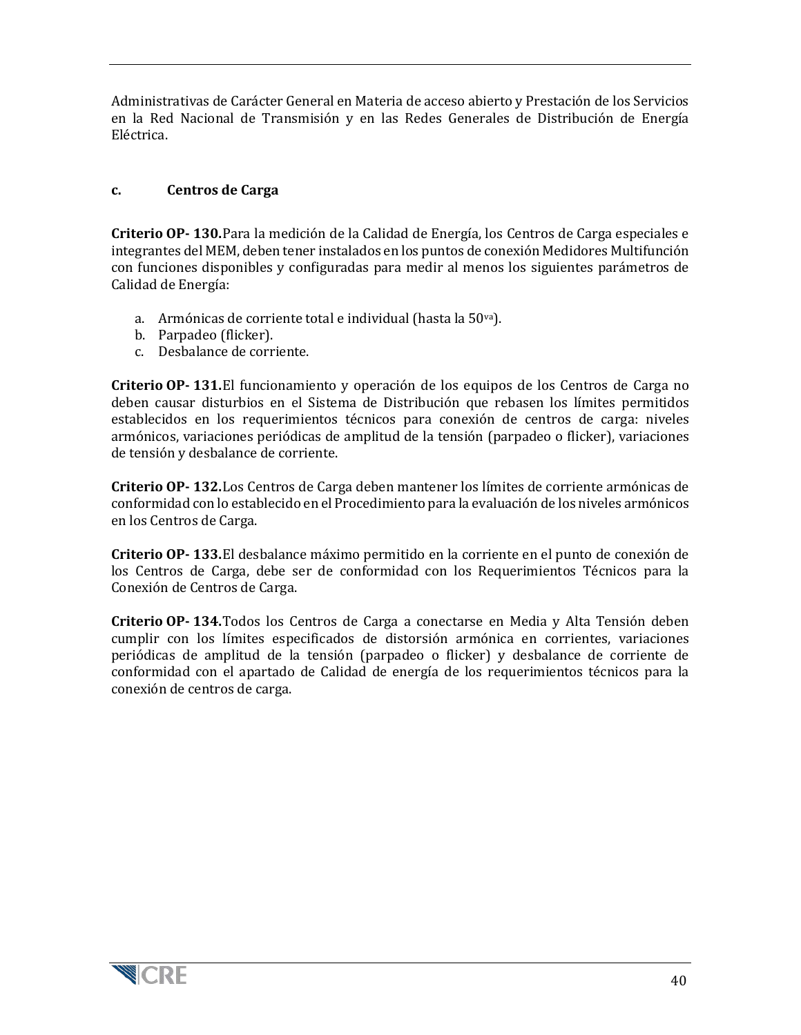Administrativas de Carácter General en Materia de acceso abierto y Prestación de los Servicios en la Red Nacional de Transmisión y en las Redes Generales de Distribución de Energía Eléctrica.

### c. Centros de Carga

**Criterio OP- 130.** Para la medición de la Calidad de Energía, los Centros de Carga especiales e integrantes del MEM, deben tener instalados en los puntos de conexión Medidores Multifunción con funciones disponibles y configuradas para medir al menos los siguientes parámetros de Calidad de Energía:

a. Armónicas de corriente total e individual (hasta la 50va).
b. Parpadeo (flicker).
c. Desbalance de corriente.

**Criterio OP- 131.** El funcionamiento y operación de los equipos de los Centros de Carga no deben causar disturbios en el Sistema de Distribución que rebasen los límites permitidos establecidos en los requerimientos técnicos para conexión de centros de carga: niveles armónicos, variaciones periódicas de amplitud de la tensión (parpadeo o flicker), variaciones de tensión y desbalance de corriente.

**Criterio OP- 132.** Los Centros de Carga deben mantener los límites de corriente armónicas de conformidad con lo establecido en el Procedimiento para la evaluación de los niveles armónicos en los Centros de Carga.

**Criterio OP- 133.** El desbalance máximo permitido en la corriente en el punto de conexión de los Centros de Carga, debe ser de conformidad con los Requerimientos Técnicos para la Conexión de Centros de Carga.

**Criterio OP- 134.** Todos los Centros de Carga a conectarse en Media y Alta Tensión deben cumplir con los límites especificados de distorsión armónica en corrientes, variaciones periódicas de amplitud de la tensión (parpadeo o flicker) y desbalance de corriente de conformidad con el apartado de Calidad de energía de los requerimientos técnicos para la conexión de centros de carga.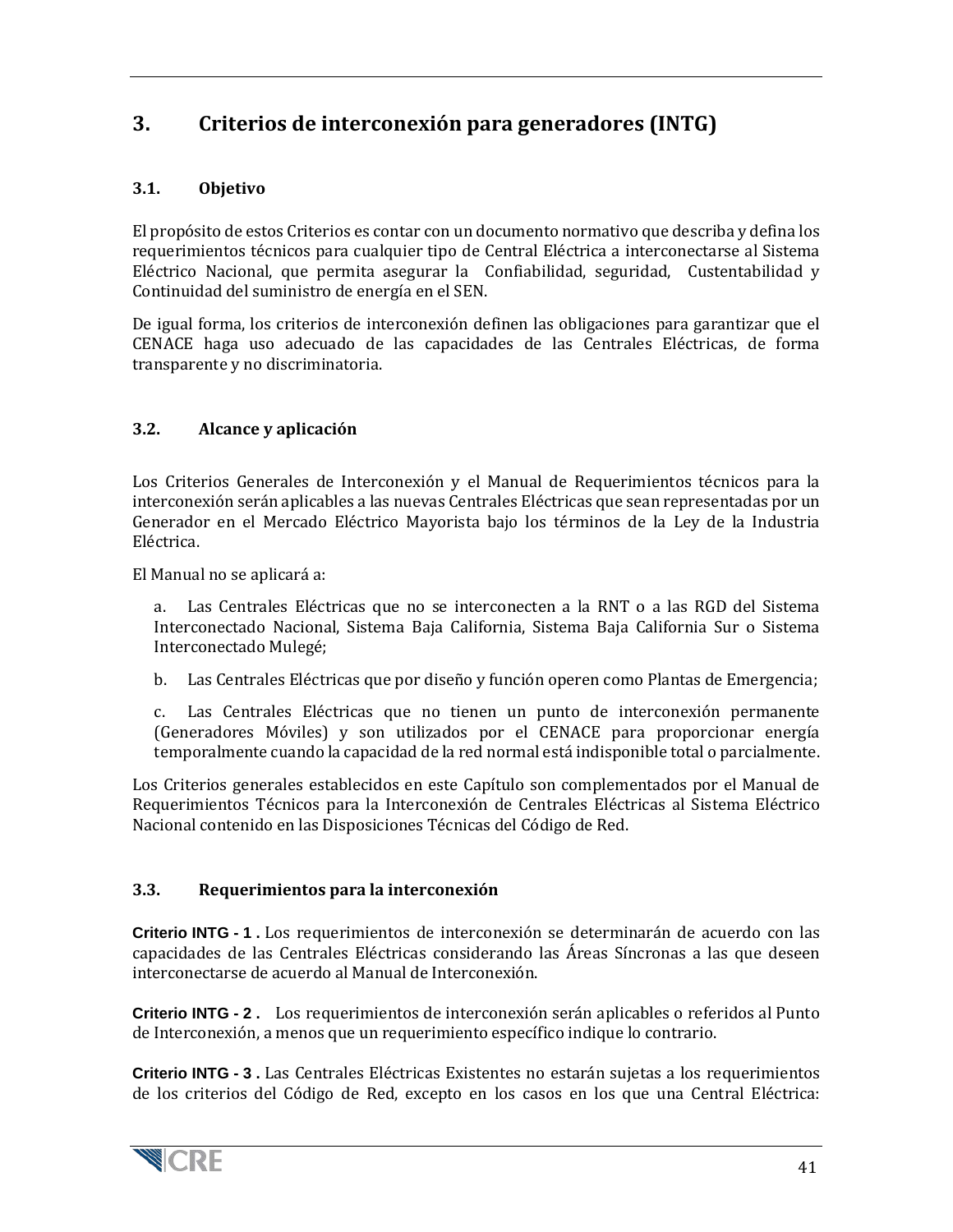# 3. Criterios de interconexión para generadores (INTG)

## 3.1. Objetivo

El propósito de estos Criterios es contar con un documento normativo que describa y defina los requerimientos técnicos para cualquier tipo de Central Eléctrica a interconectarse al Sistema Eléctrico Nacional, que permita asegurar la Confiabilidad, seguridad, Custentabilidad y Continuidad del suministro de energía en el SEN.

De igual forma, los criterios de interconexión definen las obligaciones para garantizar que el CENACE haga uso adecuado de las capacidades de las Centrales Eléctricas, de forma transparente y no discriminatoria.

## 3.2. Alcance y aplicación

Los Criterios Generales de Interconexión y el Manual de Requerimientos técnicos para la interconexión serán aplicables a las nuevas Centrales Eléctricas que sean representadas por un Generador en el Mercado Eléctrico Mayorista bajo los términos de la Ley de la Industria Eléctrica.

El Manual no se aplicará a:

a. Las Centrales Eléctricas que no se interconecten a la RNT o a las RGD del Sistema Interconectado Nacional, Sistema Baja California, Sistema Baja California Sur o Sistema Interconectado Mulegé;

b. Las Centrales Eléctricas que por diseño y función operen como Plantas de Emergencia;

c. Las Centrales Eléctricas que no tienen un punto de interconexión permanente (Generadores Móviles) y son utilizados por el CENACE para proporcionar energía temporalmente cuando la capacidad de la red normal está indisponible total o parcialmente.

Los Criterios generales establecidos en este Capítulo son complementados por el Manual de Requerimientos Técnicos para la Interconexión de Centrales Eléctricas al Sistema Eléctrico Nacional contenido en las Disposiciones Técnicas del Código de Red.

## 3.3. Requerimientos para la interconexión

**Criterio INTG - 1 .** Los requerimientos de interconexión se determinarán de acuerdo con las capacidades de las Centrales Eléctricas considerando las Áreas Síncronas a las que deseen interconectarse de acuerdo al Manual de Interconexión.

**Criterio INTG - 2 .** Los requerimientos de interconexión serán aplicables o referidos al Punto de Interconexión, a menos que un requerimiento específico indique lo contrario.

**Criterio INTG - 3 .** Las Centrales Eléctricas Existentes no estarán sujetas a los requerimientos de los criterios del Código de Red, excepto en los casos en los que una Central Eléctrica: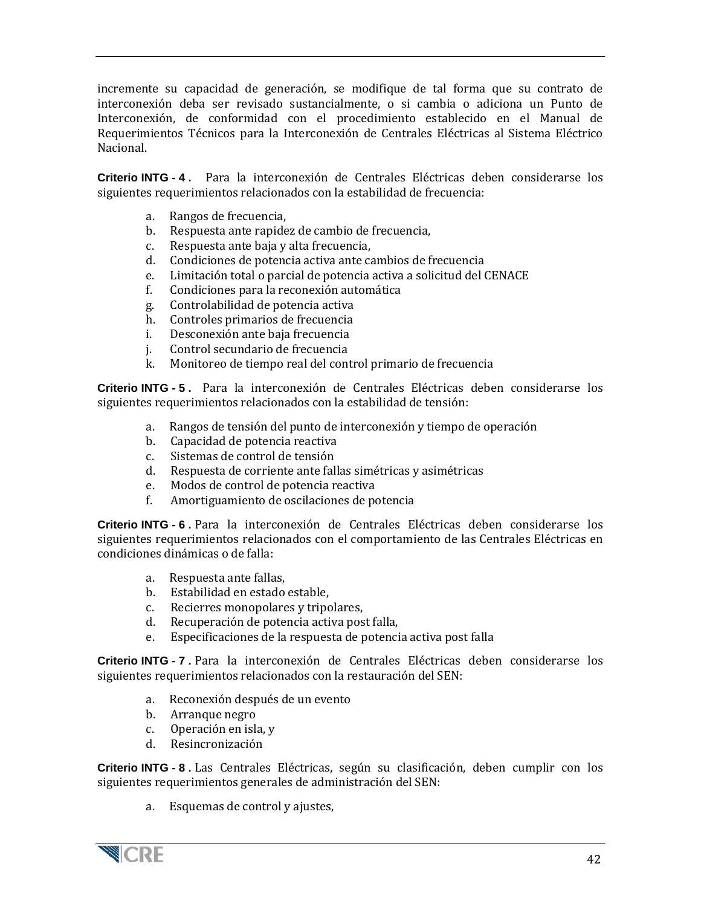incremente su capacidad de generación, se modifique de tal forma que su contrato de interconexión deba ser revisado sustancialmente, o si cambia o adiciona un Punto de Interconexión, de conformidad con el procedimiento establecido en el Manual de Requerimientos Técnicos para la Interconexión de Centrales Eléctricas al Sistema Eléctrico Nacional.

**Criterio INTG - 4 .** Para la interconexión de Centrales Eléctricas deben considerarse los siguientes requerimientos relacionados con la estabilidad de frecuencia:

a. Rangos de frecuencia,
b. Respuesta ante rapidez de cambio de frecuencia,
c. Respuesta ante baja y alta frecuencia,
d. Condiciones de potencia activa ante cambios de frecuencia
e. Limitación total o parcial de potencia activa a solicitud del CENACE
f. Condiciones para la reconexión automática
g. Controlabilidad de potencia activa
h. Controles primarios de frecuencia
i. Desconexión ante baja frecuencia
j. Control secundario de frecuencia
k. Monitoreo de tiempo real del control primario de frecuencia

**Criterio INTG - 5 .** Para la interconexión de Centrales Eléctricas deben considerarse los siguientes requerimientos relacionados con la estabilidad de tensión:

a. Rangos de tensión del punto de interconexión y tiempo de operación
b. Capacidad de potencia reactiva
c. Sistemas de control de tensión
d. Respuesta de corriente ante fallas simétricas y asimétricas
e. Modos de control de potencia reactiva
f. Amortiguamiento de oscilaciones de potencia

**Criterio INTG - 6 .** Para la interconexión de Centrales Eléctricas deben considerarse los siguientes requerimientos relacionados con el comportamiento de las Centrales Eléctricas en condiciones dinámicas o de falla:

a. Respuesta ante fallas,
b. Estabilidad en estado estable,
c. Recierres monopolares y tripolares,
d. Recuperación de potencia activa post falla,
e. Especificaciones de la respuesta de potencia activa post falla

**Criterio INTG - 7 .** Para la interconexión de Centrales Eléctricas deben considerarse los siguientes requerimientos relacionados con la restauración del SEN:

a. Reconexión después de un evento
b. Arranque negro
c. Operación en isla, y
d. Resincronización

**Criterio INTG - 8 .** Las Centrales Eléctricas, según su clasificación, deben cumplir con los siguientes requerimientos generales de administración del SEN:

a. Esquemas de control y ajustes,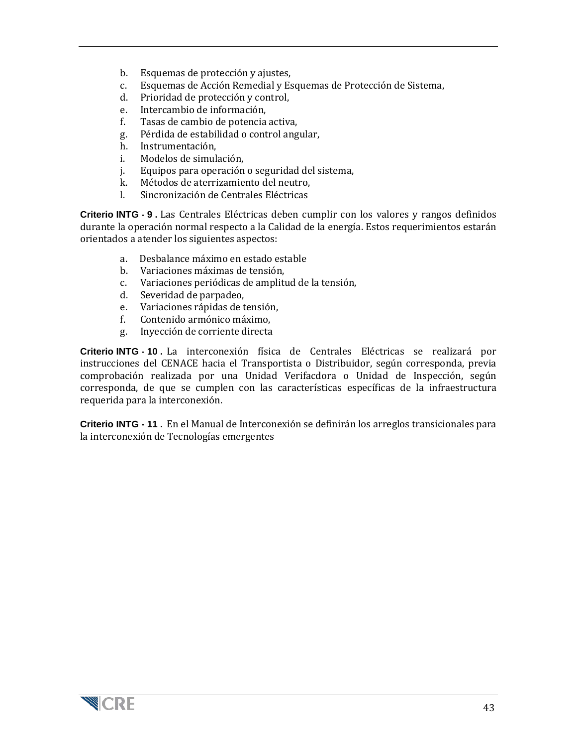b. Esquemas de protección y ajustes,
c. Esquemas de Acción Remedial y Esquemas de Protección de Sistema,
d. Prioridad de protección y control,
e. Intercambio de información,
f. Tasas de cambio de potencia activa,
g. Pérdida de estabilidad o control angular,
h. Instrumentación,
i. Modelos de simulación,
j. Equipos para operación o seguridad del sistema,
k. Métodos de aterrizamiento del neutro,
l. Sincronización de Centrales Eléctricas

**Criterio INTG - 9 .** Las Centrales Eléctricas deben cumplir con los valores y rangos definidos durante la operación normal respecto a la Calidad de la energía. Estos requerimientos estarán orientados a atender los siguientes aspectos:

a. Desbalance máximo en estado estable
b. Variaciones máximas de tensión,
c. Variaciones periódicas de amplitud de la tensión,
d. Severidad de parpadeo,
e. Variaciones rápidas de tensión,
f. Contenido armónico máximo,
g. Inyección de corriente directa

**Criterio INTG - 10 .** La interconexión física de Centrales Eléctricas se realizará por instrucciones del CENACE hacia el Transportista o Distribuidor, según corresponda, previa comprobación realizada por una Unidad Verifacdora o Unidad de Inspección, según corresponda, de que se cumplen con las características específicas de la infraestructura requerida para la interconexión.

**Criterio INTG - 11 .** En el Manual de Interconexión se definirán los arreglos transicionales para la interconexión de Tecnologías emergentes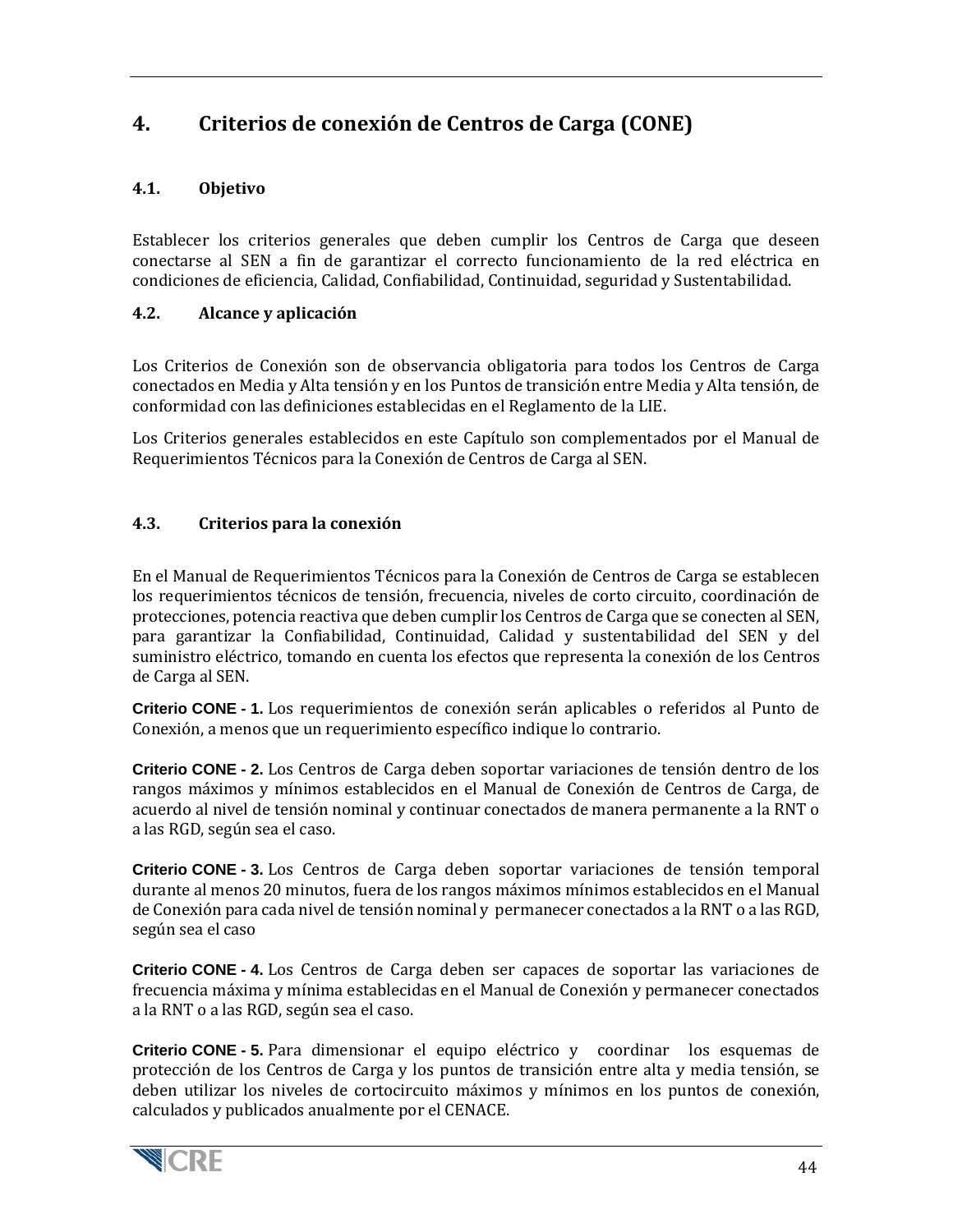# 4. Criterios de conexión de Centros de Carga (CONE)

## 4.1. Objetivo

Establecer los criterios generales que deben cumplir los Centros de Carga que deseen conectarse al SEN a fin de garantizar el correcto funcionamiento de la red eléctrica en condiciones de eficiencia, Calidad, Confiabilidad, Continuidad, seguridad y Sustentabilidad.

## 4.2. Alcance y aplicación

Los Criterios de Conexión son de observancia obligatoria para todos los Centros de Carga conectados en Media y Alta tensión y en los Puntos de transición entre Media y Alta tensión, de conformidad con las definiciones establecidas en el Reglamento de la LIE.

Los Criterios generales establecidos en este Capítulo son complementados por el Manual de Requerimientos Técnicos para la Conexión de Centros de Carga al SEN.

## 4.3. Criterios para la conexión

En el Manual de Requerimientos Técnicos para la Conexión de Centros de Carga se establecen los requerimientos técnicos de tensión, frecuencia, niveles de corto circuito, coordinación de protecciones, potencia reactiva que deben cumplir los Centros de Carga que se conecten al SEN, para garantizar la Confiabilidad, Continuidad, Calidad y sustentabilidad del SEN y del suministro eléctrico, tomando en cuenta los efectos que representa la conexión de los Centros de Carga al SEN.

**Criterio CONE - 1.** Los requerimientos de conexión serán aplicables o referidos al Punto de Conexión, a menos que un requerimiento específico indique lo contrario.

**Criterio CONE - 2.** Los Centros de Carga deben soportar variaciones de tensión dentro de los rangos máximos y mínimos establecidos en el Manual de Conexión de Centros de Carga, de acuerdo al nivel de tensión nominal y continuar conectados de manera permanente a la RNT o a las RGD, según sea el caso.

**Criterio CONE - 3.** Los Centros de Carga deben soportar variaciones de tensión temporal durante al menos 20 minutos, fuera de los rangos máximos mínimos establecidos en el Manual de Conexión para cada nivel de tensión nominal y permanecer conectados a la RNT o a las RGD, según sea el caso

**Criterio CONE - 4.** Los Centros de Carga deben ser capaces de soportar las variaciones de frecuencia máxima y mínima establecidas en el Manual de Conexión y permanecer conectados a la RNT o a las RGD, según sea el caso.

**Criterio CONE - 5.** Para dimensionar el equipo eléctrico y coordinar los esquemas de protección de los Centros de Carga y los puntos de transición entre alta y media tensión, se deben utilizar los niveles de cortocircuito máximos y mínimos en los puntos de conexión, calculados y publicados anualmente por el CENACE.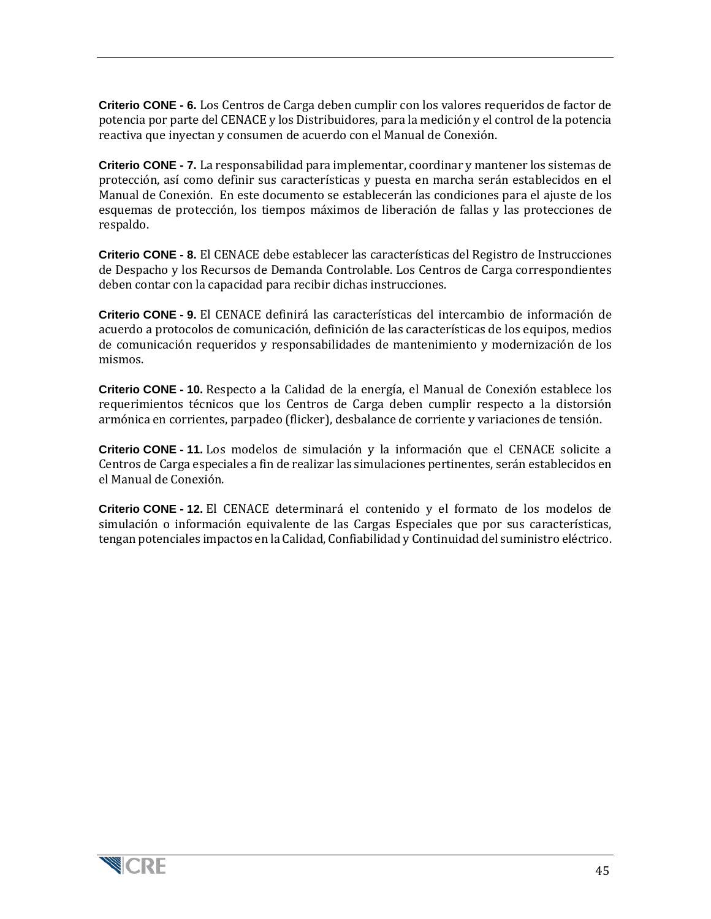**Criterio CONE - 6.** Los Centros de Carga deben cumplir con los valores requeridos de factor de potencia por parte del CENACE y los Distribuidores, para la medición y el control de la potencia reactiva que inyectan y consumen de acuerdo con el Manual de Conexión.

**Criterio CONE - 7.** La responsabilidad para implementar, coordinar y mantener los sistemas de protección, así como definir sus características y puesta en marcha serán establecidos en el Manual de Conexión. En este documento se establecerán las condiciones para el ajuste de los esquemas de protección, los tiempos máximos de liberación de fallas y las protecciones de respaldo.

**Criterio CONE - 8.** El CENACE debe establecer las características del Registro de Instrucciones de Despacho y los Recursos de Demanda Controlable. Los Centros de Carga correspondientes deben contar con la capacidad para recibir dichas instrucciones.

**Criterio CONE - 9.** El CENACE definirá las características del intercambio de información de acuerdo a protocolos de comunicación, definición de las características de los equipos, medios de comunicación requeridos y responsabilidades de mantenimiento y modernización de los mismos.

**Criterio CONE - 10.** Respecto a la Calidad de la energía, el Manual de Conexión establece los requerimientos técnicos que los Centros de Carga deben cumplir respecto a la distorsión armónica en corrientes, parpadeo (flicker), desbalance de corriente y variaciones de tensión.

**Criterio CONE - 11.** Los modelos de simulación y la información que el CENACE solicite a Centros de Carga especiales a fin de realizar las simulaciones pertinentes, serán establecidos en el Manual de Conexión.

**Criterio CONE - 12.** El CENACE determinará el contenido y el formato de los modelos de simulación o información equivalente de las Cargas Especiales que por sus características, tengan potenciales impactos en la Calidad, Confiabilidad y Continuidad del suministro eléctrico.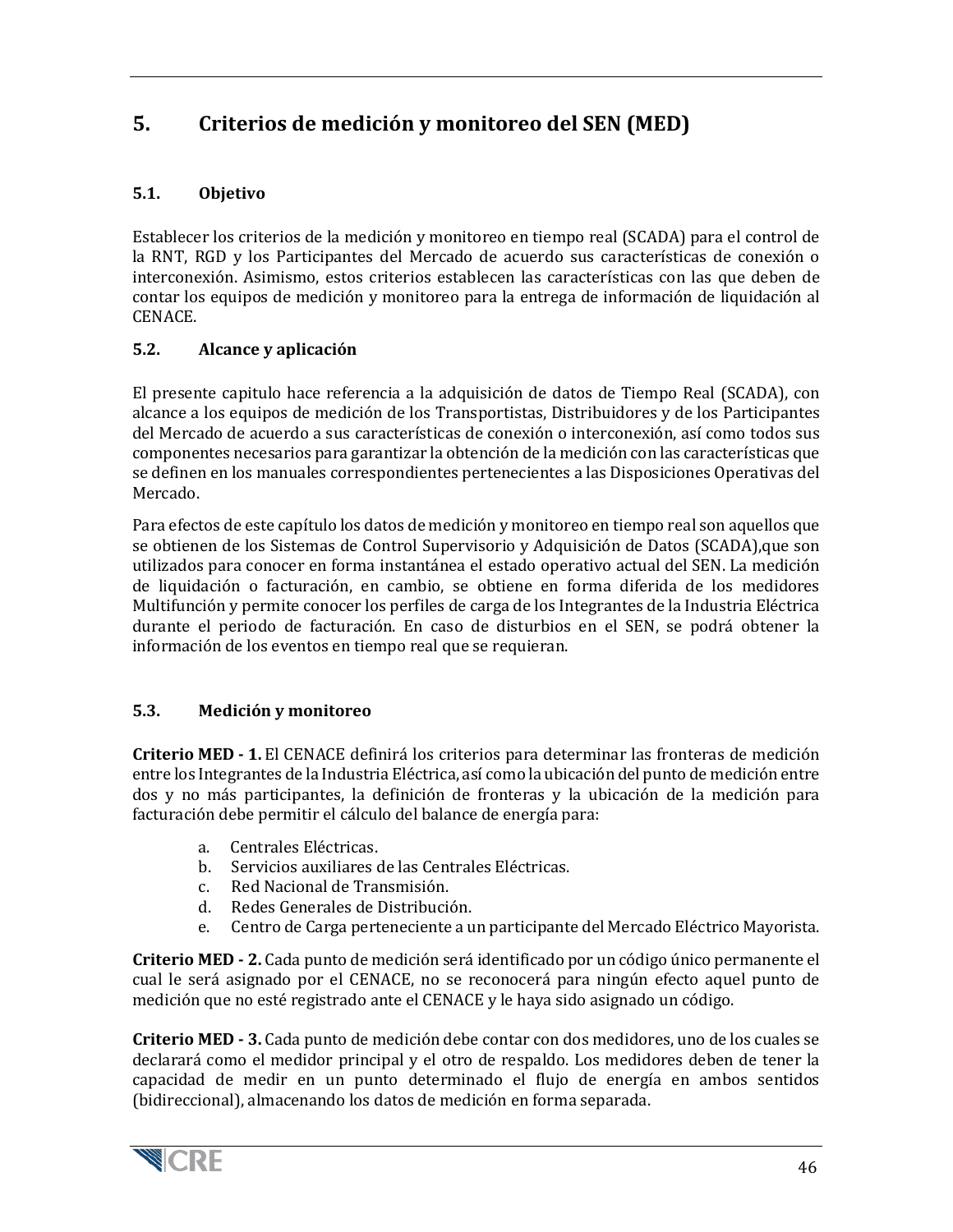# 5. Criterios de medición y monitoreo del SEN (MED)

## 5.1. Objetivo

Establecer los criterios de la medición y monitoreo en tiempo real (SCADA) para el control de la RNT, RGD y los Participantes del Mercado de acuerdo sus características de conexión o interconexión. Asimismo, estos criterios establecen las características con las que deben de contar los equipos de medición y monitoreo para la entrega de información de liquidación al CENACE.

## 5.2. Alcance y aplicación

El presente capitulo hace referencia a la adquisición de datos de Tiempo Real (SCADA), con alcance a los equipos de medición de los Transportistas, Distribuidores y de los Participantes del Mercado de acuerdo a sus características de conexión o interconexión, así como todos sus componentes necesarios para garantizar la obtención de la medición con las características que se definen en los manuales correspondientes pertenecientes a las Disposiciones Operativas del Mercado.

Para efectos de este capítulo los datos de medición y monitoreo en tiempo real son aquellos que se obtienen de los Sistemas de Control Supervisorio y Adquisición de Datos (SCADA),que son utilizados para conocer en forma instantánea el estado operativo actual del SEN. La medición de liquidación o facturación, en cambio, se obtiene en forma diferida de los medidores Multifunción y permite conocer los perfiles de carga de los Integrantes de la Industria Eléctrica durante el periodo de facturación. En caso de disturbios en el SEN, se podrá obtener la información de los eventos en tiempo real que se requieran.

## 5.3. Medición y monitoreo

**Criterio MED - 1.** El CENACE definirá los criterios para determinar las fronteras de medición entre los Integrantes de la Industria Eléctrica, así como la ubicación del punto de medición entre dos y no más participantes, la definición de fronteras y la ubicación de la medición para facturación debe permitir el cálculo del balance de energía para:

a. Centrales Eléctricas.
b. Servicios auxiliares de las Centrales Eléctricas.
c. Red Nacional de Transmisión.
d. Redes Generales de Distribución.
e. Centro de Carga perteneciente a un participante del Mercado Eléctrico Mayorista.

**Criterio MED - 2.** Cada punto de medición será identificado por un código único permanente el cual le será asignado por el CENACE, no se reconocerá para ningún efecto aquel punto de medición que no esté registrado ante el CENACE y le haya sido asignado un código.

**Criterio MED - 3.** Cada punto de medición debe contar con dos medidores, uno de los cuales se declarará como el medidor principal y el otro de respaldo. Los medidores deben de tener la capacidad de medir en un punto determinado el flujo de energía en ambos sentidos (bidireccional), almacenando los datos de medición en forma separada.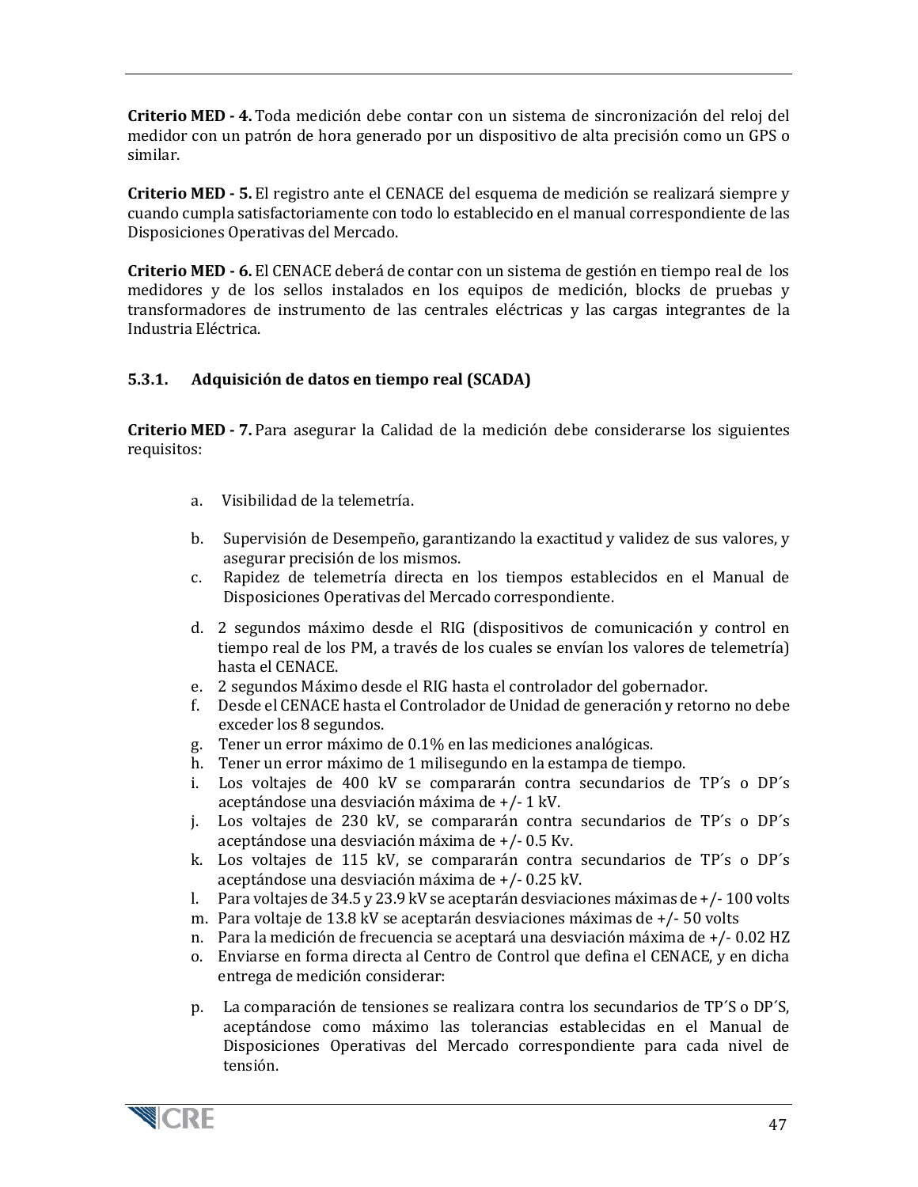**Criterio MED - 4.** Toda medición debe contar con un sistema de sincronización del reloj del medidor con un patrón de hora generado por un dispositivo de alta precisión como un GPS o similar.

**Criterio MED - 5.** El registro ante el CENACE del esquema de medición se realizará siempre y cuando cumpla satisfactoriamente con todo lo establecido en el manual correspondiente de las Disposiciones Operativas del Mercado.

**Criterio MED - 6.** El CENACE deberá de contar con un sistema de gestión en tiempo real de los medidores y de los sellos instalados en los equipos de medición, blocks de pruebas y transformadores de instrumento de las centrales eléctricas y las cargas integrantes de la Industria Eléctrica.

### 5.3.1. Adquisición de datos en tiempo real (SCADA)

**Criterio MED - 7.** Para asegurar la Calidad de la medición debe considerarse los siguientes requisitos:

a. Visibilidad de la telemetría.

b. Supervisión de Desempeño, garantizando la exactitud y validez de sus valores, y asegurar precisión de los mismos.
c. Rapidez de telemetría directa en los tiempos establecidos en el Manual de Disposiciones Operativas del Mercado correspondiente.

d. 2 segundos máximo desde el RIG (dispositivos de comunicación y control en tiempo real de los PM, a través de los cuales se envían los valores de telemetría) hasta el CENACE.
e. 2 segundos Máximo desde el RIG hasta el controlador del gobernador.
f. Desde el CENACE hasta el Controlador de Unidad de generación y retorno no debe exceder los 8 segundos.
g. Tener un error máximo de 0.1% en las mediciones analógicas.
h. Tener un error máximo de 1 milisegundo en la estampa de tiempo.
i. Los voltajes de 400 kV se compararán contra secundarios de TP´s o DP´s aceptándose una desviación máxima de +/- 1 kV.
j. Los voltajes de 230 kV, se compararán contra secundarios de TP´s o DP´s aceptándose una desviación máxima de +/- 0.5 Kv.
k. Los voltajes de 115 kV, se compararán contra secundarios de TP´s o DP´s aceptándose una desviación máxima de +/- 0.25 kV.
l. Para voltajes de 34.5 y 23.9 kV se aceptarán desviaciones máximas de +/- 100 volts
m. Para voltaje de 13.8 kV se aceptarán desviaciones máximas de +/- 50 volts
n. Para la medición de frecuencia se aceptará una desviación máxima de +/- 0.02 HZ
o. Enviarse en forma directa al Centro de Control que defina el CENACE, y en dicha entrega de medición considerar:

p. La comparación de tensiones se realizara contra los secundarios de TP´S o DP´S, aceptándose como máximo las tolerancias establecidas en el Manual de Disposiciones Operativas del Mercado correspondiente para cada nivel de tensión.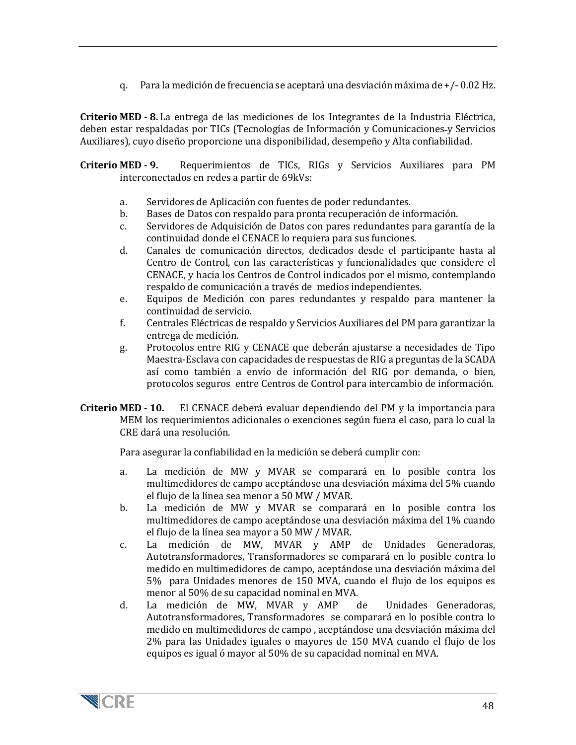q. Para la medición de frecuencia se aceptará una desviación máxima de +/- 0.02 Hz.

**Criterio MED - 8.** La entrega de las mediciones de los Integrantes de la Industria Eléctrica, deben estar respaldadas por TICs (Tecnologías de Información y Comunicaciones y Servicios Auxiliares), cuyo diseño proporcione una disponibilidad, desempeño y Alta confiabilidad.

**Criterio MED - 9.** Requerimientos de TICs, RIGs y Servicios Auxiliares para PM interconectados en redes a partir de 69kVs:

a. Servidores de Aplicación con fuentes de poder redundantes.
b. Bases de Datos con respaldo para pronta recuperación de información.
c. Servidores de Adquisición de Datos con pares redundantes para garantía de la continuidad donde el CENACE lo requiera para sus funciones.
d. Canales de comunicación directos, dedicados desde el participante hasta al Centro de Control, con las características y funcionalidades que considere el CENACE, y hacia los Centros de Control indicados por el mismo, contemplando respaldo de comunicación a través de medios independientes.
e. Equipos de Medición con pares redundantes y respaldo para mantener la continuidad de servicio.
f. Centrales Eléctricas de respaldo y Servicios Auxiliares del PM para garantizar la entrega de medición.
g. Protocolos entre RIG y CENACE que deberán ajustarse a necesidades de Tipo Maestra-Esclava con capacidades de respuestas de RIG a preguntas de la SCADA así como también a envío de información del RIG por demanda, o bien, protocolos seguros entre Centros de Control para intercambio de información.

**Criterio MED - 10.** El CENACE deberá evaluar dependiendo del PM y la importancia para MEM los requerimientos adicionales o exenciones según fuera el caso, para lo cual la CRE dará una resolución.

Para asegurar la confiabilidad en la medición se deberá cumplir con:

a. La medición de MW y MVAR se comparará en lo posible contra los multimedidores de campo aceptándose una desviación máxima del 5% cuando el flujo de la línea sea menor a 50 MW / MVAR.
b. La medición de MW y MVAR se comparará en lo posible contra los multimedidores de campo aceptándose una desviación máxima del 1% cuando el flujo de la línea sea mayor a 50 MW / MVAR.
c. La medición de MW, MVAR y AMP de Unidades Generadoras, Autotransformadores, Transformadores se comparará en lo posible contra lo medido en multimedidores de campo, aceptándose una desviación máxima del 5% para Unidades menores de 150 MVA, cuando el flujo de los equipos es menor al 50% de su capacidad nominal en MVA.
d. La medición de MW, MVAR y AMP de Unidades Generadoras, Autotransformadores, Transformadores se comparará en lo posible contra lo medido en multimedidores de campo , aceptándose una desviación máxima del 2% para las Unidades iguales o mayores de 150 MVA cuando el flujo de los equipos es igual ó mayor al 50% de su capacidad nominal en MVA.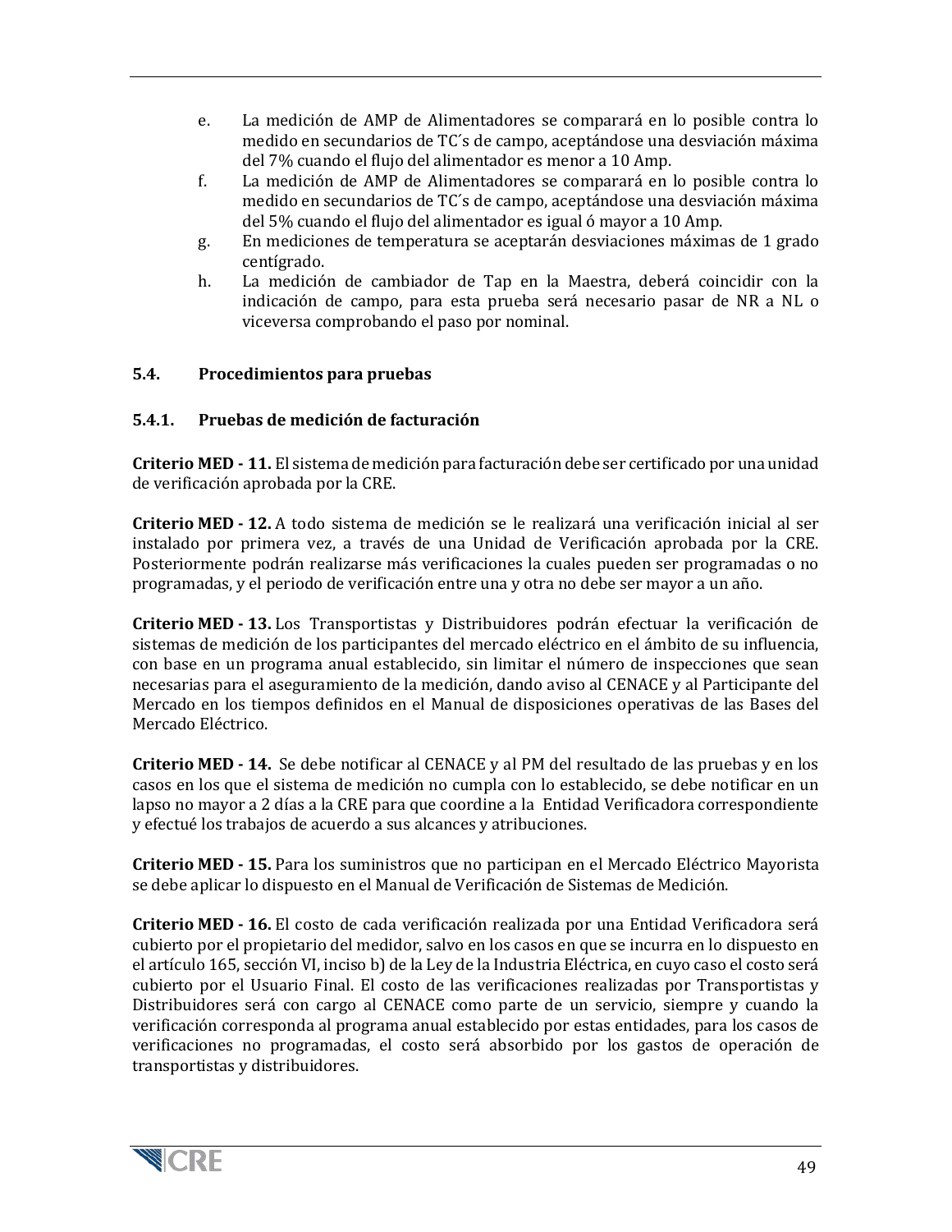e. La medición de AMP de Alimentadores se comparará en lo posible contra lo medido en secundarios de TC´s de campo, aceptándose una desviación máxima del 7% cuando el flujo del alimentador es menor a 10 Amp.
f. La medición de AMP de Alimentadores se comparará en lo posible contra lo medido en secundarios de TC´s de campo, aceptándose una desviación máxima del 5% cuando el flujo del alimentador es igual ó mayor a 10 Amp.
g. En mediciones de temperatura se aceptarán desviaciones máximas de 1 grado centígrado.
h. La medición de cambiador de Tap en la Maestra, deberá coincidir con la indicación de campo, para esta prueba será necesario pasar de NR a NL o viceversa comprobando el paso por nominal.

### 5.4. Procedimientos para pruebas

#### 5.4.1. Pruebas de medición de facturación

**Criterio MED - 11.** El sistema de medición para facturación debe ser certificado por una unidad de verificación aprobada por la CRE.

**Criterio MED - 12.** A todo sistema de medición se le realizará una verificación inicial al ser instalado por primera vez, a través de una Unidad de Verificación aprobada por la CRE. Posteriormente podrán realizarse más verificaciones la cuales pueden ser programadas o no programadas, y el periodo de verificación entre una y otra no debe ser mayor a un año.

**Criterio MED - 13.** Los Transportistas y Distribuidores podrán efectuar la verificación de sistemas de medición de los participantes del mercado eléctrico en el ámbito de su influencia, con base en un programa anual establecido, sin limitar el número de inspecciones que sean necesarias para el aseguramiento de la medición, dando aviso al CENACE y al Participante del Mercado en los tiempos definidos en el Manual de disposiciones operativas de las Bases del Mercado Eléctrico.

**Criterio MED - 14.** Se debe notificar al CENACE y al PM del resultado de las pruebas y en los casos en los que el sistema de medición no cumpla con lo establecido, se debe notificar en un lapso no mayor a 2 días a la CRE para que coordine a la Entidad Verificadora correspondiente y efectué los trabajos de acuerdo a sus alcances y atribuciones.

**Criterio MED - 15.** Para los suministros que no participan en el Mercado Eléctrico Mayorista se debe aplicar lo dispuesto en el Manual de Verificación de Sistemas de Medición.

**Criterio MED - 16.** El costo de cada verificación realizada por una Entidad Verificadora será cubierto por el propietario del medidor, salvo en los casos en que se incurra en lo dispuesto en el artículo 165, sección VI, inciso b) de la Ley de la Industria Eléctrica, en cuyo caso el costo será cubierto por el Usuario Final. El costo de las verificaciones realizadas por Transportistas y Distribuidores será con cargo al CENACE como parte de un servicio, siempre y cuando la verificación corresponda al programa anual establecido por estas entidades, para los casos de verificaciones no programadas, el costo será absorbido por los gastos de operación de transportistas y distribuidores.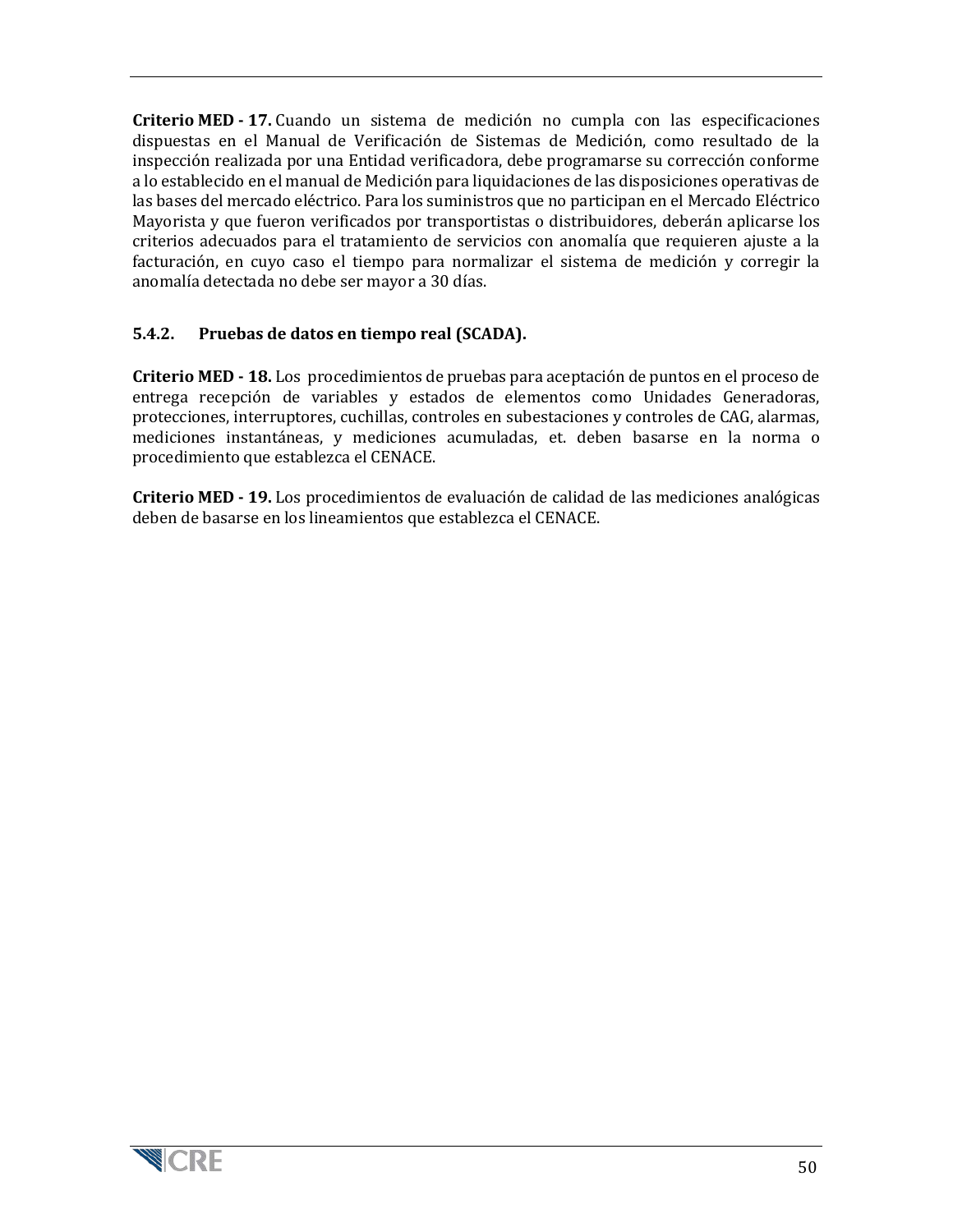**Criterio MED - 17.** Cuando un sistema de medición no cumpla con las especificaciones dispuestas en el Manual de Verificación de Sistemas de Medición, como resultado de la inspección realizada por una Entidad verificadora, debe programarse su corrección conforme a lo establecido en el manual de Medición para liquidaciones de las disposiciones operativas de las bases del mercado eléctrico. Para los suministros que no participan en el Mercado Eléctrico Mayorista y que fueron verificados por transportistas o distribuidores, deberán aplicarse los criterios adecuados para el tratamiento de servicios con anomalía que requieren ajuste a la facturación, en cuyo caso el tiempo para normalizar el sistema de medición y corregir la anomalía detectada no debe ser mayor a 30 días.

### 5.4.2. Pruebas de datos en tiempo real (SCADA).

**Criterio MED - 18.** Los procedimientos de pruebas para aceptación de puntos en el proceso de entrega recepción de variables y estados de elementos como Unidades Generadoras, protecciones, interruptores, cuchillas, controles en subestaciones y controles de CAG, alarmas, mediciones instantáneas, y mediciones acumuladas, et. deben basarse en la norma o procedimiento que establezca el CENACE.

**Criterio MED - 19.** Los procedimientos de evaluación de calidad de las mediciones analógicas deben de basarse en los lineamientos que establezca el CENACE.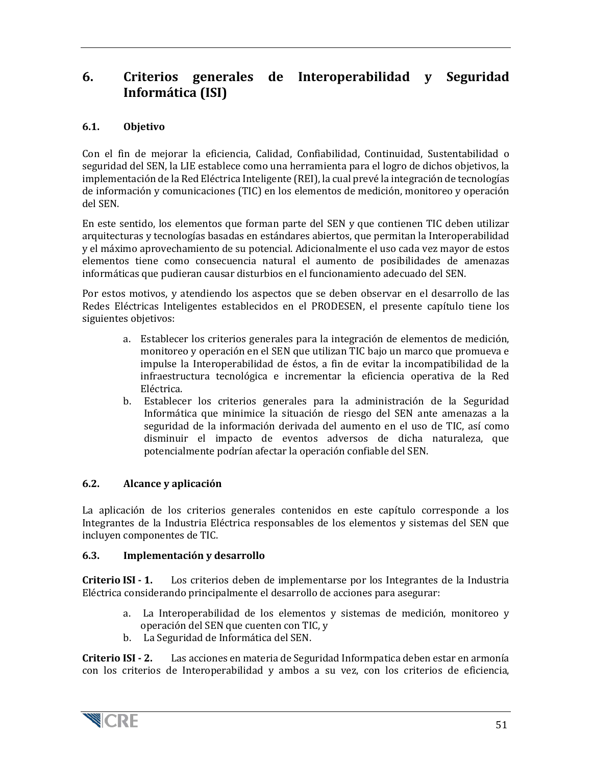# 6. Criterios generales de Interoperabilidad y Seguridad Informática (ISI)

## 6.1. Objetivo

Con el fin de mejorar la eficiencia, Calidad, Confiabilidad, Continuidad, Sustentabilidad o seguridad del SEN, la LIE establece como una herramienta para el logro de dichos objetivos, la implementación de la Red Eléctrica Inteligente (REI), la cual prevé la integración de tecnologías de información y comunicaciones (TIC) en los elementos de medición, monitoreo y operación del SEN.

En este sentido, los elementos que forman parte del SEN y que contienen TIC deben utilizar arquitecturas y tecnologías basadas en estándares abiertos, que permitan la Interoperabilidad y el máximo aprovechamiento de su potencial. Adicionalmente el uso cada vez mayor de estos elementos tiene como consecuencia natural el aumento de posibilidades de amenazas informáticas que pudieran causar disturbios en el funcionamiento adecuado del SEN.

Por estos motivos, y atendiendo los aspectos que se deben observar en el desarrollo de las Redes Eléctricas Inteligentes establecidos en el PRODESEN, el presente capítulo tiene los siguientes objetivos:

a. Establecer los criterios generales para la integración de elementos de medición, monitoreo y operación en el SEN que utilizan TIC bajo un marco que promueva e impulse la Interoperabilidad de éstos, a fin de evitar la incompatibilidad de la infraestructura tecnológica e incrementar la eficiencia operativa de la Red Eléctrica.
b. Establecer los criterios generales para la administración de la Seguridad Informática que minimice la situación de riesgo del SEN ante amenazas a la seguridad de la información derivada del aumento en el uso de TIC, así como disminuir el impacto de eventos adversos de dicha naturaleza, que potencialmente podrían afectar la operación confiable del SEN.

## 6.2. Alcance y aplicación

La aplicación de los criterios generales contenidos en este capítulo corresponde a los Integrantes de la Industria Eléctrica responsables de los elementos y sistemas del SEN que incluyen componentes de TIC.

## 6.3. Implementación y desarrollo

**Criterio ISI - 1.** Los criterios deben de implementarse por los Integrantes de la Industria Eléctrica considerando principalmente el desarrollo de acciones para asegurar:

a. La Interoperabilidad de los elementos y sistemas de medición, monitoreo y operación del SEN que cuenten con TIC, y
b. La Seguridad de Informática del SEN.

**Criterio ISI - 2.** Las acciones en materia de Seguridad Informpatica deben estar en armonía con los criterios de Interoperabilidad y ambos a su vez, con los criterios de eficiencia,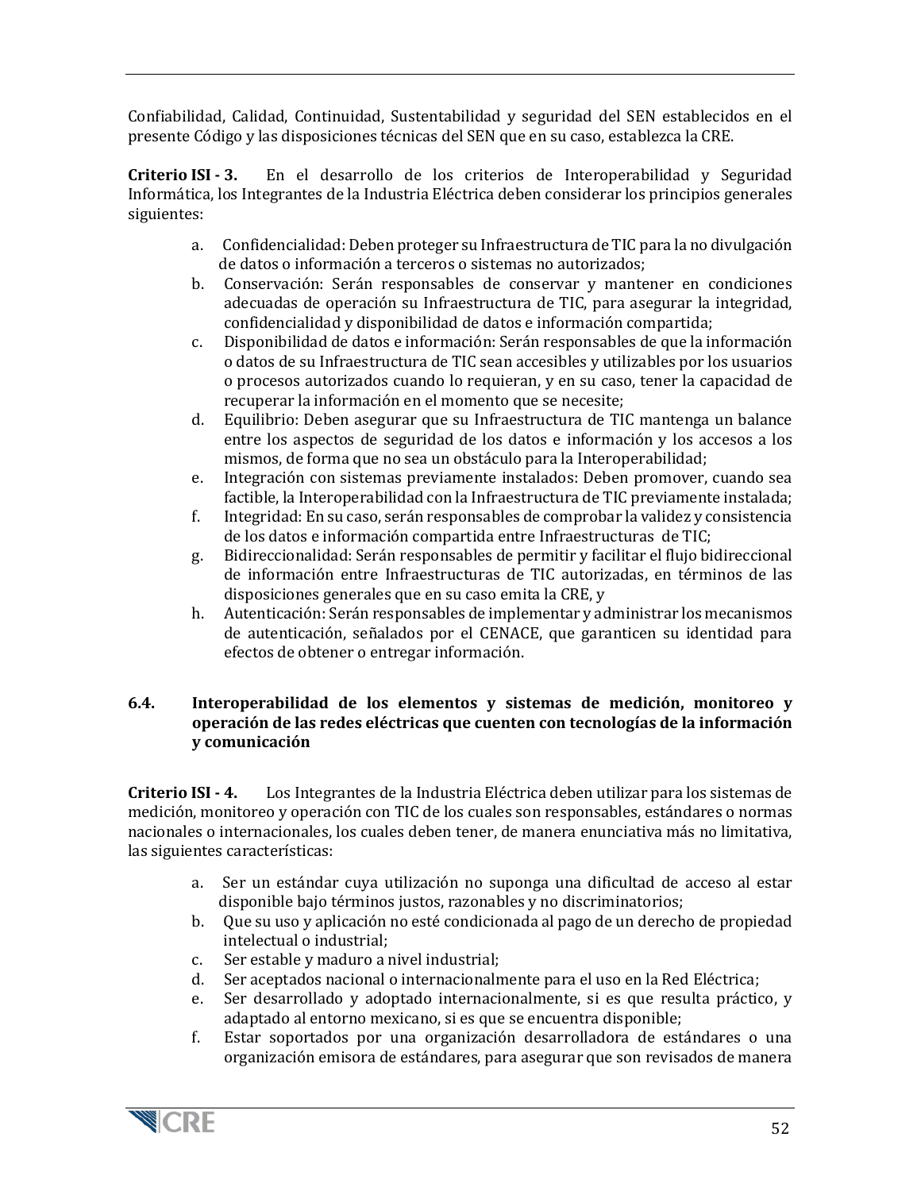Confiabilidad, Calidad, Continuidad, Sustentabilidad y seguridad del SEN establecidos en el presente Código y las disposiciones técnicas del SEN que en su caso, establezca la CRE.

**Criterio ISI - 3.** En el desarrollo de los criterios de Interoperabilidad y Seguridad Informática, los Integrantes de la Industria Eléctrica deben considerar los principios generales siguientes:

a. Confidencialidad: Deben proteger su Infraestructura de TIC para la no divulgación de datos o información a terceros o sistemas no autorizados;
b. Conservación: Serán responsables de conservar y mantener en condiciones adecuadas de operación su Infraestructura de TIC, para asegurar la integridad, confidencialidad y disponibilidad de datos e información compartida;
c. Disponibilidad de datos e información: Serán responsables de que la información o datos de su Infraestructura de TIC sean accesibles y utilizables por los usuarios o procesos autorizados cuando lo requieran, y en su caso, tener la capacidad de recuperar la información en el momento que se necesite;
d. Equilibrio: Deben asegurar que su Infraestructura de TIC mantenga un balance entre los aspectos de seguridad de los datos e información y los accesos a los mismos, de forma que no sea un obstáculo para la Interoperabilidad;
e. Integración con sistemas previamente instalados: Deben promover, cuando sea factible, la Interoperabilidad con la Infraestructura de TIC previamente instalada;
f. Integridad: En su caso, serán responsables de comprobar la validez y consistencia de los datos e información compartida entre Infraestructuras de TIC;
g. Bidireccionalidad: Serán responsables de permitir y facilitar el flujo bidireccional de información entre Infraestructuras de TIC autorizadas, en términos de las disposiciones generales que en su caso emita la CRE, y
h. Autenticación: Serán responsables de implementar y administrar los mecanismos de autenticación, señalados por el CENACE, que garanticen su identidad para efectos de obtener o entregar información.

### 6.4. Interoperabilidad de los elementos y sistemas de medición, monitoreo y operación de las redes eléctricas que cuenten con tecnologías de la información y comunicación

**Criterio ISI - 4.** Los Integrantes de la Industria Eléctrica deben utilizar para los sistemas de medición, monitoreo y operación con TIC de los cuales son responsables, estándares o normas nacionales o internacionales, los cuales deben tener, de manera enunciativa más no limitativa, las siguientes características:

a. Ser un estándar cuya utilización no suponga una dificultad de acceso al estar disponible bajo términos justos, razonables y no discriminatorios;
b. Que su uso y aplicación no esté condicionada al pago de un derecho de propiedad intelectual o industrial;
c. Ser estable y maduro a nivel industrial;
d. Ser aceptados nacional o internacionalmente para el uso en la Red Eléctrica;
e. Ser desarrollado y adoptado internacionalmente, si es que resulta práctico, y adaptado al entorno mexicano, si es que se encuentra disponible;
f. Estar soportados por una organización desarrolladora de estándares o una organización emisora de estándares, para asegurar que son revisados de manera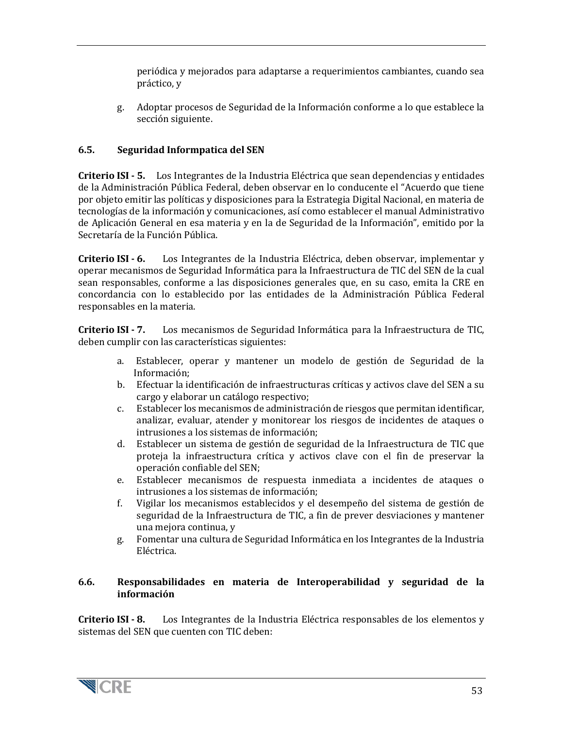periódica y mejorados para adaptarse a requerimientos cambiantes, cuando sea práctico, y

g. Adoptar procesos de Seguridad de la Información conforme a lo que establece la sección siguiente.

## 6.5. Seguridad Informpatica del SEN

**Criterio ISI - 5.** Los Integrantes de la Industria Eléctrica que sean dependencias y entidades de la Administración Pública Federal, deben observar en lo conducente el "Acuerdo que tiene por objeto emitir las políticas y disposiciones para la Estrategia Digital Nacional, en materia de tecnologías de la información y comunicaciones, así como establecer el manual Administrativo de Aplicación General en esa materia y en la de Seguridad de la Información", emitido por la Secretaría de la Función Pública.

**Criterio ISI - 6.** Los Integrantes de la Industria Eléctrica, deben observar, implementar y operar mecanismos de Seguridad Informática para la Infraestructura de TIC del SEN de la cual sean responsables, conforme a las disposiciones generales que, en su caso, emita la CRE en concordancia con lo establecido por las entidades de la Administración Pública Federal responsables en la materia.

**Criterio ISI - 7.** Los mecanismos de Seguridad Informática para la Infraestructura de TIC, deben cumplir con las características siguientes:

a. Establecer, operar y mantener un modelo de gestión de Seguridad de la Información;
b. Efectuar la identificación de infraestructuras críticas y activos clave del SEN a su cargo y elaborar un catálogo respectivo;
c. Establecer los mecanismos de administración de riesgos que permitan identificar, analizar, evaluar, atender y monitorear los riesgos de incidentes de ataques o intrusiones a los sistemas de información;
d. Establecer un sistema de gestión de seguridad de la Infraestructura de TIC que proteja la infraestructura crítica y activos clave con el fin de preservar la operación confiable del SEN;
e. Establecer mecanismos de respuesta inmediata a incidentes de ataques o intrusiones a los sistemas de información;
f. Vigilar los mecanismos establecidos y el desempeño del sistema de gestión de seguridad de la Infraestructura de TIC, a fin de prever desviaciones y mantener una mejora continua, y
g. Fomentar una cultura de Seguridad Informática en los Integrantes de la Industria Eléctrica.

## 6.6. Responsabilidades en materia de Interoperabilidad y seguridad de la información

**Criterio ISI - 8.** Los Integrantes de la Industria Eléctrica responsables de los elementos y sistemas del SEN que cuenten con TIC deben: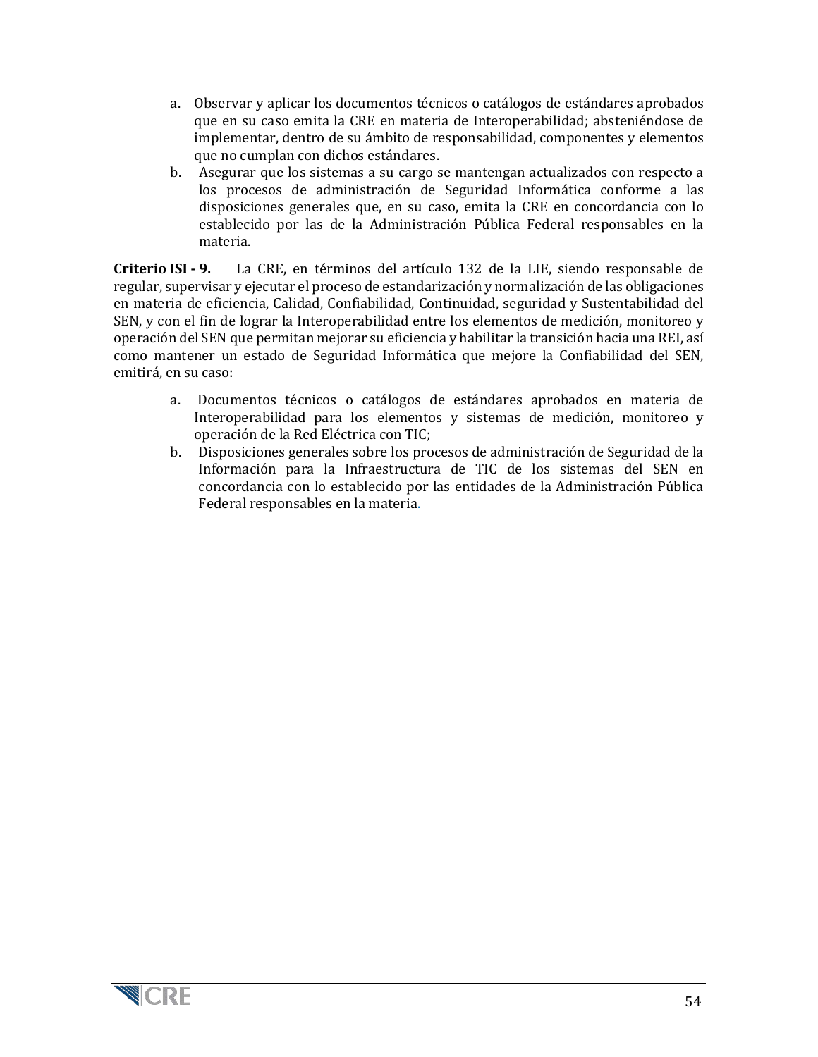a. Observar y aplicar los documentos técnicos o catálogos de estándares aprobados que en su caso emita la CRE en materia de Interoperabilidad; absteniéndose de implementar, dentro de su ámbito de responsabilidad, componentes y elementos que no cumplan con dichos estándares.
b. Asegurar que los sistemas a su cargo se mantengan actualizados con respecto a los procesos de administración de Seguridad Informática conforme a las disposiciones generales que, en su caso, emita la CRE en concordancia con lo establecido por las de la Administración Pública Federal responsables en la materia.

**Criterio ISI - 9.** La CRE, en términos del artículo 132 de la LIE, siendo responsable de regular, supervisar y ejecutar el proceso de estandarización y normalización de las obligaciones en materia de eficiencia, Calidad, Confiabilidad, Continuidad, seguridad y Sustentabilidad del SEN, y con el fin de lograr la Interoperabilidad entre los elementos de medición, monitoreo y operación del SEN que permitan mejorar su eficiencia y habilitar la transición hacia una REI, así como mantener un estado de Seguridad Informática que mejore la Confiabilidad del SEN, emitirá, en su caso:

a. Documentos técnicos o catálogos de estándares aprobados en materia de Interoperabilidad para los elementos y sistemas de medición, monitoreo y operación de la Red Eléctrica con TIC;
b. Disposiciones generales sobre los procesos de administración de Seguridad de la Información para la Infraestructura de TIC de los sistemas del SEN en concordancia con lo establecido por las entidades de la Administración Pública Federal responsables en la materia.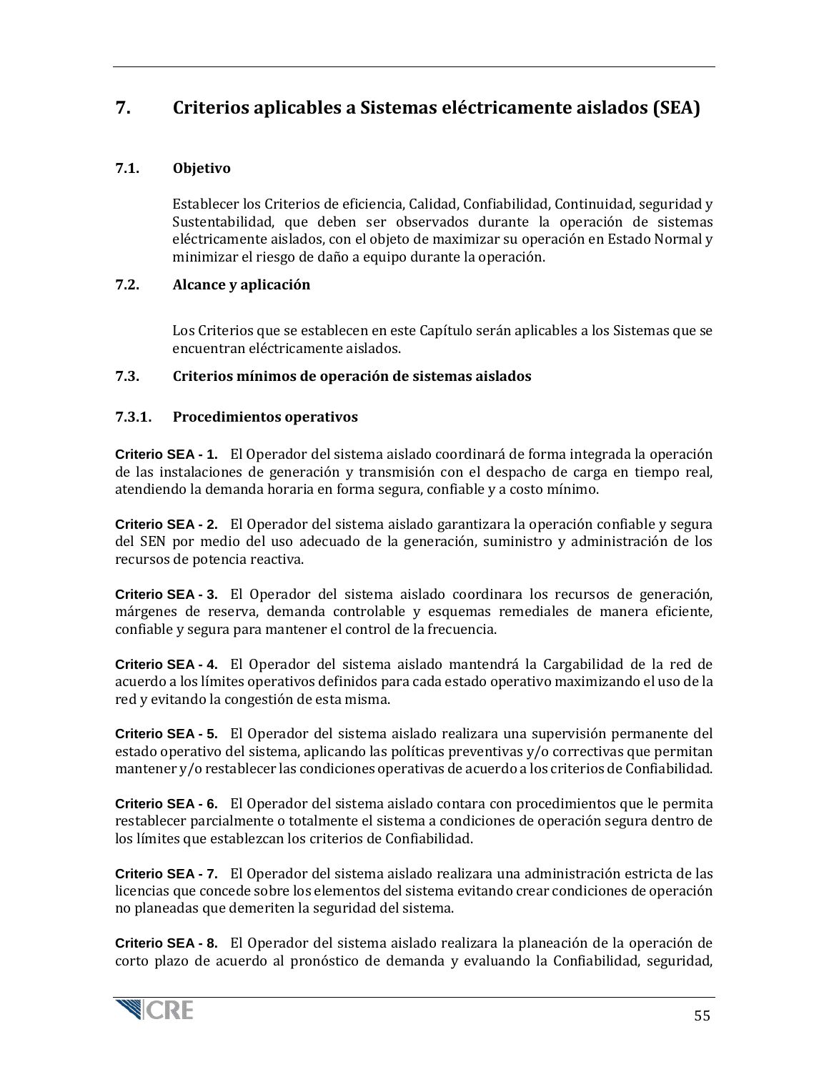# 7. Criterios aplicables a Sistemas eléctricamente aislados (SEA)

## 7.1. Objetivo

Establecer los Criterios de eficiencia, Calidad, Confiabilidad, Continuidad, seguridad y Sustentabilidad, que deben ser observados durante la operación de sistemas eléctricamente aislados, con el objeto de maximizar su operación en Estado Normal y minimizar el riesgo de daño a equipo durante la operación.

## 7.2. Alcance y aplicación

Los Criterios que se establecen en este Capítulo serán aplicables a los Sistemas que se encuentran eléctricamente aislados.

## 7.3. Criterios mínimos de operación de sistemas aislados

### 7.3.1. Procedimientos operativos

**Criterio SEA - 1.** El Operador del sistema aislado coordinará de forma integrada la operación de las instalaciones de generación y transmisión con el despacho de carga en tiempo real, atendiendo la demanda horaria en forma segura, confiable y a costo mínimo.

**Criterio SEA - 2.** El Operador del sistema aislado garantizara la operación confiable y segura del SEN por medio del uso adecuado de la generación, suministro y administración de los recursos de potencia reactiva.

**Criterio SEA - 3.** El Operador del sistema aislado coordinara los recursos de generación, márgenes de reserva, demanda controlable y esquemas remediales de manera eficiente, confiable y segura para mantener el control de la frecuencia.

**Criterio SEA - 4.** El Operador del sistema aislado mantendrá la Cargabilidad de la red de acuerdo a los límites operativos definidos para cada estado operativo maximizando el uso de la red y evitando la congestión de esta misma.

**Criterio SEA - 5.** El Operador del sistema aislado realizara una supervisión permanente del estado operativo del sistema, aplicando las políticas preventivas y/o correctivas que permitan mantener y/o restablecer las condiciones operativas de acuerdo a los criterios de Confiabilidad.

**Criterio SEA - 6.** El Operador del sistema aislado contara con procedimientos que le permita restablecer parcialmente o totalmente el sistema a condiciones de operación segura dentro de los límites que establezcan los criterios de Confiabilidad.

**Criterio SEA - 7.** El Operador del sistema aislado realizara una administración estricta de las licencias que concede sobre los elementos del sistema evitando crear condiciones de operación no planeadas que demeriten la seguridad del sistema.

**Criterio SEA - 8.** El Operador del sistema aislado realizara la planeación de la operación de corto plazo de acuerdo al pronóstico de demanda y evaluando la Confiabilidad, seguridad,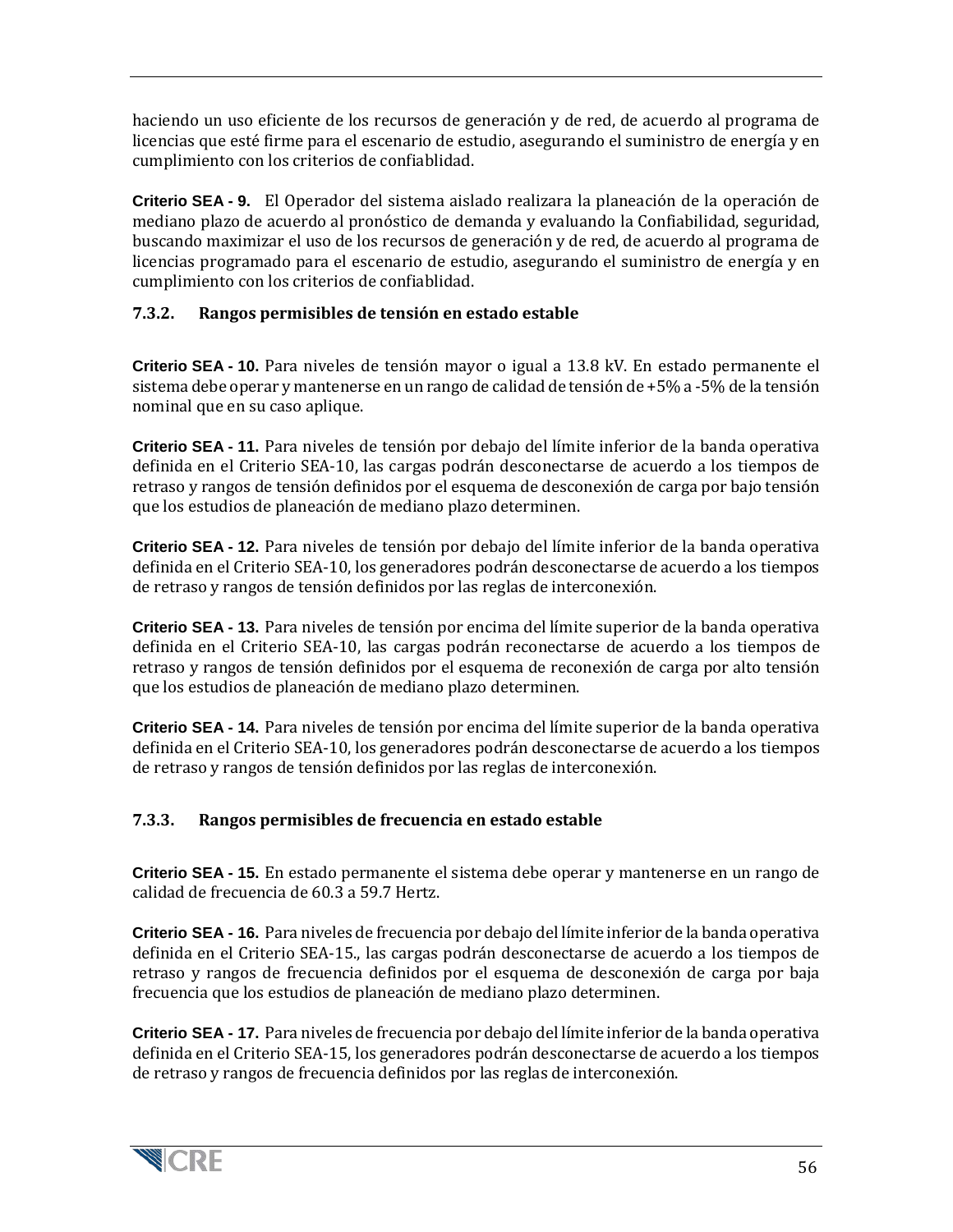haciendo un uso eficiente de los recursos de generación y de red, de acuerdo al programa de licencias que esté firme para el escenario de estudio, asegurando el suministro de energía y en cumplimiento con los criterios de confiablidad.

**Criterio SEA - 9.** El Operador del sistema aislado realizara la planeación de la operación de mediano plazo de acuerdo al pronóstico de demanda y evaluando la Confiabilidad, seguridad, buscando maximizar el uso de los recursos de generación y de red, de acuerdo al programa de licencias programado para el escenario de estudio, asegurando el suministro de energía y en cumplimiento con los criterios de confiablidad.

### 7.3.2. Rangos permisibles de tensión en estado estable

**Criterio SEA - 10.** Para niveles de tensión mayor o igual a 13.8 kV. En estado permanente el sistema debe operar y mantenerse en un rango de calidad de tensión de +5% a -5% de la tensión nominal que en su caso aplique.

**Criterio SEA - 11.** Para niveles de tensión por debajo del límite inferior de la banda operativa definida en el Criterio SEA-10, las cargas podrán desconectarse de acuerdo a los tiempos de retraso y rangos de tensión definidos por el esquema de desconexión de carga por bajo tensión que los estudios de planeación de mediano plazo determinen.

**Criterio SEA - 12.** Para niveles de tensión por debajo del límite inferior de la banda operativa definida en el Criterio SEA-10, los generadores podrán desconectarse de acuerdo a los tiempos de retraso y rangos de tensión definidos por las reglas de interconexión.

**Criterio SEA - 13.** Para niveles de tensión por encima del límite superior de la banda operativa definida en el Criterio SEA-10, las cargas podrán reconectarse de acuerdo a los tiempos de retraso y rangos de tensión definidos por el esquema de reconexión de carga por alto tensión que los estudios de planeación de mediano plazo determinen.

**Criterio SEA - 14.** Para niveles de tensión por encima del límite superior de la banda operativa definida en el Criterio SEA-10, los generadores podrán desconectarse de acuerdo a los tiempos de retraso y rangos de tensión definidos por las reglas de interconexión.

### 7.3.3. Rangos permisibles de frecuencia en estado estable

**Criterio SEA - 15.** En estado permanente el sistema debe operar y mantenerse en un rango de calidad de frecuencia de 60.3 a 59.7 Hertz.

**Criterio SEA - 16.** Para niveles de frecuencia por debajo del límite inferior de la banda operativa definida en el Criterio SEA-15., las cargas podrán desconectarse de acuerdo a los tiempos de retraso y rangos de frecuencia definidos por el esquema de desconexión de carga por baja frecuencia que los estudios de planeación de mediano plazo determinen.

**Criterio SEA - 17.** Para niveles de frecuencia por debajo del límite inferior de la banda operativa definida en el Criterio SEA-15, los generadores podrán desconectarse de acuerdo a los tiempos de retraso y rangos de frecuencia definidos por las reglas de interconexión.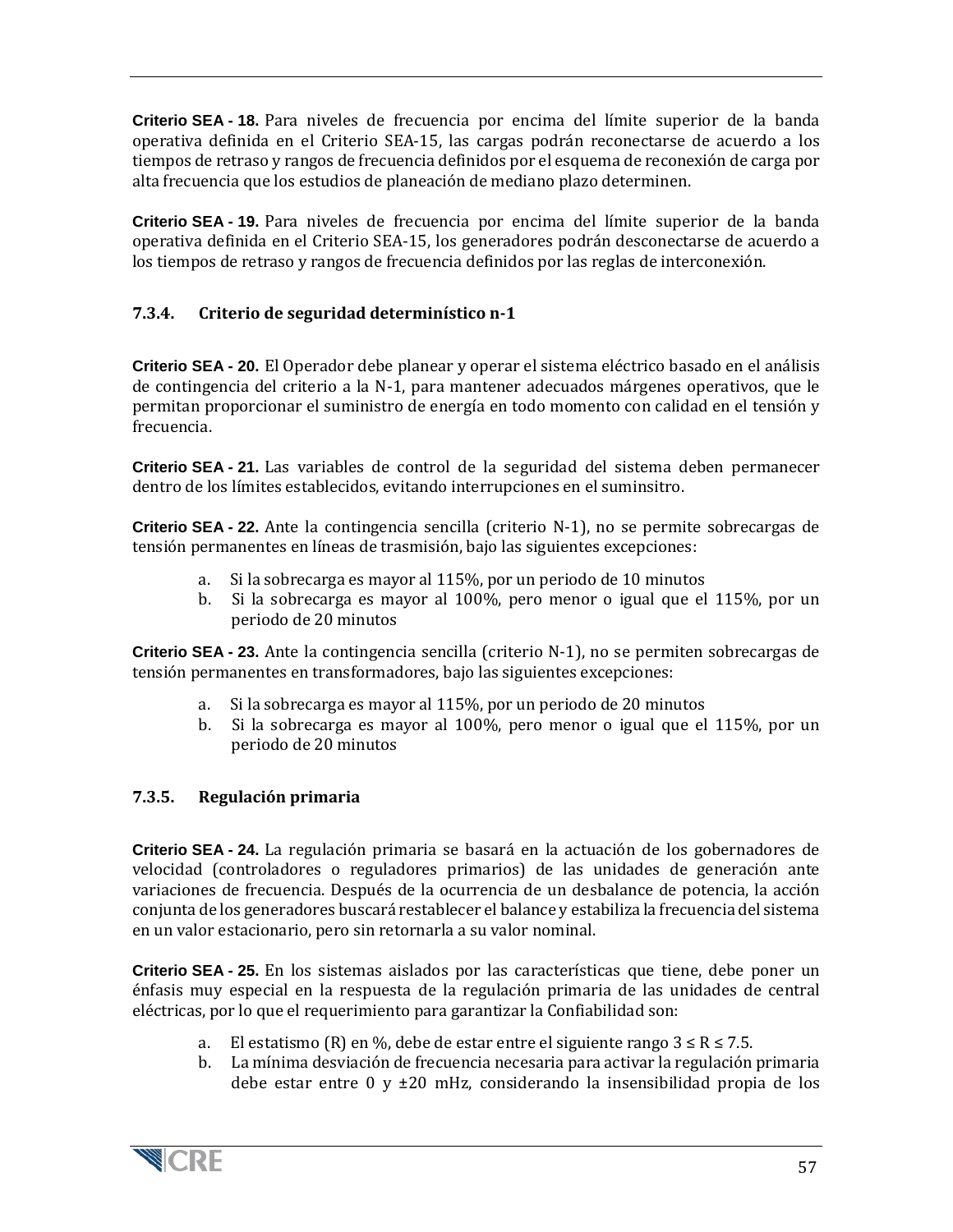**Criterio SEA - 18.** Para niveles de frecuencia por encima del límite superior de la banda operativa definida en el Criterio SEA-15, las cargas podrán reconectarse de acuerdo a los tiempos de retraso y rangos de frecuencia definidos por el esquema de reconexión de carga por alta frecuencia que los estudios de planeación de mediano plazo determinen.

**Criterio SEA - 19.** Para niveles de frecuencia por encima del límite superior de la banda operativa definida en el Criterio SEA-15, los generadores podrán desconectarse de acuerdo a los tiempos de retraso y rangos de frecuencia definidos por las reglas de interconexión.

### 7.3.4. Criterio de seguridad determinístico n-1

**Criterio SEA - 20.** El Operador debe planear y operar el sistema eléctrico basado en el análisis de contingencia del criterio a la N-1, para mantener adecuados márgenes operativos, que le permitan proporcionar el suministro de energía en todo momento con calidad en el tensión y frecuencia.

**Criterio SEA - 21.** Las variables de control de la seguridad del sistema deben permanecer dentro de los límites establecidos, evitando interrupciones en el suminsitro.

**Criterio SEA - 22.** Ante la contingencia sencilla (criterio N-1), no se permite sobrecargas de tensión permanentes en líneas de trasmisión, bajo las siguientes excepciones:

a. Si la sobrecarga es mayor al 115%, por un periodo de 10 minutos
b. Si la sobrecarga es mayor al 100%, pero menor o igual que el 115%, por un periodo de 20 minutos

**Criterio SEA - 23.** Ante la contingencia sencilla (criterio N-1), no se permiten sobrecargas de tensión permanentes en transformadores, bajo las siguientes excepciones:

a. Si la sobrecarga es mayor al 115%, por un periodo de 20 minutos
b. Si la sobrecarga es mayor al 100%, pero menor o igual que el 115%, por un periodo de 20 minutos

### 7.3.5. Regulación primaria

**Criterio SEA - 24.** La regulación primaria se basará en la actuación de los gobernadores de velocidad (controladores o reguladores primarios) de las unidades de generación ante variaciones de frecuencia. Después de la ocurrencia de un desbalance de potencia, la acción conjunta de los generadores buscará restablecer el balance y estabiliza la frecuencia del sistema en un valor estacionario, pero sin retornarla a su valor nominal.

**Criterio SEA - 25.** En los sistemas aislados por las características que tiene, debe poner un énfasis muy especial en la respuesta de la regulación primaria de las unidades de central eléctricas, por lo que el requerimiento para garantizar la Confiabilidad son:

a. El estatismo (R) en %, debe de estar entre el siguiente rango $3 \leq R \leq 7.5$.
b. La mínima desviación de frecuencia necesaria para activar la regulación primaria debe estar entre 0 y ±20 mHz, considerando la insensibilidad propia de los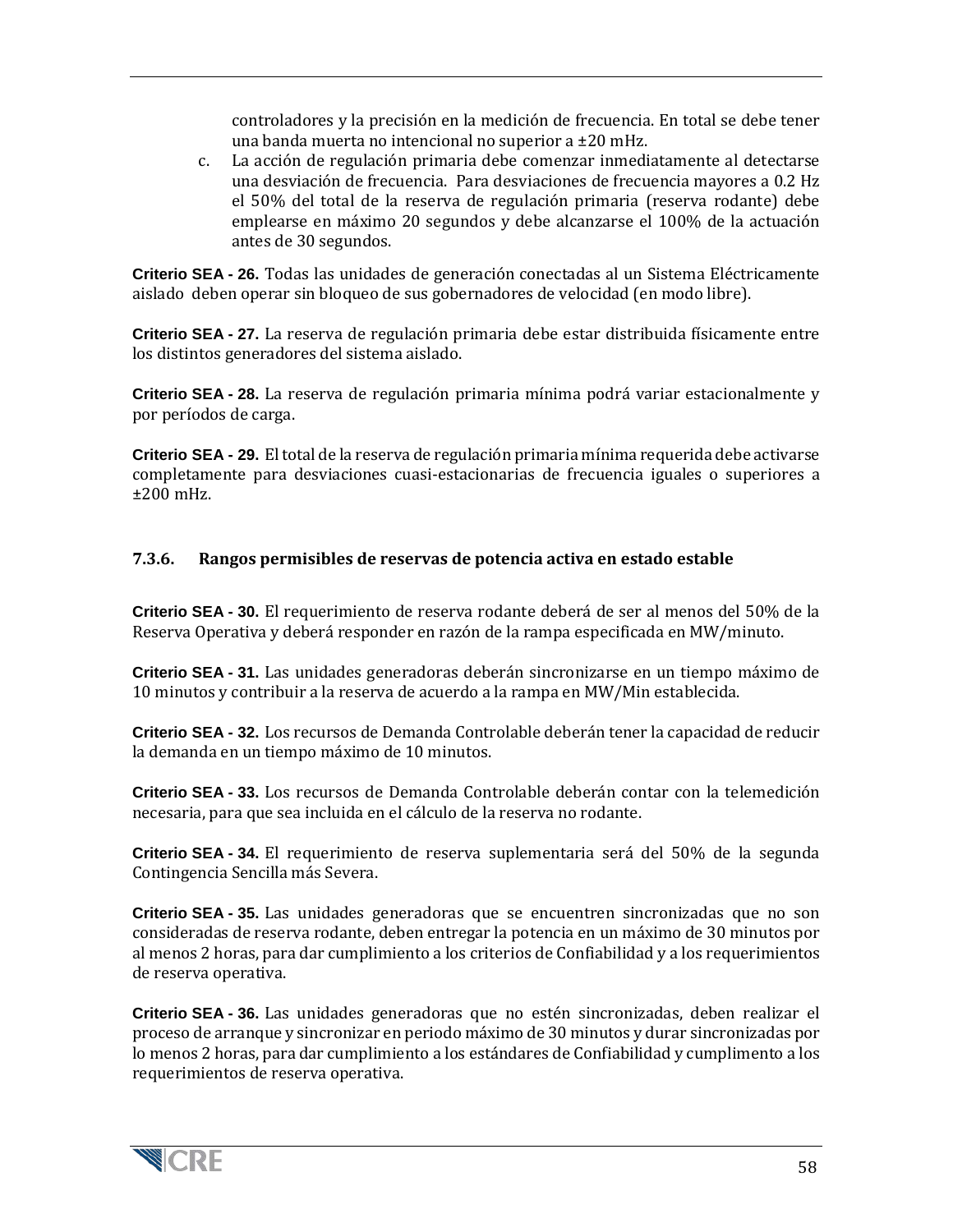controladores y la precisión en la medición de frecuencia. En total se debe tener una banda muerta no intencional no superior a ±20 mHz.

c. La acción de regulación primaria debe comenzar inmediatamente al detectarse una desviación de frecuencia. Para desviaciones de frecuencia mayores a 0.2 Hz el 50% del total de la reserva de regulación primaria (reserva rodante) debe emplearse en máximo 20 segundos y debe alcanzarse el 100% de la actuación antes de 30 segundos.

**Criterio SEA - 26.** Todas las unidades de generación conectadas al un Sistema Eléctricamente aislado deben operar sin bloqueo de sus gobernadores de velocidad (en modo libre).

**Criterio SEA - 27.** La reserva de regulación primaria debe estar distribuida físicamente entre los distintos generadores del sistema aislado.

**Criterio SEA - 28.** La reserva de regulación primaria mínima podrá variar estacionalmente y por períodos de carga.

**Criterio SEA - 29.** El total de la reserva de regulación primaria mínima requerida debe activarse completamente para desviaciones cuasi-estacionarias de frecuencia iguales o superiores a ±200 mHz.

### 7.3.6. Rangos permisibles de reservas de potencia activa en estado estable

**Criterio SEA - 30.** El requerimiento de reserva rodante deberá de ser al menos del 50% de la Reserva Operativa y deberá responder en razón de la rampa especificada en MW/minuto.

**Criterio SEA - 31.** Las unidades generadoras deberán sincronizarse en un tiempo máximo de 10 minutos y contribuir a la reserva de acuerdo a la rampa en MW/Min establecida.

**Criterio SEA - 32.** Los recursos de Demanda Controlable deberán tener la capacidad de reducir la demanda en un tiempo máximo de 10 minutos.

**Criterio SEA - 33.** Los recursos de Demanda Controlable deberán contar con la telemedición necesaria, para que sea incluida en el cálculo de la reserva no rodante.

**Criterio SEA - 34.** El requerimiento de reserva suplementaria será del 50% de la segunda Contingencia Sencilla más Severa.

**Criterio SEA - 35.** Las unidades generadoras que se encuentren sincronizadas que no son consideradas de reserva rodante, deben entregar la potencia en un máximo de 30 minutos por al menos 2 horas, para dar cumplimiento a los criterios de Confiabilidad y a los requerimientos de reserva operativa.

**Criterio SEA - 36.** Las unidades generadoras que no estén sincronizadas, deben realizar el proceso de arranque y sincronizar en periodo máximo de 30 minutos y durar sincronizadas por lo menos 2 horas, para dar cumplimiento a los estándares de Confiabilidad y cumplimento a los requerimientos de reserva operativa.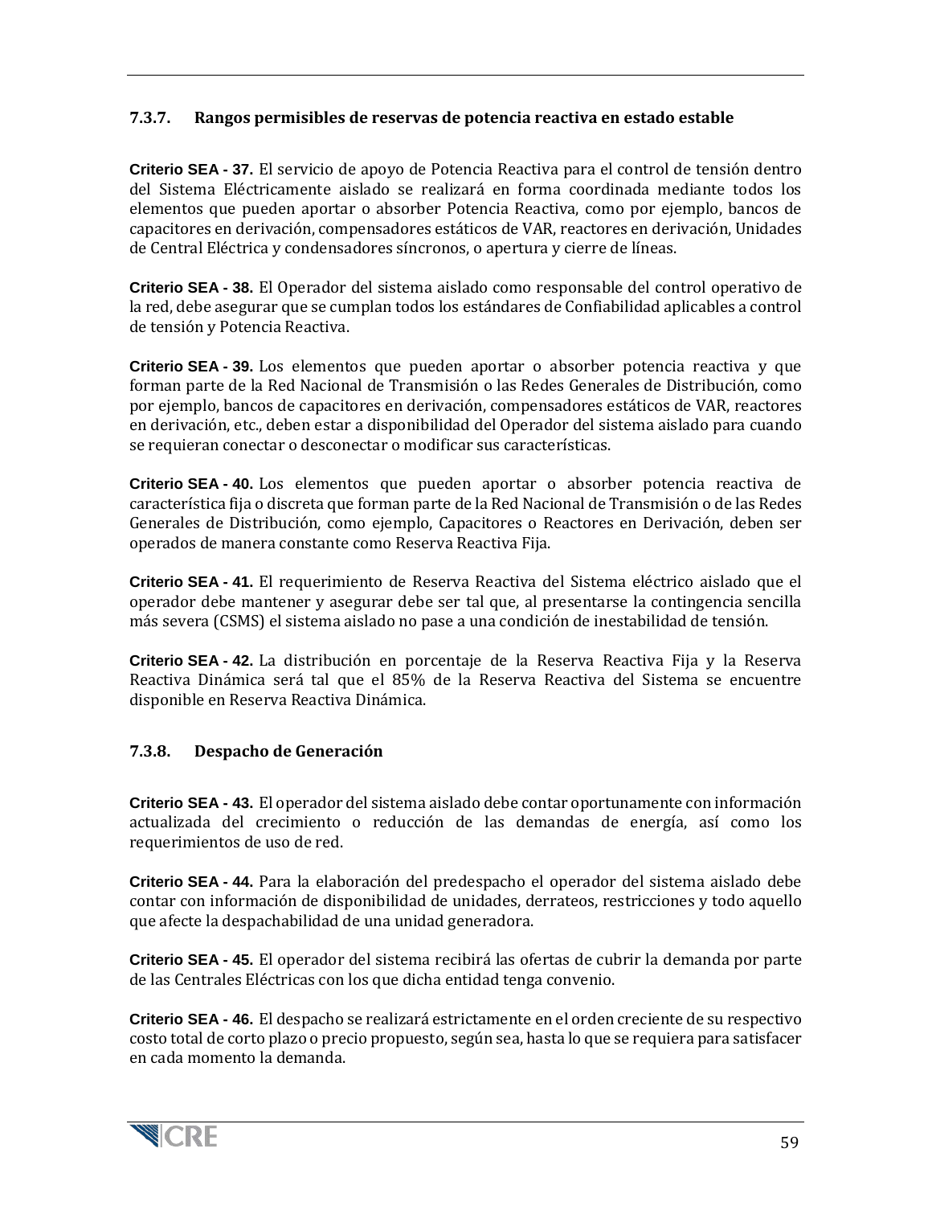### 7.3.7. Rangos permisibles de reservas de potencia reactiva en estado estable

**Criterio SEA - 37.** El servicio de apoyo de Potencia Reactiva para el control de tensión dentro del Sistema Eléctricamente aislado se realizará en forma coordinada mediante todos los elementos que pueden aportar o absorber Potencia Reactiva, como por ejemplo, bancos de capacitores en derivación, compensadores estáticos de VAR, reactores en derivación, Unidades de Central Eléctrica y condensadores síncronos, o apertura y cierre de líneas.

**Criterio SEA - 38.** El Operador del sistema aislado como responsable del control operativo de la red, debe asegurar que se cumplan todos los estándares de Confiabilidad aplicables a control de tensión y Potencia Reactiva.

**Criterio SEA - 39.** Los elementos que pueden aportar o absorber potencia reactiva y que forman parte de la Red Nacional de Transmisión o las Redes Generales de Distribución, como por ejemplo, bancos de capacitores en derivación, compensadores estáticos de VAR, reactores en derivación, etc., deben estar a disponibilidad del Operador del sistema aislado para cuando se requieran conectar o desconectar o modificar sus características.

**Criterio SEA - 40.** Los elementos que pueden aportar o absorber potencia reactiva de característica fija o discreta que forman parte de la Red Nacional de Transmisión o de las Redes Generales de Distribución, como ejemplo, Capacitores o Reactores en Derivación, deben ser operados de manera constante como Reserva Reactiva Fija.

**Criterio SEA - 41.** El requerimiento de Reserva Reactiva del Sistema eléctrico aislado que el operador debe mantener y asegurar debe ser tal que, al presentarse la contingencia sencilla más severa (CSMS) el sistema aislado no pase a una condición de inestabilidad de tensión.

**Criterio SEA - 42.** La distribución en porcentaje de la Reserva Reactiva Fija y la Reserva Reactiva Dinámica será tal que el 85% de la Reserva Reactiva del Sistema se encuentre disponible en Reserva Reactiva Dinámica.

### 7.3.8. Despacho de Generación

**Criterio SEA - 43.** El operador del sistema aislado debe contar oportunamente con información actualizada del crecimiento o reducción de las demandas de energía, así como los requerimientos de uso de red.

**Criterio SEA - 44.** Para la elaboración del predespacho el operador del sistema aislado debe contar con información de disponibilidad de unidades, derrateos, restricciones y todo aquello que afecte la despachabilidad de una unidad generadora.

**Criterio SEA - 45.** El operador del sistema recibirá las ofertas de cubrir la demanda por parte de las Centrales Eléctricas con los que dicha entidad tenga convenio.

**Criterio SEA - 46.** El despacho se realizará estrictamente en el orden creciente de su respectivo costo total de corto plazo o precio propuesto, según sea, hasta lo que se requiera para satisfacer en cada momento la demanda.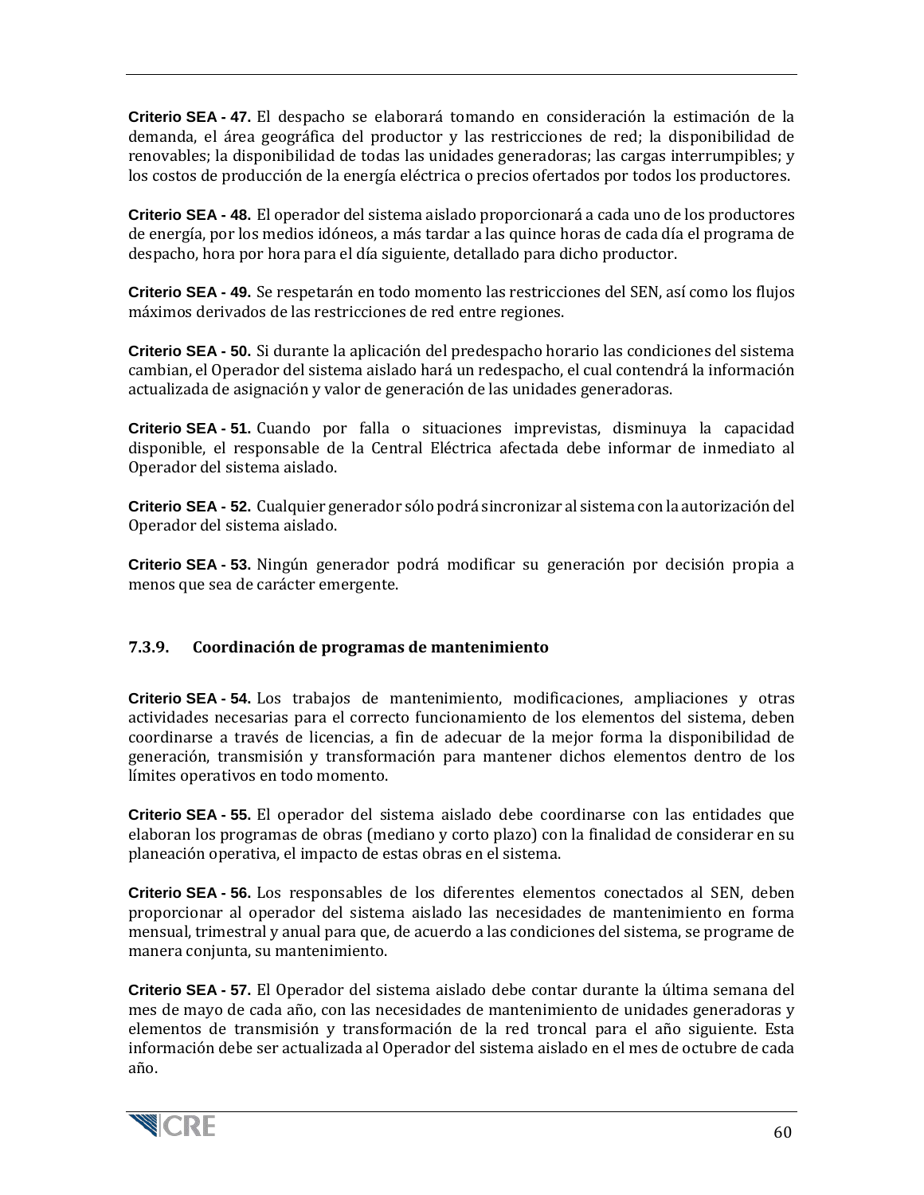**Criterio SEA - 47.** El despacho se elaborará tomando en consideración la estimación de la demanda, el área geográfica del productor y las restricciones de red; la disponibilidad de renovables; la disponibilidad de todas las unidades generadoras; las cargas interrumpibles; y los costos de producción de la energía eléctrica o precios ofertados por todos los productores.

**Criterio SEA - 48.** El operador del sistema aislado proporcionará a cada uno de los productores de energía, por los medios idóneos, a más tardar a las quince horas de cada día el programa de despacho, hora por hora para el día siguiente, detallado para dicho productor.

**Criterio SEA - 49.** Se respetarán en todo momento las restricciones del SEN, así como los flujos máximos derivados de las restricciones de red entre regiones.

**Criterio SEA - 50.** Si durante la aplicación del predespacho horario las condiciones del sistema cambian, el Operador del sistema aislado hará un redespacho, el cual contendrá la información actualizada de asignación y valor de generación de las unidades generadoras.

**Criterio SEA - 51.** Cuando por falla o situaciones imprevistas, disminuya la capacidad disponible, el responsable de la Central Eléctrica afectada debe informar de inmediato al Operador del sistema aislado.

**Criterio SEA - 52.** Cualquier generador sólo podrá sincronizar al sistema con la autorización del Operador del sistema aislado.

**Criterio SEA - 53.** Ningún generador podrá modificar su generación por decisión propia a menos que sea de carácter emergente.

### 7.3.9. Coordinación de programas de mantenimiento

**Criterio SEA - 54.** Los trabajos de mantenimiento, modificaciones, ampliaciones y otras actividades necesarias para el correcto funcionamiento de los elementos del sistema, deben coordinarse a través de licencias, a fin de adecuar de la mejor forma la disponibilidad de generación, transmisión y transformación para mantener dichos elementos dentro de los límites operativos en todo momento.

**Criterio SEA - 55.** El operador del sistema aislado debe coordinarse con las entidades que elaboran los programas de obras (mediano y corto plazo) con la finalidad de considerar en su planeación operativa, el impacto de estas obras en el sistema.

**Criterio SEA - 56.** Los responsables de los diferentes elementos conectados al SEN, deben proporcionar al operador del sistema aislado las necesidades de mantenimiento en forma mensual, trimestral y anual para que, de acuerdo a las condiciones del sistema, se programe de manera conjunta, su mantenimiento.

**Criterio SEA - 57.** El Operador del sistema aislado debe contar durante la última semana del mes de mayo de cada año, con las necesidades de mantenimiento de unidades generadoras y elementos de transmisión y transformación de la red troncal para el año siguiente. Esta información debe ser actualizada al Operador del sistema aislado en el mes de octubre de cada año.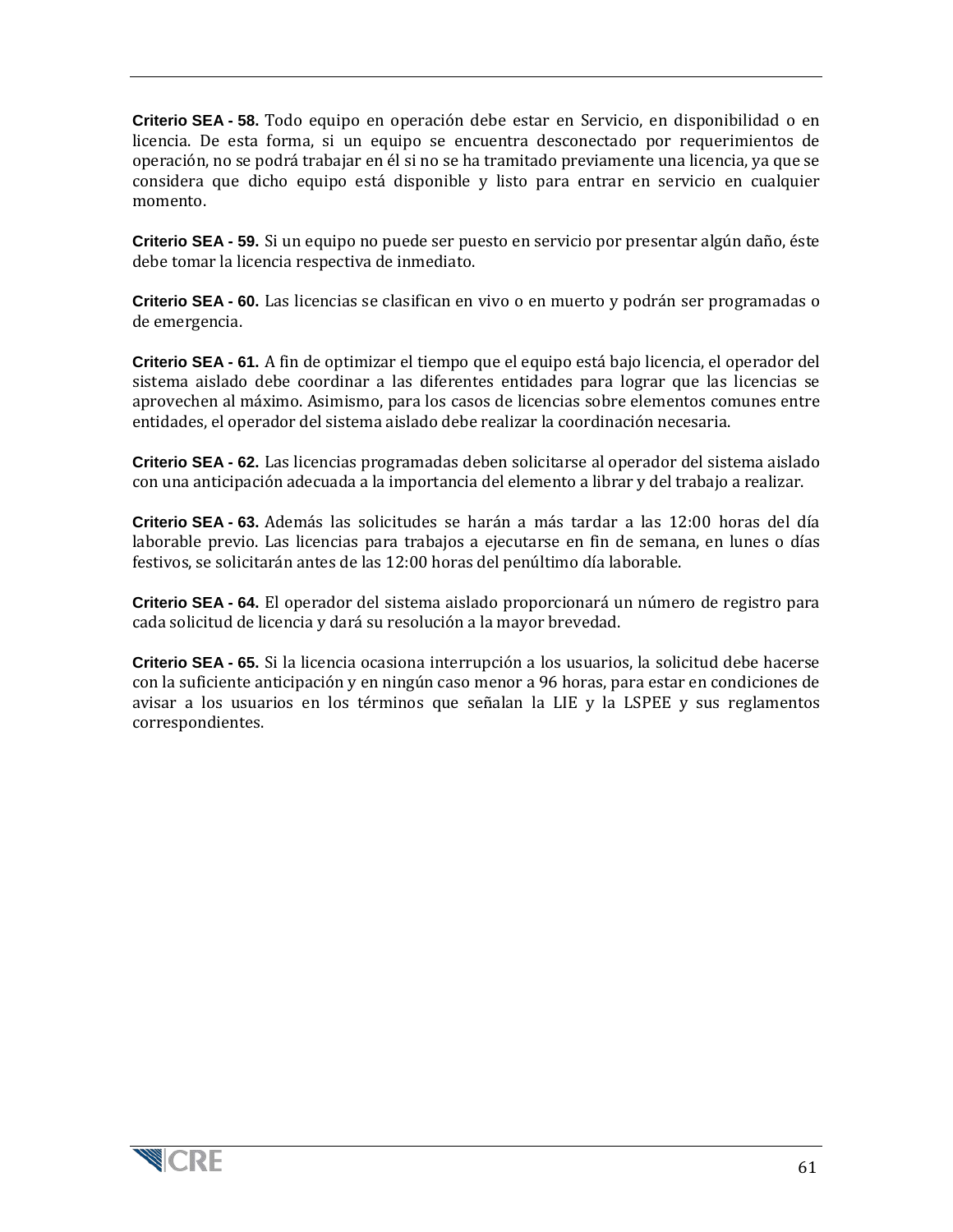**Criterio SEA - 58.** Todo equipo en operación debe estar en Servicio, en disponibilidad o en licencia. De esta forma, si un equipo se encuentra desconectado por requerimientos de operación, no se podrá trabajar en él si no se ha tramitado previamente una licencia, ya que se considera que dicho equipo está disponible y listo para entrar en servicio en cualquier momento.

**Criterio SEA - 59.** Si un equipo no puede ser puesto en servicio por presentar algún daño, éste debe tomar la licencia respectiva de inmediato.

**Criterio SEA - 60.** Las licencias se clasifican en vivo o en muerto y podrán ser programadas o de emergencia.

**Criterio SEA - 61.** A fin de optimizar el tiempo que el equipo está bajo licencia, el operador del sistema aislado debe coordinar a las diferentes entidades para lograr que las licencias se aprovechen al máximo. Asimismo, para los casos de licencias sobre elementos comunes entre entidades, el operador del sistema aislado debe realizar la coordinación necesaria.

**Criterio SEA - 62.** Las licencias programadas deben solicitarse al operador del sistema aislado con una anticipación adecuada a la importancia del elemento a librar y del trabajo a realizar.

**Criterio SEA - 63.** Además las solicitudes se harán a más tardar a las 12:00 horas del día laborable previo. Las licencias para trabajos a ejecutarse en fin de semana, en lunes o días festivos, se solicitarán antes de las 12:00 horas del penúltimo día laborable.

**Criterio SEA - 64.** El operador del sistema aislado proporcionará un número de registro para cada solicitud de licencia y dará su resolución a la mayor brevedad.

**Criterio SEA - 65.** Si la licencia ocasiona interrupción a los usuarios, la solicitud debe hacerse con la suficiente anticipación y en ningún caso menor a 96 horas, para estar en condiciones de avisar a los usuarios en los términos que señalan la LIE y la LSPEE y sus reglamentos correspondientes.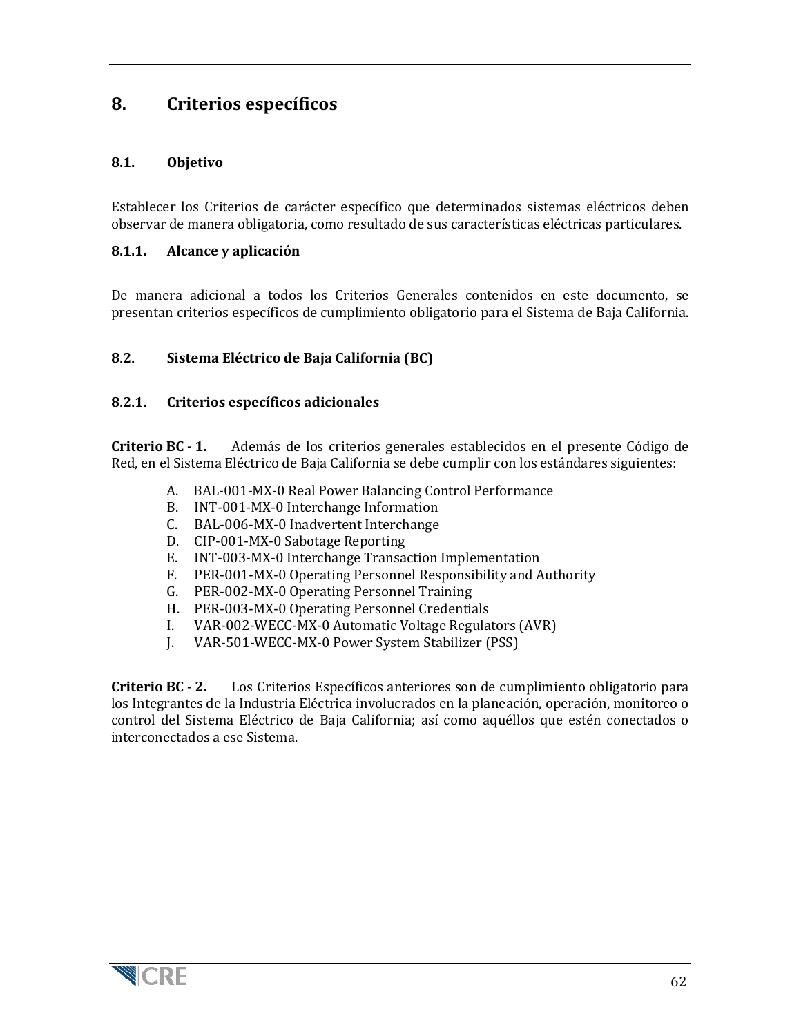# 8. Criterios específicos

## 8.1. Objetivo

Establecer los Criterios de carácter específico que determinados sistemas eléctricos deben observar de manera obligatoria, como resultado de sus características eléctricas particulares.

### 8.1.1. Alcance y aplicación

De manera adicional a todos los Criterios Generales contenidos en este documento, se presentan criterios específicos de cumplimiento obligatorio para el Sistema de Baja California.

## 8.2. Sistema Eléctrico de Baja California (BC)

### 8.2.1. Criterios específicos adicionales

**Criterio BC - 1.** Además de los criterios generales establecidos en el presente Código de Red, en el Sistema Eléctrico de Baja California se debe cumplir con los estándares siguientes:

A. BAL-001-MX-0 Real Power Balancing Control Performance
B. INT-001-MX-0 Interchange Information
C. BAL-006-MX-0 Inadvertent Interchange
D. CIP-001-MX-0 Sabotage Reporting
E. INT-003-MX-0 Interchange Transaction Implementation
F. PER-001-MX-0 Operating Personnel Responsibility and Authority
G. PER-002-MX-0 Operating Personnel Training
H. PER-003-MX-0 Operating Personnel Credentials
I. VAR-002-WECC-MX-0 Automatic Voltage Regulators (AVR)
J. VAR-501-WECC-MX-0 Power System Stabilizer (PSS)

**Criterio BC - 2.** Los Criterios Específicos anteriores son de cumplimiento obligatorio para los Integrantes de la Industria Eléctrica involucrados en la planeación, operación, monitoreo o control del Sistema Eléctrico de Baja California; así como aquéllos que estén conectados o interconectados a ese Sistema.